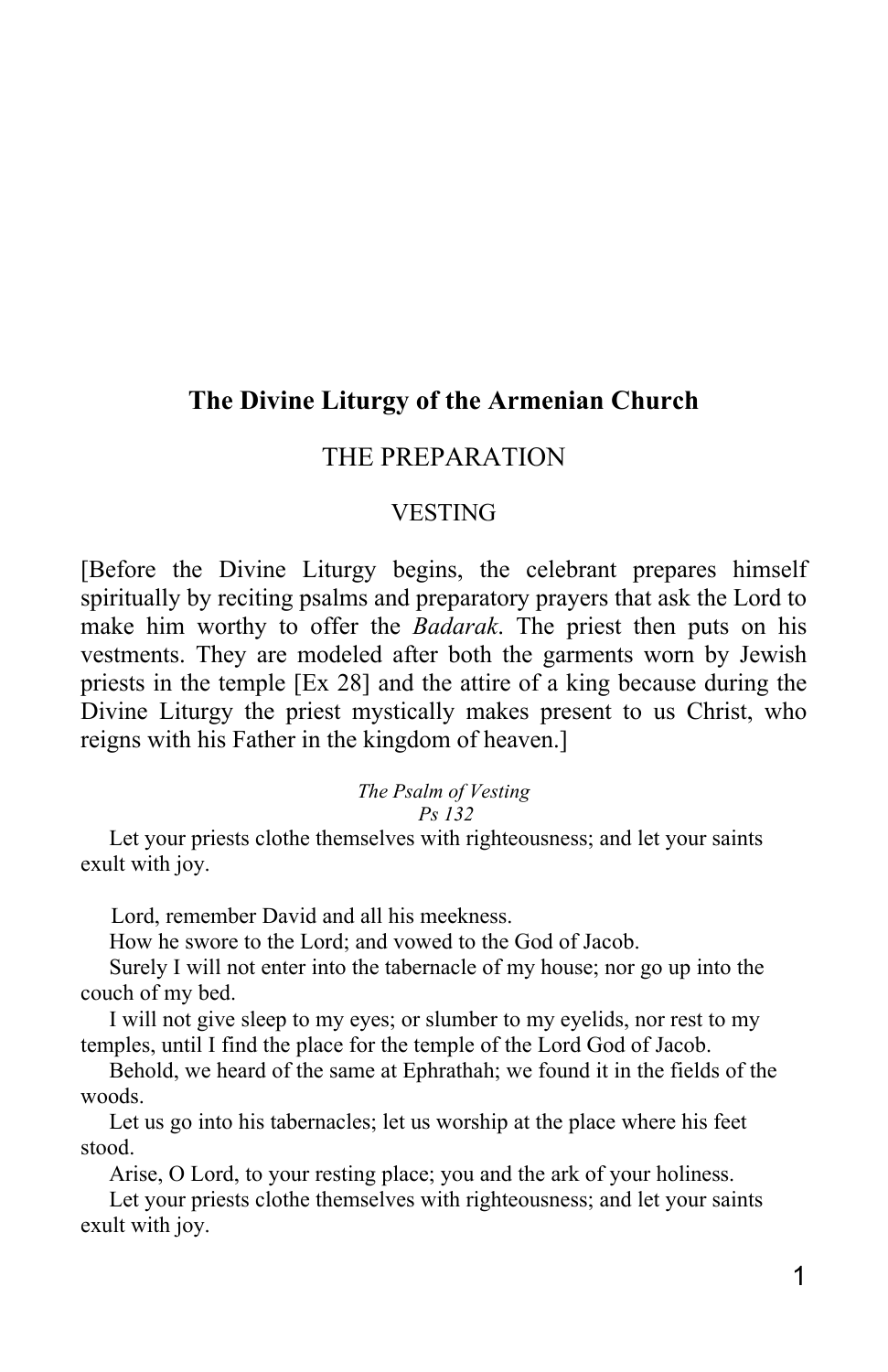# The Divine Liturgy of the Armenian Church

## THE PREPARATION

### VESTING

[Before the Divine Liturgy begins, the celebrant prepares himself spiritually by reciting psalms and preparatory prayers that ask the Lord to make him worthy to offer the *Badarak*. The priest then puts on his vestments. They are modeled after both the garments worn by Jewish priests in the temple [Ex 28] and the attire of a king because during the Divine Liturgy the priest mystically makes present to us Christ, who reigns with his Father in the kingdom of heaven.]

*The Psalm of Vesting*
*Ps 132*

Let your priests clothe themselves with righteousness; and let your saints exult with joy.

Lord, remember David and all his meekness.

How he swore to the Lord; and vowed to the God of Jacob.

Surely I will not enter into the tabernacle of my house; nor go up into the couch of my bed.

I will not give sleep to my eyes; or slumber to my eyelids, nor rest to my temples, until I find the place for the temple of the Lord God of Jacob.

Behold, we heard of the same at Ephrathah; we found it in the fields of the woods.

Let us go into his tabernacles; let us worship at the place where his feet stood.

Arise, O Lord, to your resting place; you and the ark of your holiness.

Let your priests clothe themselves with righteousness; and let your saints exult with joy.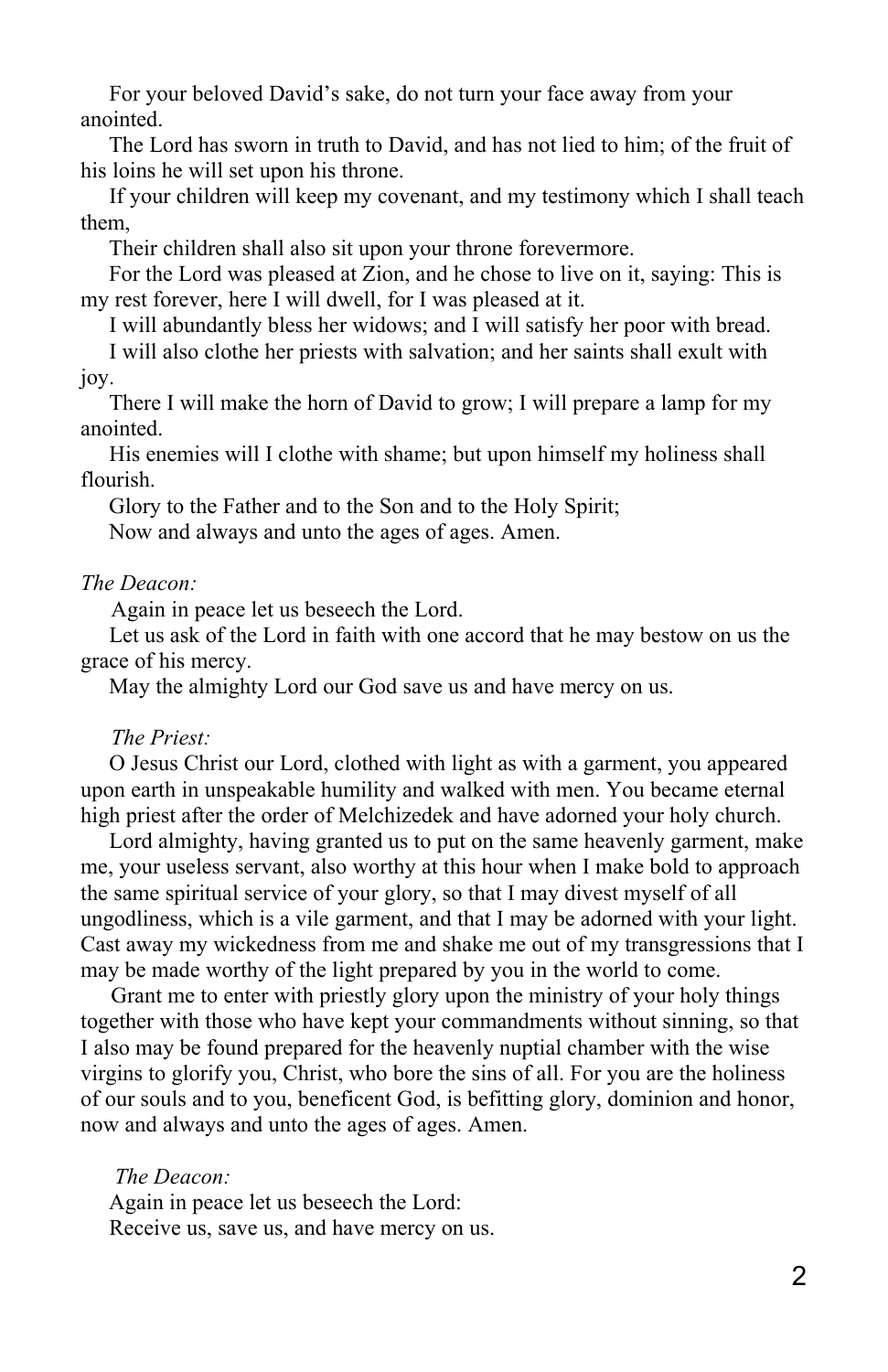For your beloved David's sake, do not turn your face away from your anointed.

The Lord has sworn in truth to David, and has not lied to him; of the fruit of his loins he will set upon his throne.

If your children will keep my covenant, and my testimony which I shall teach them,

Their children shall also sit upon your throne forevermore.

For the Lord was pleased at Zion, and he chose to live on it, saying: This is my rest forever, here I will dwell, for I was pleased at it.

I will abundantly bless her widows; and I will satisfy her poor with bread.

I will also clothe her priests with salvation; and her saints shall exult with joy.

There I will make the horn of David to grow; I will prepare a lamp for my anointed.

His enemies will I clothe with shame; but upon himself my holiness shall flourish.

Glory to the Father and to the Son and to the Holy Spirit;

Now and always and unto the ages of ages. Amen.

*The Deacon:*

Again in peace let us beseech the Lord.

Let us ask of the Lord in faith with one accord that he may bestow on us the grace of his mercy.

May the almighty Lord our God save us and have mercy on us.

*The Priest:*

O Jesus Christ our Lord, clothed with light as with a garment, you appeared upon earth in unspeakable humility and walked with men. You became eternal high priest after the order of Melchizedek and have adorned your holy church.

Lord almighty, having granted us to put on the same heavenly garment, make me, your useless servant, also worthy at this hour when I make bold to approach the same spiritual service of your glory, so that I may divest myself of all ungodliness, which is a vile garment, and that I may be adorned with your light. Cast away my wickedness from me and shake me out of my transgressions that I may be made worthy of the light prepared by you in the world to come.

Grant me to enter with priestly glory upon the ministry of your holy things together with those who have kept your commandments without sinning, so that I also may be found prepared for the heavenly nuptial chamber with the wise virgins to glorify you, Christ, who bore the sins of all. For you are the holiness of our souls and to you, beneficent God, is befitting glory, dominion and honor, now and always and unto the ages of ages. Amen.

*The Deacon:*

Again in peace let us beseech the Lord:

Receive us, save us, and have mercy on us.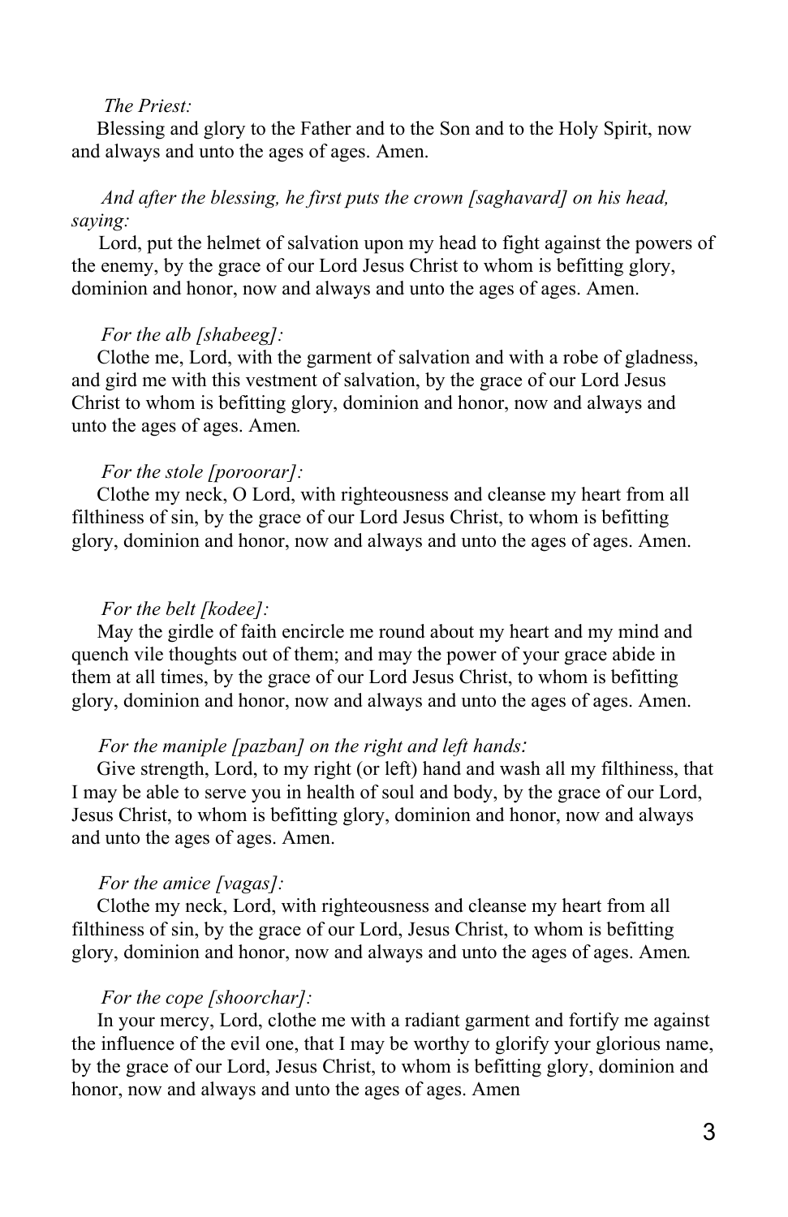*The Priest:*

Blessing and glory to the Father and to the Son and to the Holy Spirit, now and always and unto the ages of ages. Amen.

*And after the blessing, he first puts the crown [saghavard] on his head, saying:*

Lord, put the helmet of salvation upon my head to fight against the powers of the enemy, by the grace of our Lord Jesus Christ to whom is befitting glory, dominion and honor, now and always and unto the ages of ages. Amen.

*For the alb [shabeeg]:*

Clothe me, Lord, with the garment of salvation and with a robe of gladness, and gird me with this vestment of salvation, by the grace of our Lord Jesus Christ to whom is befitting glory, dominion and honor, now and always and unto the ages of ages. Amen.

*For the stole [poroorar]:*

Clothe my neck, O Lord, with righteousness and cleanse my heart from all filthiness of sin, by the grace of our Lord Jesus Christ, to whom is befitting glory, dominion and honor, now and always and unto the ages of ages. Amen.

*For the belt [kodee]:*

May the girdle of faith encircle me round about my heart and my mind and quench vile thoughts out of them; and may the power of your grace abide in them at all times, by the grace of our Lord Jesus Christ, to whom is befitting glory, dominion and honor, now and always and unto the ages of ages. Amen.

*For the maniple [pazban] on the right and left hands:*

Give strength, Lord, to my right (or left) hand and wash all my filthiness, that I may be able to serve you in health of soul and body, by the grace of our Lord, Jesus Christ, to whom is befitting glory, dominion and honor, now and always and unto the ages of ages. Amen.

*For the amice [vagas]:*

Clothe my neck, Lord, with righteousness and cleanse my heart from all filthiness of sin, by the grace of our Lord, Jesus Christ, to whom is befitting glory, dominion and honor, now and always and unto the ages of ages. Amen.

*For the cope [shoorchar]:*

In your mercy, Lord, clothe me with a radiant garment and fortify me against the influence of the evil one, that I may be worthy to glorify your glorious name, by the grace of our Lord, Jesus Christ, to whom is befitting glory, dominion and honor, now and always and unto the ages of ages. Amen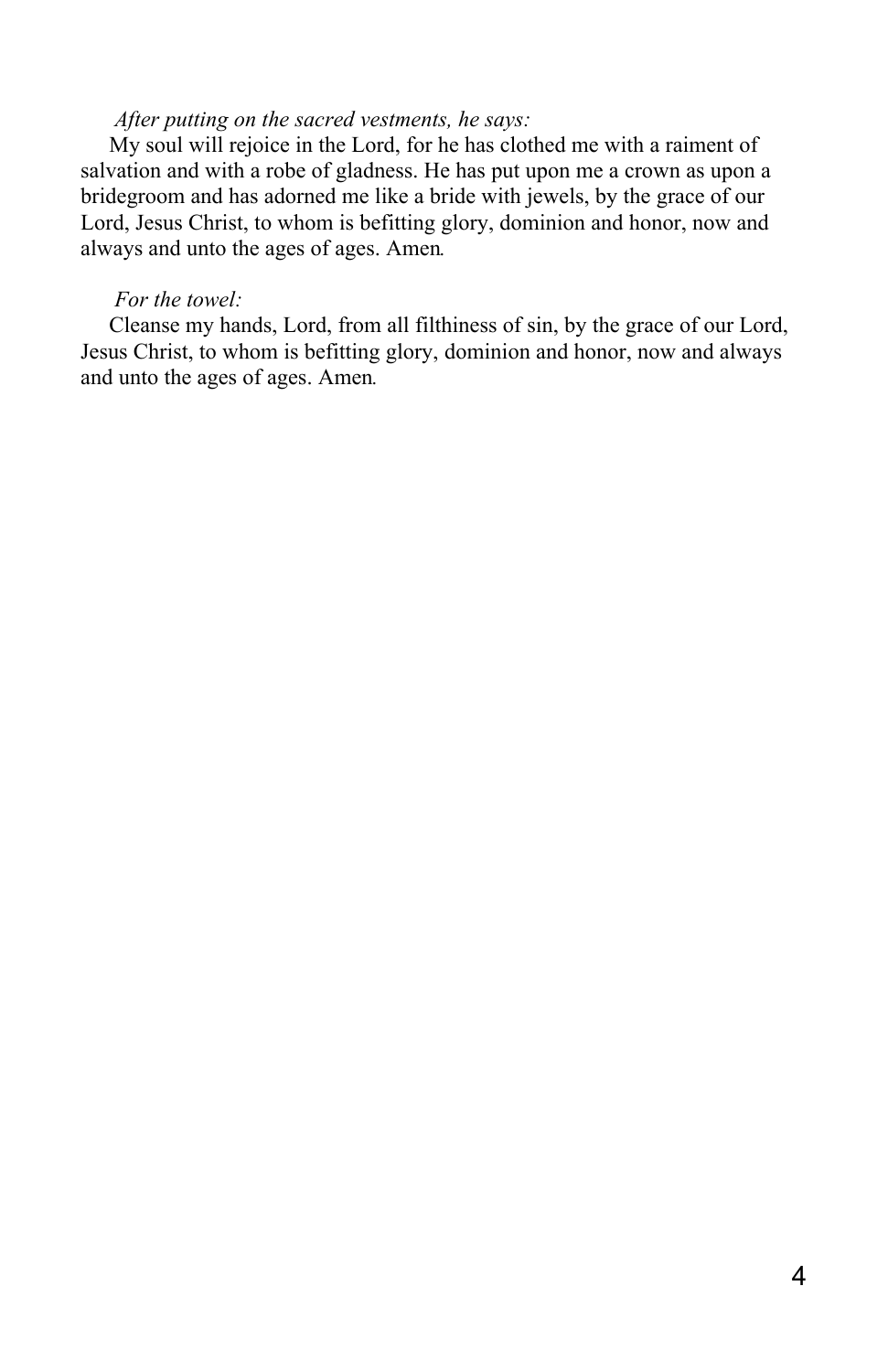*After putting on the sacred vestments, he says:*

My soul will rejoice in the Lord, for he has clothed me with a raiment of salvation and with a robe of gladness. He has put upon me a crown as upon a bridegroom and has adorned me like a bride with jewels, by the grace of our Lord, Jesus Christ, to whom is befitting glory, dominion and honor, now and always and unto the ages of ages. Amen.

*For the towel:*

Cleanse my hands, Lord, from all filthiness of sin, by the grace of our Lord, Jesus Christ, to whom is befitting glory, dominion and honor, now and always and unto the ages of ages. Amen.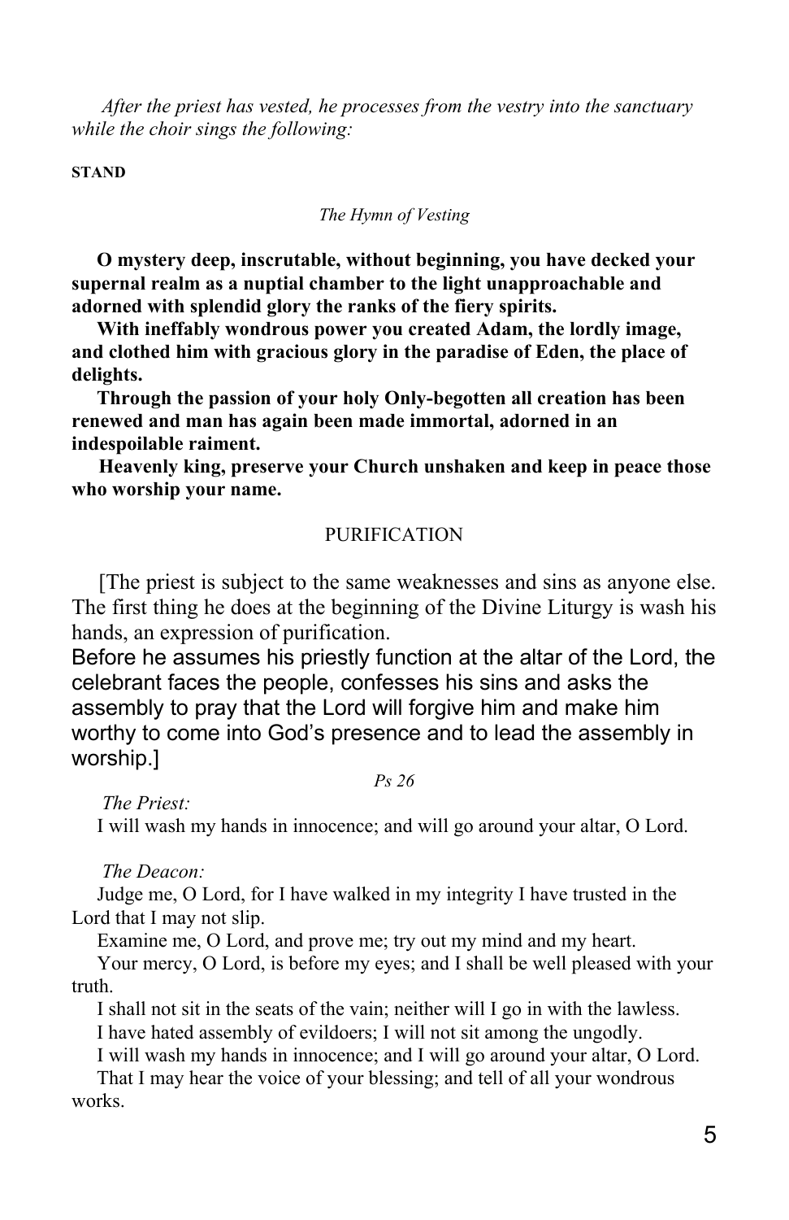*After the priest has vested, he processes from the vestry into the sanctuary while the choir sings the following:*

**STAND**

*The Hymn of Vesting*

**O mystery deep, inscrutable, without beginning, you have decked your supernal realm as a nuptial chamber to the light unapproachable and adorned with splendid glory the ranks of the fiery spirits.**

**With ineffably wondrous power you created Adam, the lordly image, and clothed him with gracious glory in the paradise of Eden, the place of delights.**

**Through the passion of your holy Only-begotten all creation has been renewed and man has again been made immortal, adorned in an indespoilable raiment.**

**Heavenly king, preserve your Church unshaken and keep in peace those who worship your name.**

## PURIFICATION

[The priest is subject to the same weaknesses and sins as anyone else. The first thing he does at the beginning of the Divine Liturgy is wash his hands, an expression of purification.
Before he assumes his priestly function at the altar of the Lord, the celebrant faces the people, confesses his sins and asks the assembly to pray that the Lord will forgive him and make him worthy to come into God's presence and to lead the assembly in worship.]

*Ps 26*

*The Priest:*

I will wash my hands in innocence; and will go around your altar, O Lord.

*The Deacon:*

Judge me, O Lord, for I have walked in my integrity I have trusted in the Lord that I may not slip.

Examine me, O Lord, and prove me; try out my mind and my heart.

Your mercy, O Lord, is before my eyes; and I shall be well pleased with your truth.

I shall not sit in the seats of the vain; neither will I go in with the lawless.

I have hated assembly of evildoers; I will not sit among the ungodly.

I will wash my hands in innocence; and I will go around your altar, O Lord.

That I may hear the voice of your blessing; and tell of all your wondrous works.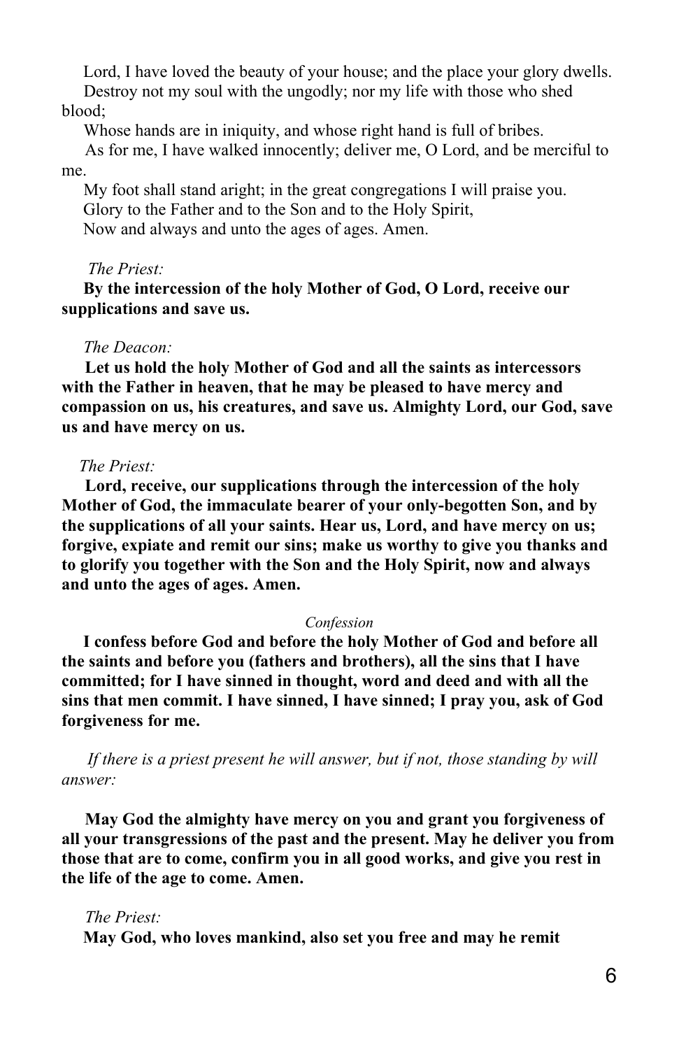Lord, I have loved the beauty of your house; and the place your glory dwells.

Destroy not my soul with the ungodly; nor my life with those who shed blood;

Whose hands are in iniquity, and whose right hand is full of bribes.

As for me, I have walked innocently; deliver me, O Lord, and be merciful to me.

My foot shall stand aright; in the great congregations I will praise you.

Glory to the Father and to the Son and to the Holy Spirit,

Now and always and unto the ages of ages. Amen.

*The Priest:*

**By the intercession of the holy Mother of God, O Lord, receive our supplications and save us.**

*The Deacon:*

**Let us hold the holy Mother of God and all the saints as intercessors with the Father in heaven, that he may be pleased to have mercy and compassion on us, his creatures, and save us. Almighty Lord, our God, save us and have mercy on us.**

*The Priest:*

**Lord, receive, our supplications through the intercession of the holy Mother of God, the immaculate bearer of your only-begotten Son, and by the supplications of all your saints. Hear us, Lord, and have mercy on us; forgive, expiate and remit our sins; make us worthy to give you thanks and to glorify you together with the Son and the Holy Spirit, now and always and unto the ages of ages. Amen.**

*Confession*

**I confess before God and before the holy Mother of God and before all the saints and before you (fathers and brothers), all the sins that I have committed; for I have sinned in thought, word and deed and with all the sins that men commit. I have sinned, I have sinned; I pray you, ask of God forgiveness for me.**

*If there is a priest present he will answer, but if not, those standing by will answer:*

**May God the almighty have mercy on you and grant you forgiveness of all your transgressions of the past and the present. May he deliver you from those that are to come, confirm you in all good works, and give you rest in the life of the age to come. Amen.**

*The Priest:*

**May God, who loves mankind, also set you free and may he remit**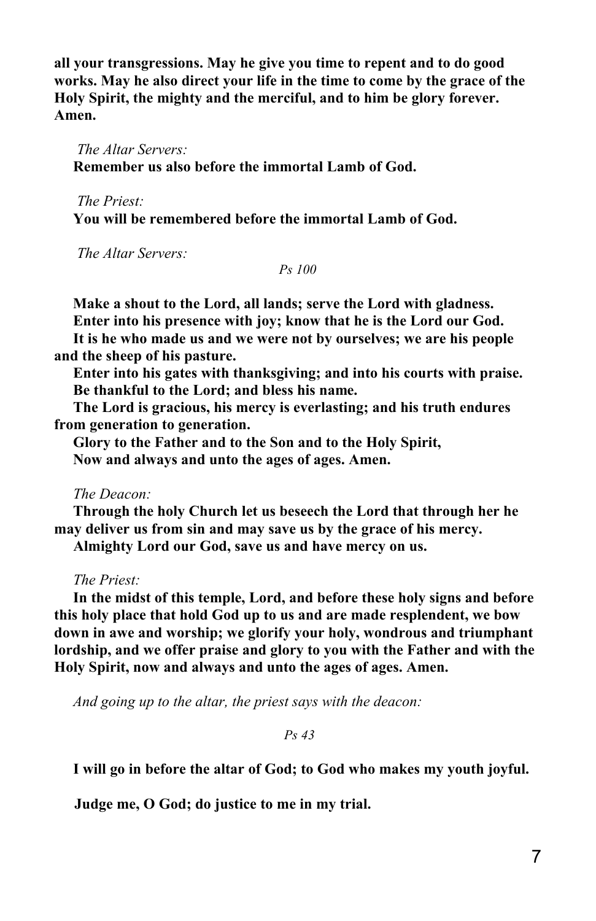**all your transgressions. May he give you time to repent and to do good works. May he also direct your life in the time to come by the grace of the Holy Spirit, the mighty and the merciful, and to him be glory forever. Amen.**

*The Altar Servers:*

**Remember us also before the immortal Lamb of God.**

*The Priest:*

**You will be remembered before the immortal Lamb of God.**

*The Altar Servers:*

*Ps 100*

**Make a shout to the Lord, all lands; serve the Lord with gladness.**

**Enter into his presence with joy; know that he is the Lord our God.**

**It is he who made us and we were not by ourselves; we are his people and the sheep of his pasture.**

**Enter into his gates with thanksgiving; and into his courts with praise.**

**Be thankful to the Lord; and bless his name.**

**The Lord is gracious, his mercy is everlasting; and his truth endures from generation to generation.**

**Glory to the Father and to the Son and to the Holy Spirit,**

**Now and always and unto the ages of ages. Amen.**

*The Deacon:*

**Through the holy Church let us beseech the Lord that through her he may deliver us from sin and may save us by the grace of his mercy.**

**Almighty Lord our God, save us and have mercy on us.**

*The Priest:*

**In the midst of this temple, Lord, and before these holy signs and before this holy place that hold God up to us and are made resplendent, we bow down in awe and worship; we glorify your holy, wondrous and triumphant lordship, and we offer praise and glory to you with the Father and with the Holy Spirit, now and always and unto the ages of ages. Amen.**

*And going up to the altar, the priest says with the deacon:*

*Ps 43*

**I will go in before the altar of God; to God who makes my youth joyful.**

**Judge me, O God; do justice to me in my trial.**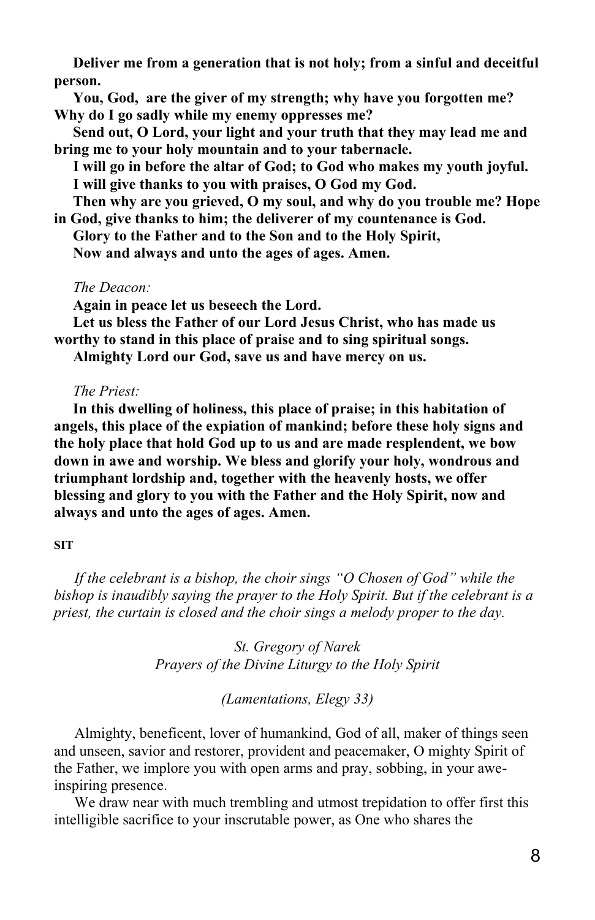**Deliver me from a generation that is not holy; from a sinful and deceitful person.**

**You, God, are the giver of my strength; why have you forgotten me? Why do I go sadly while my enemy oppresses me?**

**Send out, O Lord, your light and your truth that they may lead me and bring me to your holy mountain and to your tabernacle.**

**I will go in before the altar of God; to God who makes my youth joyful.**

**I will give thanks to you with praises, O God my God.**

**Then why are you grieved, O my soul, and why do you trouble me? Hope in God, give thanks to him; the deliverer of my countenance is God.**

**Glory to the Father and to the Son and to the Holy Spirit,**

**Now and always and unto the ages of ages. Amen.**

*The Deacon:*

**Again in peace let us beseech the Lord.**

**Let us bless the Father of our Lord Jesus Christ, who has made us worthy to stand in this place of praise and to sing spiritual songs.**

**Almighty Lord our God, save us and have mercy on us.**

*The Priest:*

**In this dwelling of holiness, this place of praise; in this habitation of angels, this place of the expiation of mankind; before these holy signs and the holy place that hold God up to us and are made resplendent, we bow down in awe and worship. We bless and glorify your holy, wondrous and triumphant lordship and, together with the heavenly hosts, we offer blessing and glory to you with the Father and the Holy Spirit, now and always and unto the ages of ages. Amen.**

**SIT**

*If the celebrant is a bishop, the choir sings "O Chosen of God" while the bishop is inaudibly saying the prayer to the Holy Spirit. But if the celebrant is a priest, the curtain is closed and the choir sings a melody proper to the day.*

*St. Gregory of Narek*
*Prayers of the Divine Liturgy to the Holy Spirit*

*(Lamentations, Elegy 33)*

Almighty, beneficent, lover of humankind, God of all, maker of things seen and unseen, savior and restorer, provident and peacemaker, O mighty Spirit of the Father, we implore you with open arms and pray, sobbing, in your awe-inspiring presence.

We draw near with much trembling and utmost trepidation to offer first this intelligible sacrifice to your inscrutable power, as One who shares the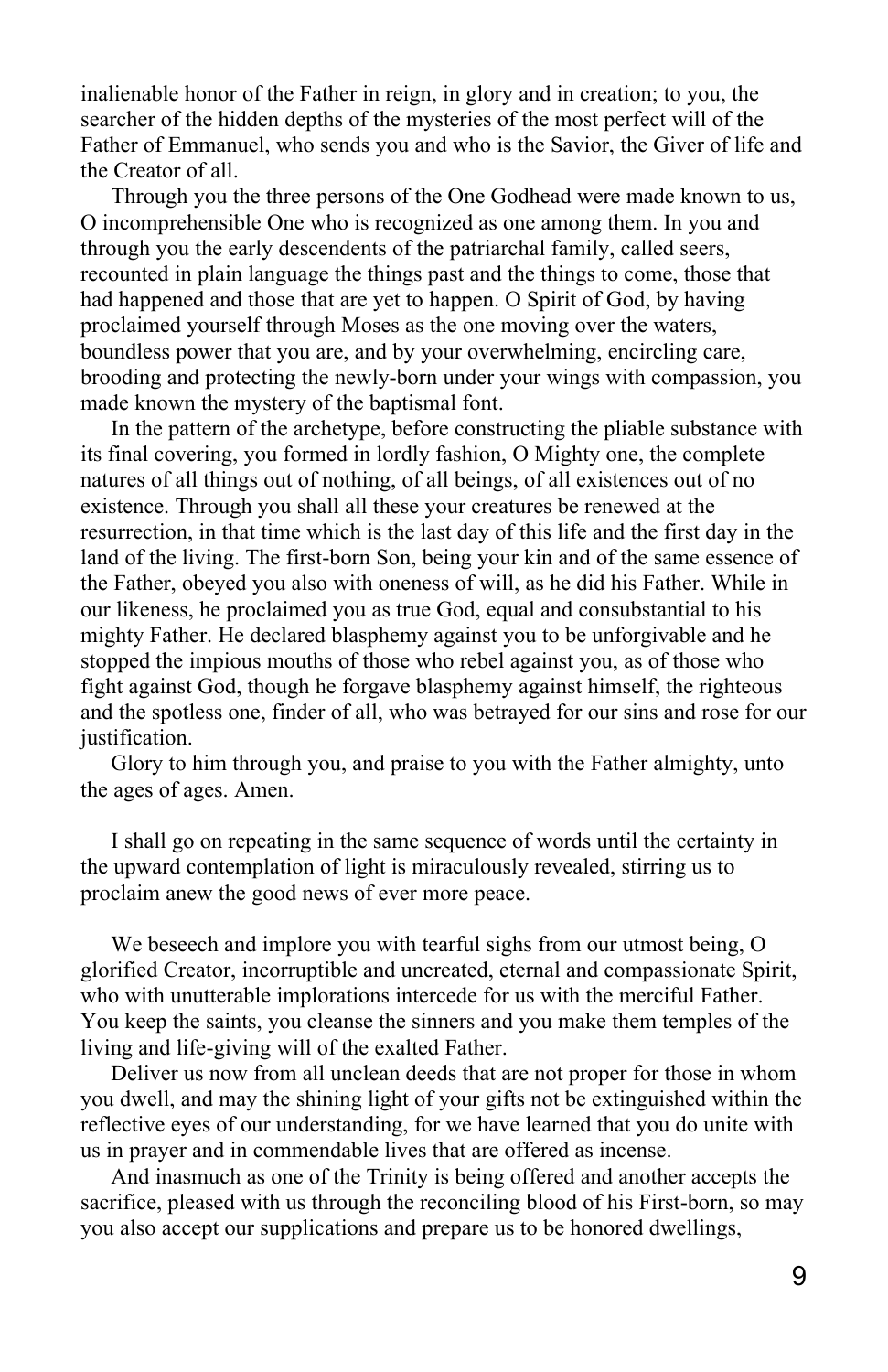inalienable honor of the Father in reign, in glory and in creation; to you, the searcher of the hidden depths of the mysteries of the most perfect will of the Father of Emmanuel, who sends you and who is the Savior, the Giver of life and the Creator of all.

Through you the three persons of the One Godhead were made known to us, O incomprehensible One who is recognized as one among them. In you and through you the early descendents of the patriarchal family, called seers, recounted in plain language the things past and the things to come, those that had happened and those that are yet to happen. O Spirit of God, by having proclaimed yourself through Moses as the one moving over the waters, boundless power that you are, and by your overwhelming, encircling care, brooding and protecting the newly-born under your wings with compassion, you made known the mystery of the baptismal font.

In the pattern of the archetype, before constructing the pliable substance with its final covering, you formed in lordly fashion, O Mighty one, the complete natures of all things out of nothing, of all beings, of all existences out of no existence. Through you shall all these your creatures be renewed at the resurrection, in that time which is the last day of this life and the first day in the land of the living. The first-born Son, being your kin and of the same essence of the Father, obeyed you also with oneness of will, as he did his Father. While in our likeness, he proclaimed you as true God, equal and consubstantial to his mighty Father. He declared blasphemy against you to be unforgivable and he stopped the impious mouths of those who rebel against you, as of those who fight against God, though he forgave blasphemy against himself, the righteous and the spotless one, finder of all, who was betrayed for our sins and rose for our justification.

Glory to him through you, and praise to you with the Father almighty, unto the ages of ages. Amen.

I shall go on repeating in the same sequence of words until the certainty in the upward contemplation of light is miraculously revealed, stirring us to proclaim anew the good news of ever more peace.

We beseech and implore you with tearful sighs from our utmost being, O glorified Creator, incorruptible and uncreated, eternal and compassionate Spirit, who with unutterable implorations intercede for us with the merciful Father. You keep the saints, you cleanse the sinners and you make them temples of the living and life-giving will of the exalted Father.

Deliver us now from all unclean deeds that are not proper for those in whom you dwell, and may the shining light of your gifts not be extinguished within the reflective eyes of our understanding, for we have learned that you do unite with us in prayer and in commendable lives that are offered as incense.

And inasmuch as one of the Trinity is being offered and another accepts the sacrifice, pleased with us through the reconciling blood of his First-born, so may you also accept our supplications and prepare us to be honored dwellings,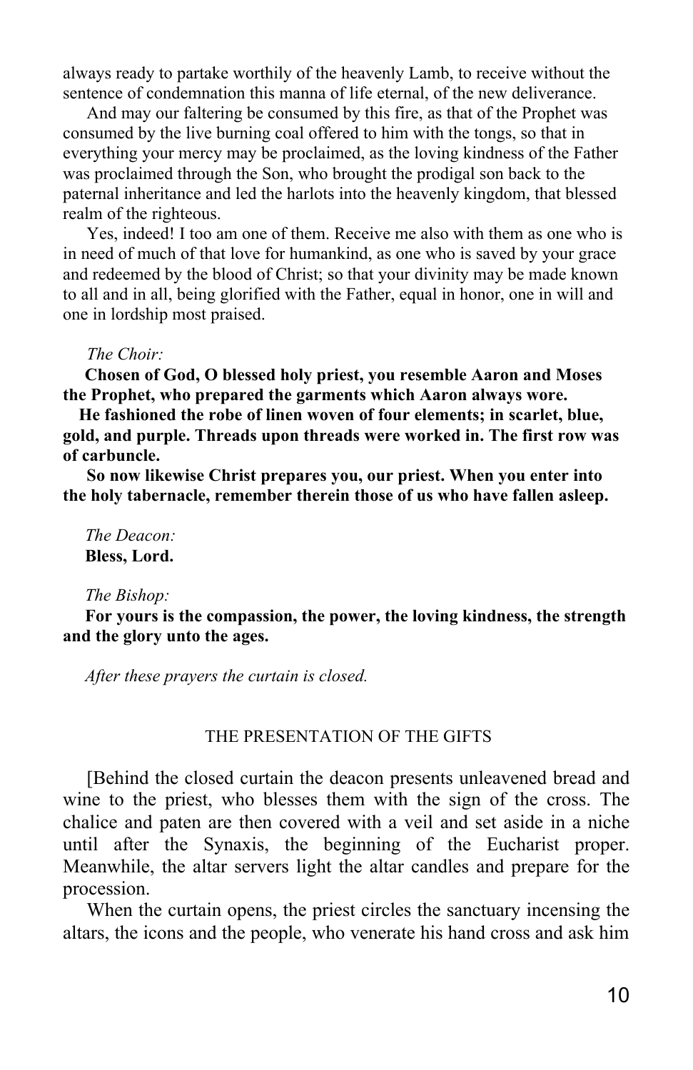always ready to partake worthily of the heavenly Lamb, to receive without the sentence of condemnation this manna of life eternal, of the new deliverance.

And may our faltering be consumed by this fire, as that of the Prophet was consumed by the live burning coal offered to him with the tongs, so that in everything your mercy may be proclaimed, as the loving kindness of the Father was proclaimed through the Son, who brought the prodigal son back to the paternal inheritance and led the harlots into the heavenly kingdom, that blessed realm of the righteous.

Yes, indeed! I too am one of them. Receive me also with them as one who is in need of much of that love for humankind, as one who is saved by your grace and redeemed by the blood of Christ; so that your divinity may be made known to all and in all, being glorified with the Father, equal in honor, one in will and one in lordship most praised.

*The Choir:*

**Chosen of God, O blessed holy priest, you resemble Aaron and Moses the Prophet, who prepared the garments which Aaron always wore.**

**He fashioned the robe of linen woven of four elements; in scarlet, blue, gold, and purple. Threads upon threads were worked in. The first row was of carbuncle.**

**So now likewise Christ prepares you, our priest. When you enter into the holy tabernacle, remember therein those of us who have fallen asleep.**

*The Deacon:*

**Bless, Lord.**

*The Bishop:*

**For yours is the compassion, the power, the loving kindness, the strength and the glory unto the ages.**

*After these prayers the curtain is closed.*

## THE PRESENTATION OF THE GIFTS

[Behind the closed curtain the deacon presents unleavened bread and wine to the priest, who blesses them with the sign of the cross. The chalice and paten are then covered with a veil and set aside in a niche until after the Synaxis, the beginning of the Eucharist proper. Meanwhile, the altar servers light the altar candles and prepare for the procession.

When the curtain opens, the priest circles the sanctuary incensing the altars, the icons and the people, who venerate his hand cross and ask him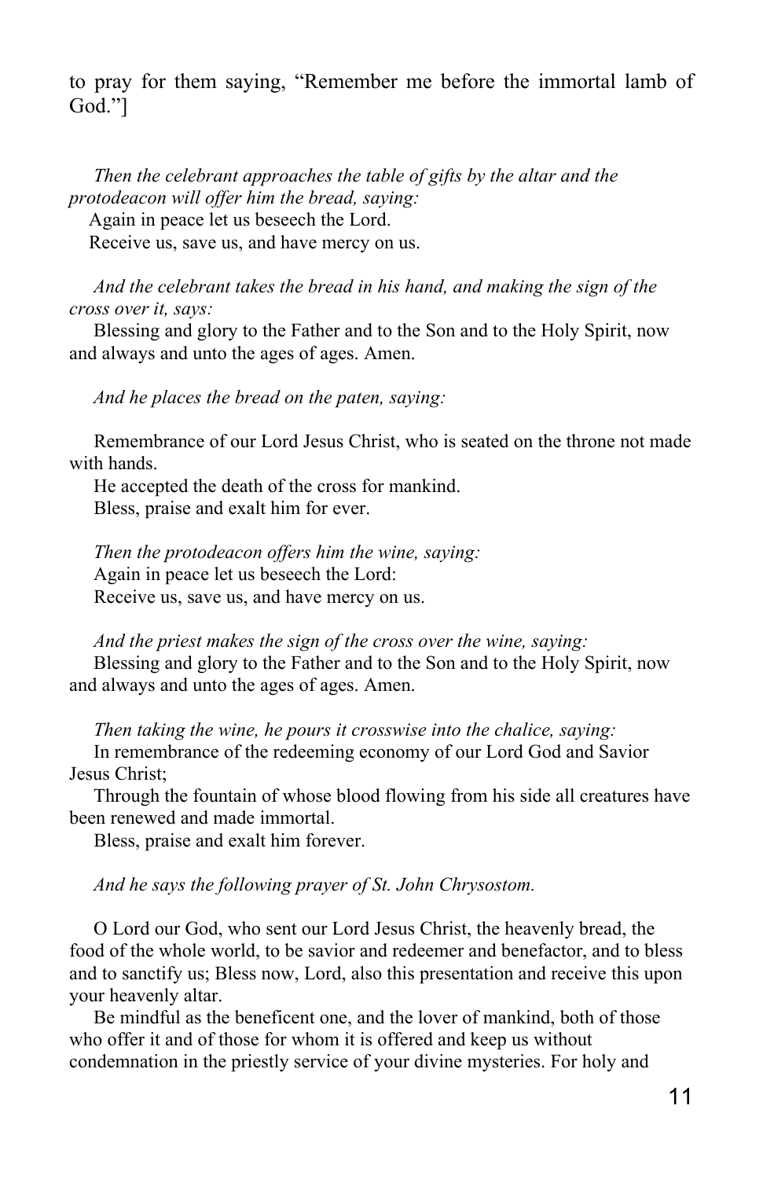to pray for them saying, "Remember me before the immortal lamb of God."]

*Then the celebrant approaches the table of gifts by the altar and the protodeacon will offer him the bread, saying:*

Again in peace let us beseech the Lord.
Receive us, save us, and have mercy on us.

*And the celebrant takes the bread in his hand, and making the sign of the cross over it, says:*

Blessing and glory to the Father and to the Son and to the Holy Spirit, now and always and unto the ages of ages. Amen.

*And he places the bread on the paten, saying:*

Remembrance of our Lord Jesus Christ, who is seated on the throne not made with hands.
He accepted the death of the cross for mankind.
Bless, praise and exalt him for ever.

*Then the protodeacon offers him the wine, saying:*

Again in peace let us beseech the Lord:
Receive us, save us, and have mercy on us.

*And the priest makes the sign of the cross over the wine, saying:*

Blessing and glory to the Father and to the Son and to the Holy Spirit, now and always and unto the ages of ages. Amen.

*Then taking the wine, he pours it crosswise into the chalice, saying:*

In remembrance of the redeeming economy of our Lord God and Savior Jesus Christ;
Through the fountain of whose blood flowing from his side all creatures have been renewed and made immortal.
Bless, praise and exalt him forever.

*And he says the following prayer of St. John Chrysostom.*

O Lord our God, who sent our Lord Jesus Christ, the heavenly bread, the food of the whole world, to be savior and redeemer and benefactor, and to bless and to sanctify us; Bless now, Lord, also this presentation and receive this upon your heavenly altar.

Be mindful as the beneficent one, and the lover of mankind, both of those who offer it and of those for whom it is offered and keep us without condemnation in the priestly service of your divine mysteries. For holy and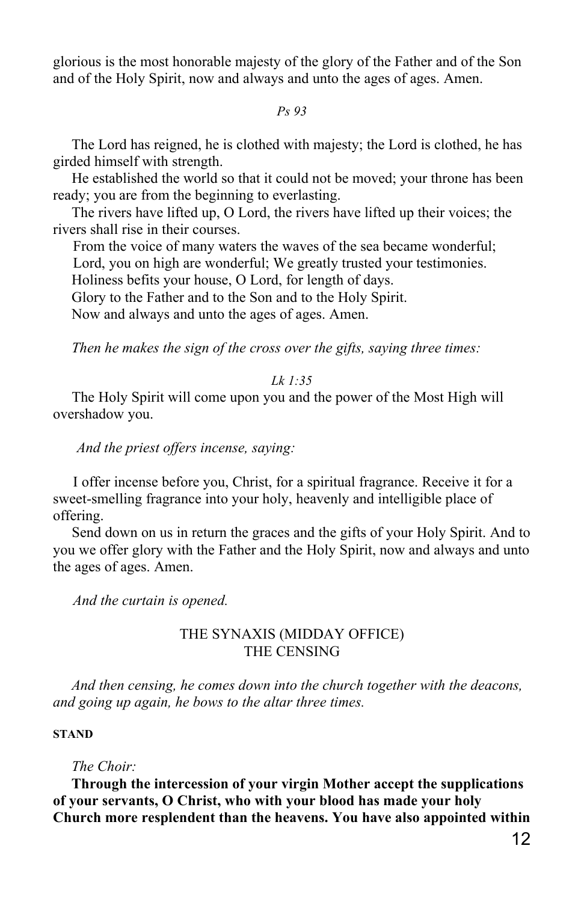glorious is the most honorable majesty of the glory of the Father and of the Son and of the Holy Spirit, now and always and unto the ages of ages. Amen.

*Ps 93*

The Lord has reigned, he is clothed with majesty; the Lord is clothed, he has girded himself with strength.

He established the world so that it could not be moved; your throne has been ready; you are from the beginning to everlasting.

The rivers have lifted up, O Lord, the rivers have lifted up their voices; the rivers shall rise in their courses.

From the voice of many waters the waves of the sea became wonderful;

Lord, you on high are wonderful; We greatly trusted your testimonies.

Holiness befits your house, O Lord, for length of days.

Glory to the Father and to the Son and to the Holy Spirit.

Now and always and unto the ages of ages. Amen.

*Then he makes the sign of the cross over the gifts, saying three times:*

*Lk 1:35*

The Holy Spirit will come upon you and the power of the Most High will overshadow you.

*And the priest offers incense, saying:*

I offer incense before you, Christ, for a spiritual fragrance. Receive it for a sweet-smelling fragrance into your holy, heavenly and intelligible place of offering.

Send down on us in return the graces and the gifts of your Holy Spirit. And to you we offer glory with the Father and the Holy Spirit, now and always and unto the ages of ages. Amen.

*And the curtain is opened.*

## THE SYNAXIS (MIDDAY OFFICE)
## THE CENSING

*And then censing, he comes down into the church together with the deacons, and going up again, he bows to the altar three times.*

**STAND**

*The Choir:*

**Through the intercession of your virgin Mother accept the supplications of your servants, O Christ, who with your blood has made your holy Church more resplendent than the heavens. You have also appointed within**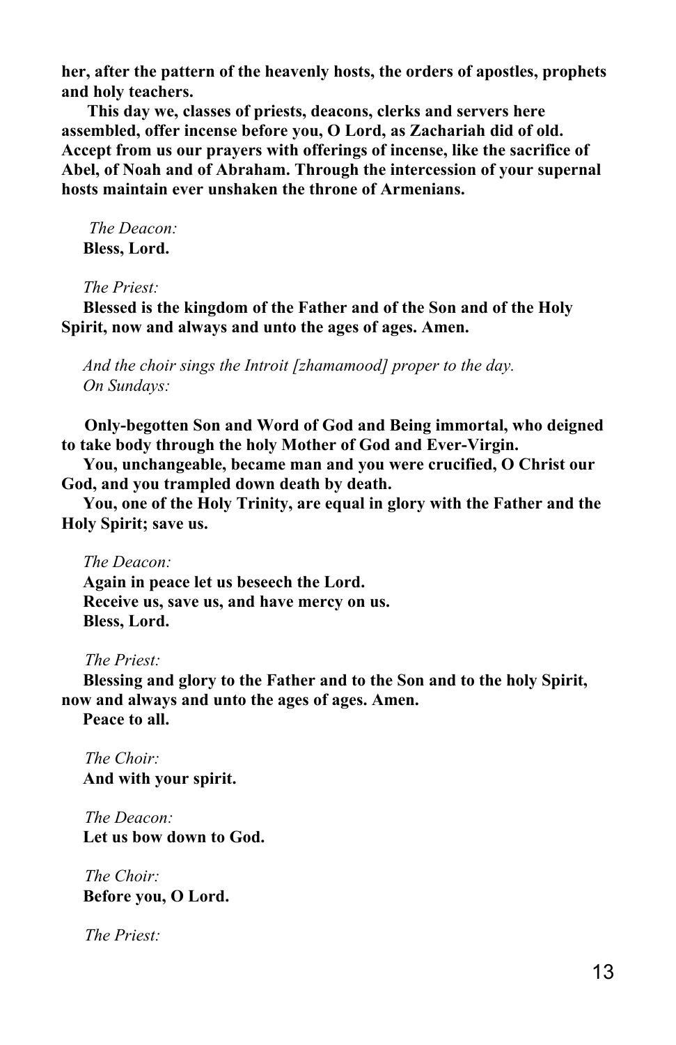**her, after the pattern of the heavenly hosts, the orders of apostles, prophets and holy teachers.**

**This day we, classes of priests, deacons, clerks and servers here assembled, offer incense before you, O Lord, as Zachariah did of old. Accept from us our prayers with offerings of incense, like the sacrifice of Abel, of Noah and of Abraham. Through the intercession of your supernal hosts maintain ever unshaken the throne of Armenians.**

*The Deacon:*
**Bless, Lord.**

*The Priest:*
**Blessed is the kingdom of the Father and of the Son and of the Holy Spirit, now and always and unto the ages of ages. Amen.**

*And the choir sings the Introit [zhamamood] proper to the day.*
*On Sundays:*

**Only-begotten Son and Word of God and Being immortal, who deigned to take body through the holy Mother of God and Ever-Virgin.**
**You, unchangeable, became man and you were crucified, O Christ our God, and you trampled down death by death.**
**You, one of the Holy Trinity, are equal in glory with the Father and the Holy Spirit; save us.**

*The Deacon:*
**Again in peace let us beseech the Lord.**
**Receive us, save us, and have mercy on us.**
**Bless, Lord.**

*The Priest:*
**Blessing and glory to the Father and to the Son and to the holy Spirit, now and always and unto the ages of ages. Amen.**
**Peace to all.**

*The Choir:*
**And with your spirit.**

*The Deacon:*
**Let us bow down to God.**

*The Choir:*
**Before you, O Lord.**

*The Priest:*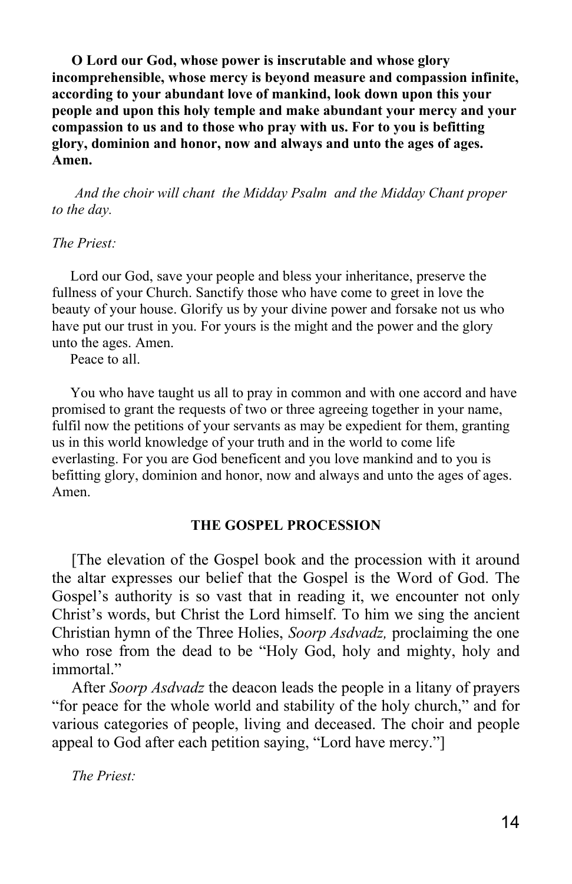**O Lord our God, whose power is inscrutable and whose glory incomprehensible, whose mercy is beyond measure and compassion infinite, according to your abundant love of mankind, look down upon this your people and upon this holy temple and make abundant your mercy and your compassion to us and to those who pray with us. For to you is befitting glory, dominion and honor, now and always and unto the ages of ages. Amen.**

*And the choir will chant the Midday Psalm and the Midday Chant proper to the day.*

*The Priest:*

Lord our God, save your people and bless your inheritance, preserve the fullness of your Church. Sanctify those who have come to greet in love the beauty of your house. Glorify us by your divine power and forsake not us who have put our trust in you. For yours is the might and the power and the glory unto the ages. Amen.

Peace to all.

You who have taught us all to pray in common and with one accord and have promised to grant the requests of two or three agreeing together in your name, fulfil now the petitions of your servants as may be expedient for them, granting us in this world knowledge of your truth and in the world to come life everlasting. For you are God beneficent and you love mankind and to you is befitting glory, dominion and honor, now and always and unto the ages of ages. Amen.

## THE GOSPEL PROCESSION

[The elevation of the Gospel book and the procession with it around the altar expresses our belief that the Gospel is the Word of God. The Gospel's authority is so vast that in reading it, we encounter not only Christ's words, but Christ the Lord himself. To him we sing the ancient Christian hymn of the Three Holies, *Soorp Asdvadz,* proclaiming the one who rose from the dead to be "Holy God, holy and mighty, holy and immortal."

After *Soorp Asdvadz* the deacon leads the people in a litany of prayers "for peace for the whole world and stability of the holy church," and for various categories of people, living and deceased. The choir and people appeal to God after each petition saying, "Lord have mercy."]

*The Priest:*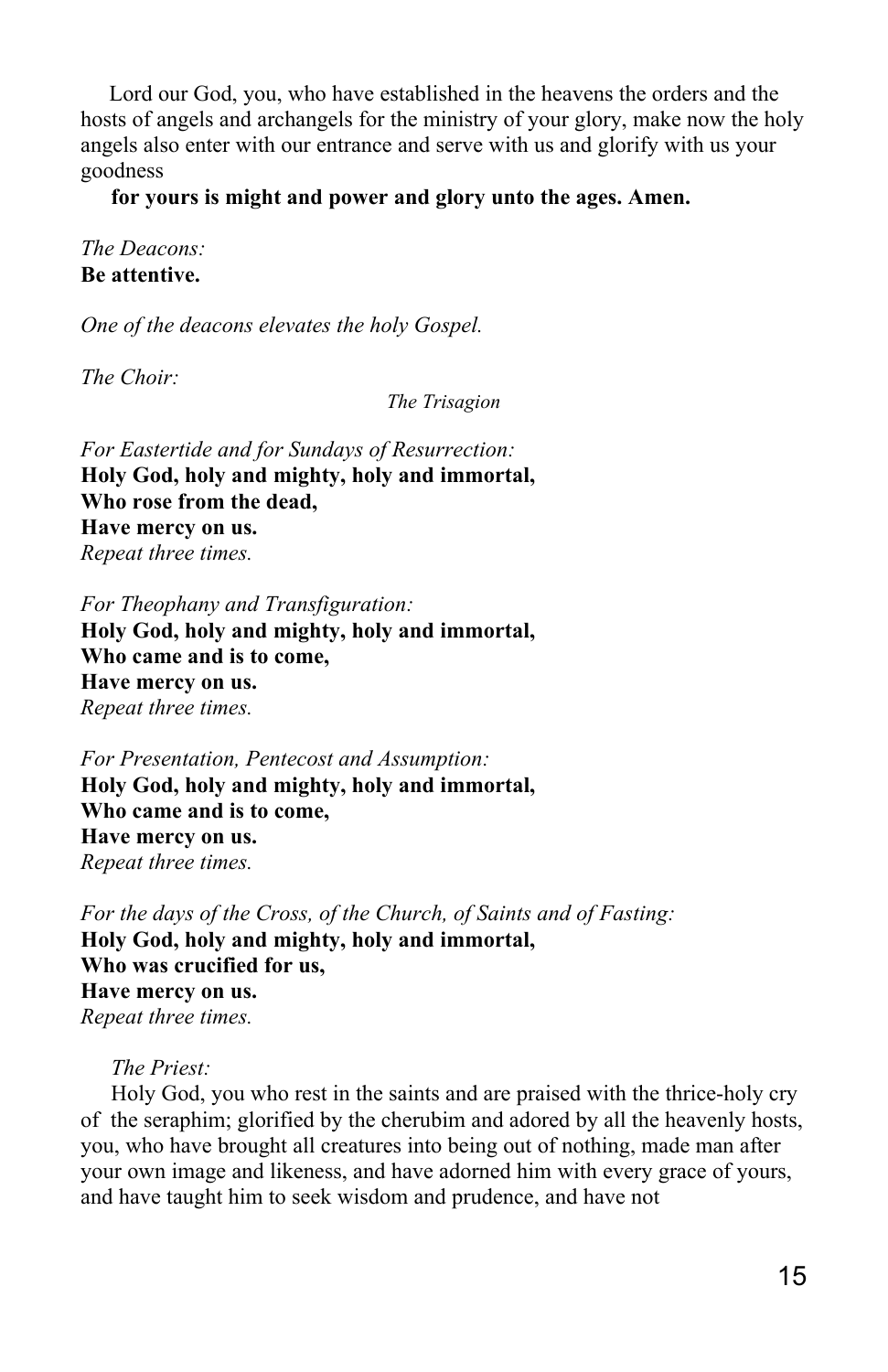Lord our God, you, who have established in the heavens the orders and the hosts of angels and archangels for the ministry of your glory, make now the holy angels also enter with our entrance and serve with us and glorify with us your goodness

**for yours is might and power and glory unto the ages. Amen.**

*The Deacons:*
**Be attentive.**

*One of the deacons elevates the holy Gospel.*

*The Choir:*

*The Trisagion*

*For Eastertide and for Sundays of Resurrection:*
**Holy God, holy and mighty, holy and immortal,**
**Who rose from the dead,**
**Have mercy on us.**
*Repeat three times.*

*For Theophany and Transfiguration:*
**Holy God, holy and mighty, holy and immortal,**
**Who came and is to come,**
**Have mercy on us.**
*Repeat three times.*

*For Presentation, Pentecost and Assumption:*
**Holy God, holy and mighty, holy and immortal,**
**Who came and is to come,**
**Have mercy on us.**
*Repeat three times.*

*For the days of the Cross, of the Church, of Saints and of Fasting:*
**Holy God, holy and mighty, holy and immortal,**
**Who was crucified for us,**
**Have mercy on us.**
*Repeat three times.*

*The Priest:*

Holy God, you who rest in the saints and are praised with the thrice-holy cry of the seraphim; glorified by the cherubim and adored by all the heavenly hosts, you, who have brought all creatures into being out of nothing, made man after your own image and likeness, and have adorned him with every grace of yours, and have taught him to seek wisdom and prudence, and have not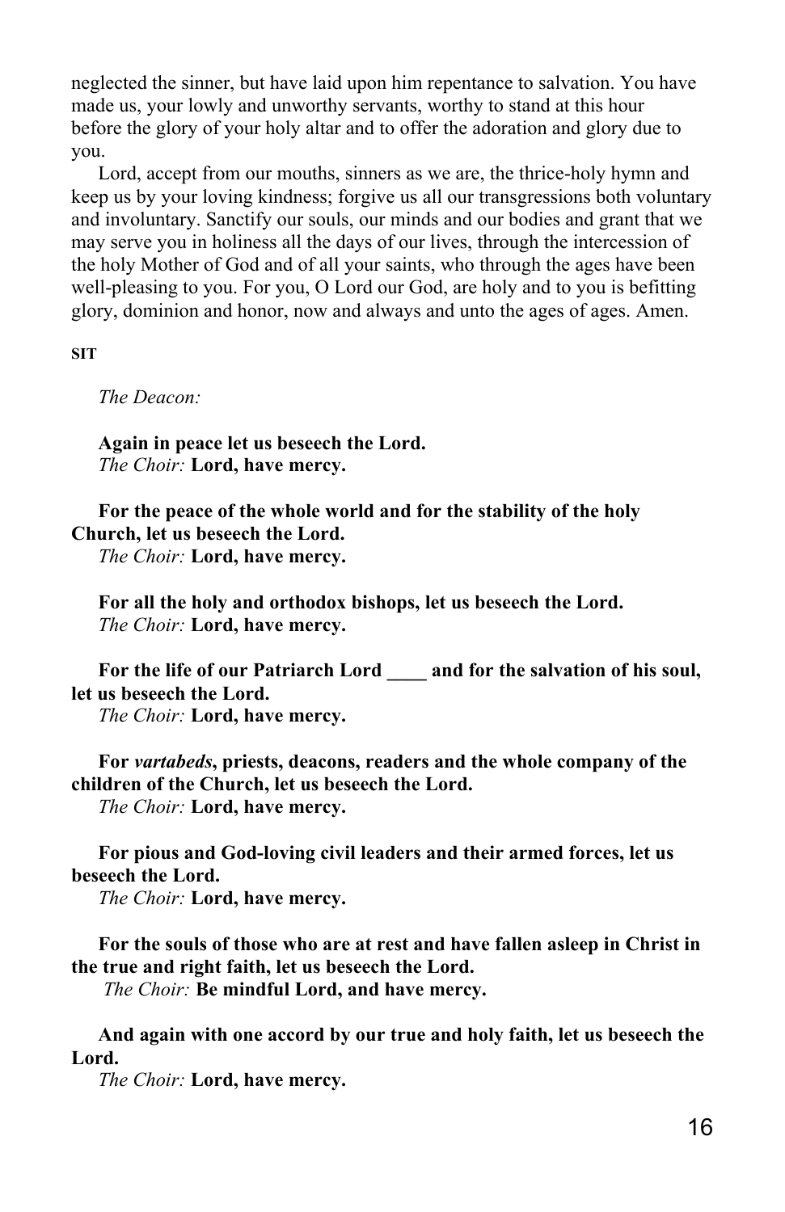neglected the sinner, but have laid upon him repentance to salvation. You have made us, your lowly and unworthy servants, worthy to stand at this hour before the glory of your holy altar and to offer the adoration and glory due to you.

Lord, accept from our mouths, sinners as we are, the thrice-holy hymn and keep us by your loving kindness; forgive us all our transgressions both voluntary and involuntary. Sanctify our souls, our minds and our bodies and grant that we may serve you in holiness all the days of our lives, through the intercession of the holy Mother of God and of all your saints, who through the ages have been well-pleasing to you. For you, O Lord our God, are holy and to you is befitting glory, dominion and honor, now and always and unto the ages of ages. Amen.

**SIT**

*The Deacon:*

**Again in peace let us beseech the Lord.**
*The Choir:* **Lord, have mercy.**

**For the peace of the whole world and for the stability of the holy Church, let us beseech the Lord.**
*The Choir:* **Lord, have mercy.**

**For all the holy and orthodox bishops, let us beseech the Lord.**
*The Choir:* **Lord, have mercy.**

**For the life of our Patriarch Lord \_\_\_\_ and for the salvation of his soul, let us beseech the Lord.**
*The Choir:* **Lord, have mercy.**

**For *vartabeds*, priests, deacons, readers and the whole company of the children of the Church, let us beseech the Lord.**
*The Choir:* **Lord, have mercy.**

**For pious and God-loving civil leaders and their armed forces, let us beseech the Lord.**
*The Choir:* **Lord, have mercy.**

**For the souls of those who are at rest and have fallen asleep in Christ in the true and right faith, let us beseech the Lord.**
*The Choir:* **Be mindful Lord, and have mercy.**

**And again with one accord by our true and holy faith, let us beseech the Lord.**
*The Choir:* **Lord, have mercy.**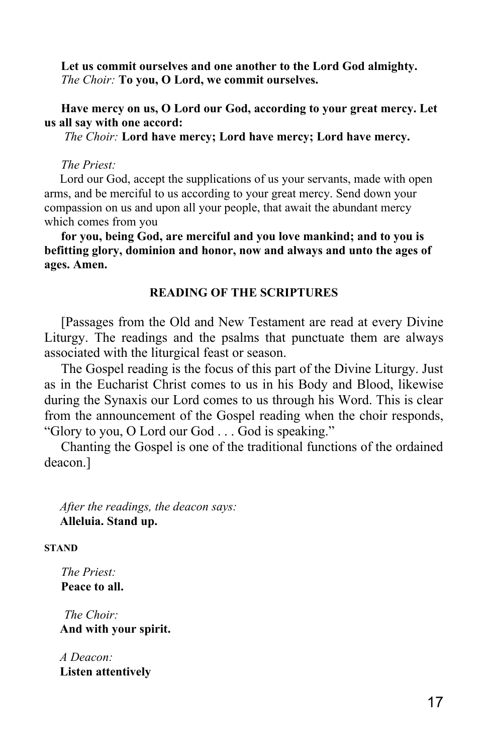**Let us commit ourselves and one another to the Lord God almighty.**
*The Choir:* **To you, O Lord, we commit ourselves.**

**Have mercy on us, O Lord our God, according to your great mercy. Let us all say with one accord:**
*The Choir:* **Lord have mercy; Lord have mercy; Lord have mercy.**

*The Priest:*
Lord our God, accept the supplications of us your servants, made with open arms, and be merciful to us according to your great mercy. Send down your compassion on us and upon all your people, that await the abundant mercy which comes from you

**for you, being God, are merciful and you love mankind; and to you is befitting glory, dominion and honor, now and always and unto the ages of ages. Amen.**

## READING OF THE SCRIPTURES

[Passages from the Old and New Testament are read at every Divine Liturgy. The readings and the psalms that punctuate them are always associated with the liturgical feast or season.

The Gospel reading is the focus of this part of the Divine Liturgy. Just as in the Eucharist Christ comes to us in his Body and Blood, likewise during the Synaxis our Lord comes to us through his Word. This is clear from the announcement of the Gospel reading when the choir responds, “Glory to you, O Lord our God . . . God is speaking.”

Chanting the Gospel is one of the traditional functions of the ordained deacon.]

*After the readings, the deacon says:*
**Alleluia. Stand up.**

**STAND**

*The Priest:*
**Peace to all.**

*The Choir:*
**And with your spirit.**

*A Deacon:*
**Listen attentively**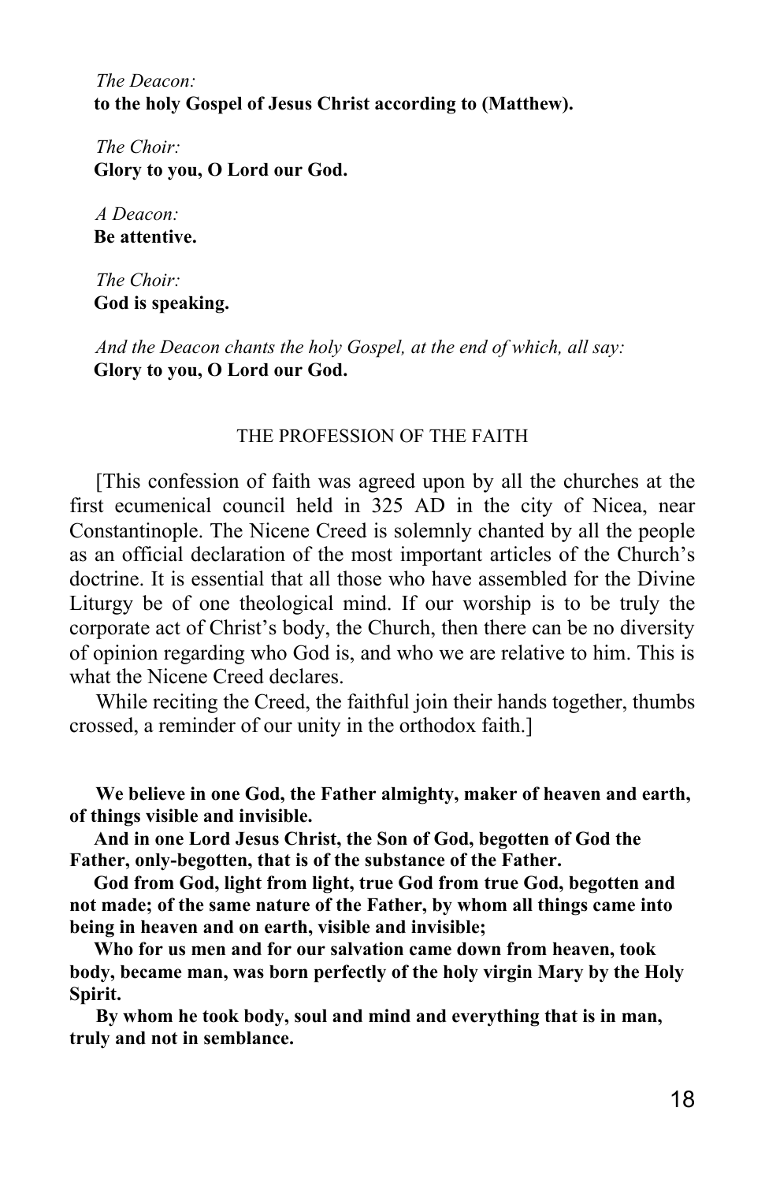*The Deacon:*
**to the holy Gospel of Jesus Christ according to (Matthew).**

*The Choir:*
**Glory to you, O Lord our God.**

*A Deacon:*
**Be attentive.**

*The Choir:*
**God is speaking.**

*And the Deacon chants the holy Gospel, at the end of which, all say:*
**Glory to you, O Lord our God.**

## THE PROFESSION OF THE FAITH

[This confession of faith was agreed upon by all the churches at the first ecumenical council held in 325 AD in the city of Nicea, near Constantinople. The Nicene Creed is solemnly chanted by all the people as an official declaration of the most important articles of the Church's doctrine. It is essential that all those who have assembled for the Divine Liturgy be of one theological mind. If our worship is to be truly the corporate act of Christ's body, the Church, then there can be no diversity of opinion regarding who God is, and who we are relative to him. This is what the Nicene Creed declares.

While reciting the Creed, the faithful join their hands together, thumbs crossed, a reminder of our unity in the orthodox faith.]

**We believe in one God, the Father almighty, maker of heaven and earth, of things visible and invisible.**

**And in one Lord Jesus Christ, the Son of God, begotten of God the Father, only-begotten, that is of the substance of the Father.**

**God from God, light from light, true God from true God, begotten and not made; of the same nature of the Father, by whom all things came into being in heaven and on earth, visible and invisible;**

**Who for us men and for our salvation came down from heaven, took body, became man, was born perfectly of the holy virgin Mary by the Holy Spirit.**

**By whom he took body, soul and mind and everything that is in man, truly and not in semblance.**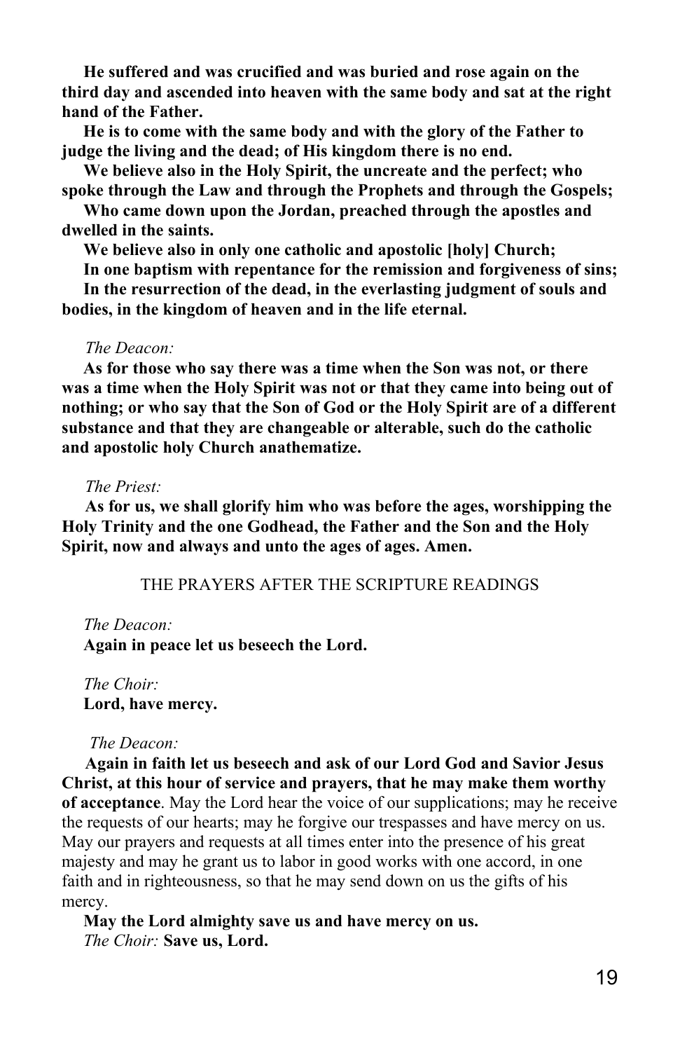**He suffered and was crucified and was buried and rose again on the third day and ascended into heaven with the same body and sat at the right hand of the Father.**

**He is to come with the same body and with the glory of the Father to judge the living and the dead; of His kingdom there is no end.**

**We believe also in the Holy Spirit, the uncreate and the perfect; who spoke through the Law and through the Prophets and through the Gospels;**

**Who came down upon the Jordan, preached through the apostles and dwelled in the saints.**

**We believe also in only one catholic and apostolic [holy] Church;**

**In one baptism with repentance for the remission and forgiveness of sins;**

**In the resurrection of the dead, in the everlasting judgment of souls and bodies, in the kingdom of heaven and in the life eternal.**

*The Deacon:*

**As for those who say there was a time when the Son was not, or there was a time when the Holy Spirit was not or that they came into being out of nothing; or who say that the Son of God or the Holy Spirit are of a different substance and that they are changeable or alterable, such do the catholic and apostolic holy Church anathematize.**

*The Priest:*

**As for us, we shall glorify him who was before the ages, worshipping the Holy Trinity and the one Godhead, the Father and the Son and the Holy Spirit, now and always and unto the ages of ages. Amen.**

## THE PRAYERS AFTER THE SCRIPTURE READINGS

*The Deacon:*

**Again in peace let us beseech the Lord.**

*The Choir:*

**Lord, have mercy.**

*The Deacon:*

**Again in faith let us beseech and ask of our Lord God and Savior Jesus Christ, at this hour of service and prayers, that he may make them worthy of acceptance**. May the Lord hear the voice of our supplications; may he receive the requests of our hearts; may he forgive our trespasses and have mercy on us. May our prayers and requests at all times enter into the presence of his great majesty and may he grant us to labor in good works with one accord, in one faith and in righteousness, so that he may send down on us the gifts of his mercy.

**May the Lord almighty save us and have mercy on us.**

*The Choir:* **Save us, Lord.**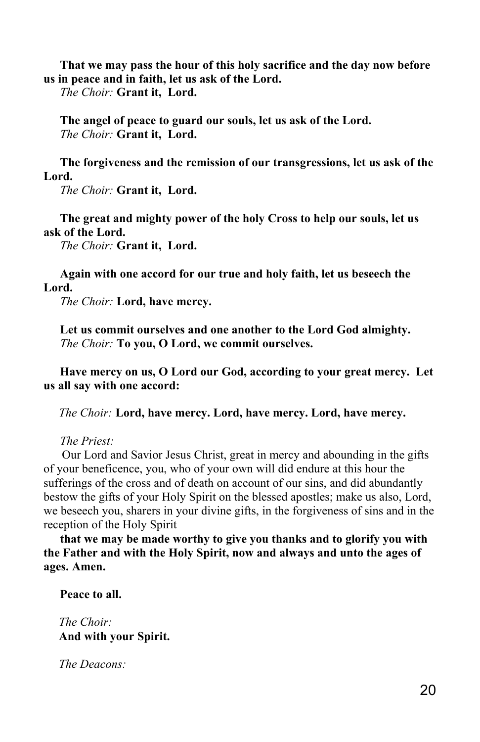**That we may pass the hour of this holy sacrifice and the day now before us in peace and in faith, let us ask of the Lord.**

*The Choir:* **Grant it, Lord.**

**The angel of peace to guard our souls, let us ask of the Lord.**

*The Choir:* **Grant it, Lord.**

**The forgiveness and the remission of our transgressions, let us ask of the Lord.**

*The Choir:* **Grant it, Lord.**

**The great and mighty power of the holy Cross to help our souls, let us ask of the Lord.**

*The Choir:* **Grant it, Lord.**

**Again with one accord for our true and holy faith, let us beseech the Lord.**

*The Choir:* **Lord, have mercy.**

**Let us commit ourselves and one another to the Lord God almighty.**

*The Choir:* **To you, O Lord, we commit ourselves.**

**Have mercy on us, O Lord our God, according to your great mercy. Let us all say with one accord:**

*The Choir:* **Lord, have mercy. Lord, have mercy. Lord, have mercy.**

*The Priest:*

Our Lord and Savior Jesus Christ, great in mercy and abounding in the gifts of your beneficence, you, who of your own will did endure at this hour the sufferings of the cross and of death on account of our sins, and did abundantly bestow the gifts of your Holy Spirit on the blessed apostles; make us also, Lord, we beseech you, sharers in your divine gifts, in the forgiveness of sins and in the reception of the Holy Spirit

**that we may be made worthy to give you thanks and to glorify you with the Father and with the Holy Spirit, now and always and unto the ages of ages. Amen.**

**Peace to all.**

*The Choir:*

**And with your Spirit.**

*The Deacons:*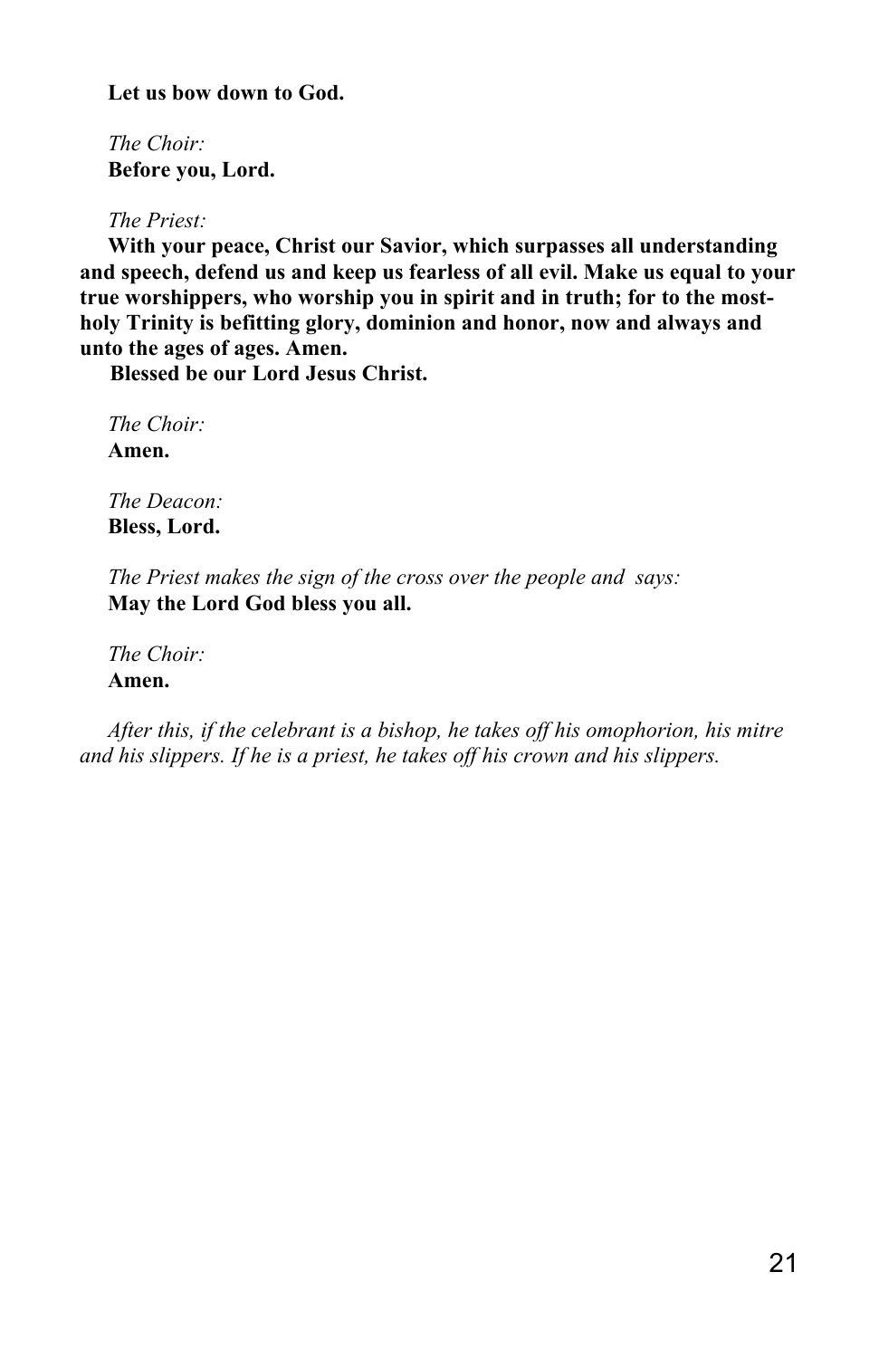**Let us bow down to God.**

*The Choir:*
**Before you, Lord.**

*The Priest:*
**With your peace, Christ our Savior, which surpasses all understanding and speech, defend us and keep us fearless of all evil. Make us equal to your true worshippers, who worship you in spirit and in truth; for to the most-holy Trinity is befitting glory, dominion and honor, now and always and unto the ages of ages. Amen.**
**Blessed be our Lord Jesus Christ.**

*The Choir:*
**Amen.**

*The Deacon:*
**Bless, Lord.**

*The Priest makes the sign of the cross over the people and says:*
**May the Lord God bless you all.**

*The Choir:*
**Amen.**

*After this, if the celebrant is a bishop, he takes off his omophorion, his mitre and his slippers. If he is a priest, he takes off his crown and his slippers.*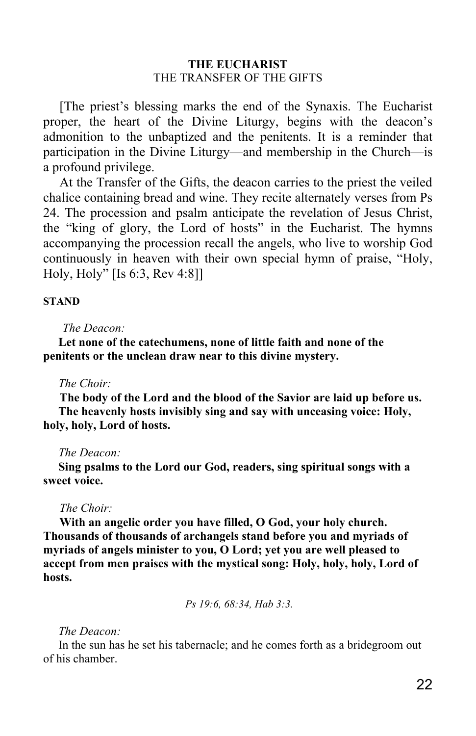## THE EUCHARIST

THE TRANSFER OF THE GIFTS

[The priest's blessing marks the end of the Synaxis. The Eucharist proper, the heart of the Divine Liturgy, begins with the deacon's admonition to the unbaptized and the penitents. It is a reminder that participation in the Divine Liturgy—and membership in the Church—is a profound privilege.

At the Transfer of the Gifts, the deacon carries to the priest the veiled chalice containing bread and wine. They recite alternately verses from Ps 24. The procession and psalm anticipate the revelation of Jesus Christ, the "king of glory, the Lord of hosts" in the Eucharist. The hymns accompanying the procession recall the angels, who live to worship God continuously in heaven with their own special hymn of praise, "Holy, Holy, Holy" [Is 6:3, Rev 4:8]]

**STAND**

*The Deacon:*

**Let none of the catechumens, none of little faith and none of the penitents or the unclean draw near to this divine mystery.**

*The Choir:*

**The body of the Lord and the blood of the Savior are laid up before us.**

**The heavenly hosts invisibly sing and say with unceasing voice: Holy, holy, holy, Lord of hosts.**

*The Deacon:*

**Sing psalms to the Lord our God, readers, sing spiritual songs with a sweet voice.**

*The Choir:*

**With an angelic order you have filled, O God, your holy church. Thousands of thousands of archangels stand before you and myriads of myriads of angels minister to you, O Lord; yet you are well pleased to accept from men praises with the mystical song: Holy, holy, holy, Lord of hosts.**

*Ps 19:6, 68:34, Hab 3:3.*

*The Deacon:*

In the sun has he set his tabernacle; and he comes forth as a bridegroom out of his chamber.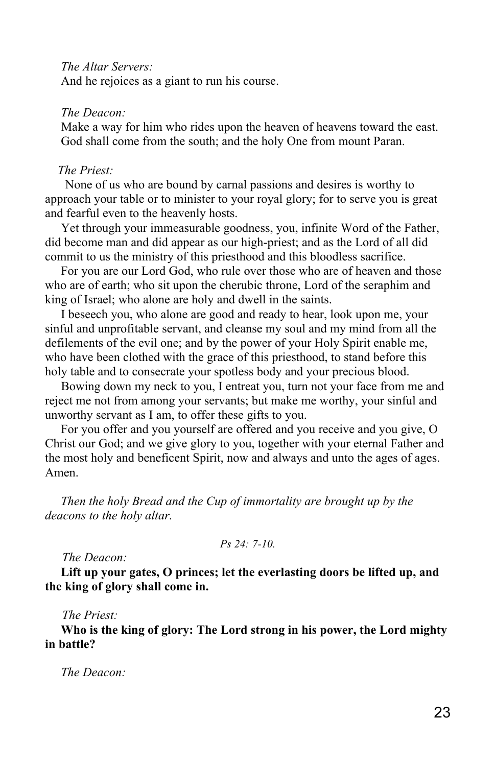*The Altar Servers:*
And he rejoices as a giant to run his course.

*The Deacon:*
Make a way for him who rides upon the heaven of heavens toward the east. God shall come from the south; and the holy One from mount Paran.

*The Priest:*
None of us who are bound by carnal passions and desires is worthy to approach your table or to minister to your royal glory; for to serve you is great and fearful even to the heavenly hosts.

Yet through your immeasurable goodness, you, infinite Word of the Father, did become man and did appear as our high-priest; and as the Lord of all did commit to us the ministry of this priesthood and this bloodless sacrifice.

For you are our Lord God, who rule over those who are of heaven and those who are of earth; who sit upon the cherubic throne, Lord of the seraphim and king of Israel; who alone are holy and dwell in the saints.

I beseech you, who alone are good and ready to hear, look upon me, your sinful and unprofitable servant, and cleanse my soul and my mind from all the defilements of the evil one; and by the power of your Holy Spirit enable me, who have been clothed with the grace of this priesthood, to stand before this holy table and to consecrate your spotless body and your precious blood.

Bowing down my neck to you, I entreat you, turn not your face from me and reject me not from among your servants; but make me worthy, your sinful and unworthy servant as I am, to offer these gifts to you.

For you offer and you yourself are offered and you receive and you give, O Christ our God; and we give glory to you, together with your eternal Father and the most holy and beneficent Spirit, now and always and unto the ages of ages. Amen.

*Then the holy Bread and the Cup of immortality are brought up by the deacons to the holy altar.*

*Ps 24: 7-10.*

*The Deacon:*
**Lift up your gates, O princes; let the everlasting doors be lifted up, and the king of glory shall come in.**

*The Priest:*
**Who is the king of glory: The Lord strong in his power, the Lord mighty in battle?**

*The Deacon:*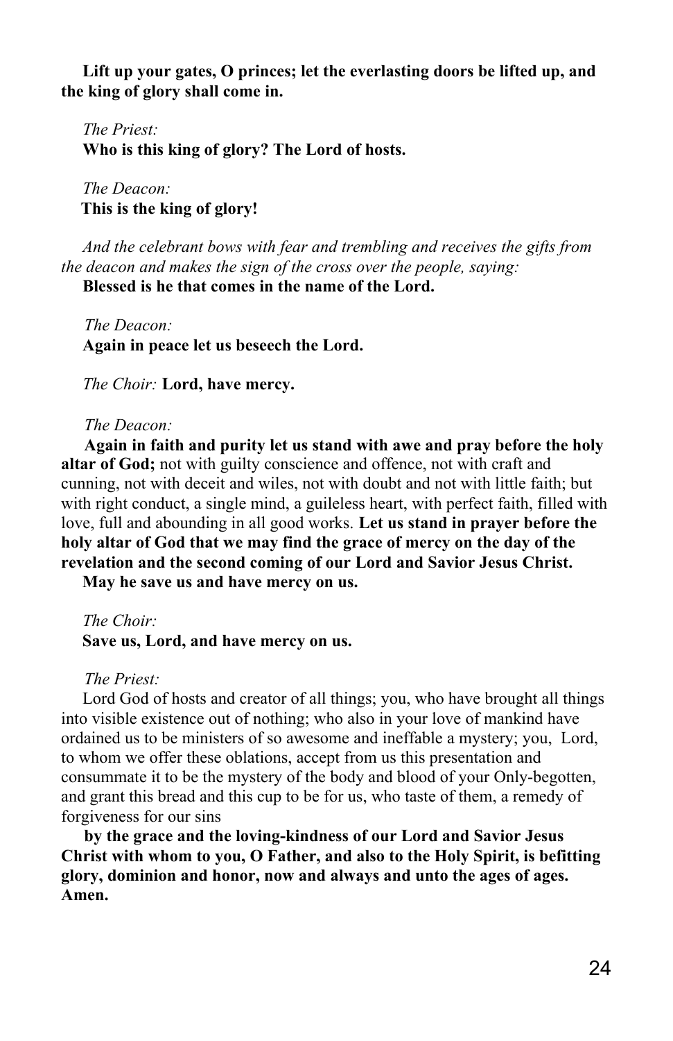**Lift up your gates, O princes; let the everlasting doors be lifted up, and the king of glory shall come in.**

*The Priest:*
**Who is this king of glory? The Lord of hosts.**

*The Deacon:*
**This is the king of glory!**

*And the celebrant bows with fear and trembling and receives the gifts from the deacon and makes the sign of the cross over the people, saying:*
**Blessed is he that comes in the name of the Lord.**

*The Deacon:*
**Again in peace let us beseech the Lord.**

*The Choir:* **Lord, have mercy.**

*The Deacon:*
**Again in faith and purity let us stand with awe and pray before the holy altar of God;** not with guilty conscience and offence, not with craft and cunning, not with deceit and wiles, not with doubt and not with little faith; but with right conduct, a single mind, a guileless heart, with perfect faith, filled with love, full and abounding in all good works. **Let us stand in prayer before the holy altar of God that we may find the grace of mercy on the day of the revelation and the second coming of our Lord and Savior Jesus Christ.**
**May he save us and have mercy on us.**

*The Choir:*
**Save us, Lord, and have mercy on us.**

*The Priest:*
Lord God of hosts and creator of all things; you, who have brought all things into visible existence out of nothing; who also in your love of mankind have ordained us to be ministers of so awesome and ineffable a mystery; you, Lord, to whom we offer these oblations, accept from us this presentation and consummate it to be the mystery of the body and blood of your Only-begotten, and grant this bread and this cup to be for us, who taste of them, a remedy of forgiveness for our sins

**by the grace and the loving-kindness of our Lord and Savior Jesus Christ with whom to you, O Father, and also to the Holy Spirit, is befitting glory, dominion and honor, now and always and unto the ages of ages. Amen.**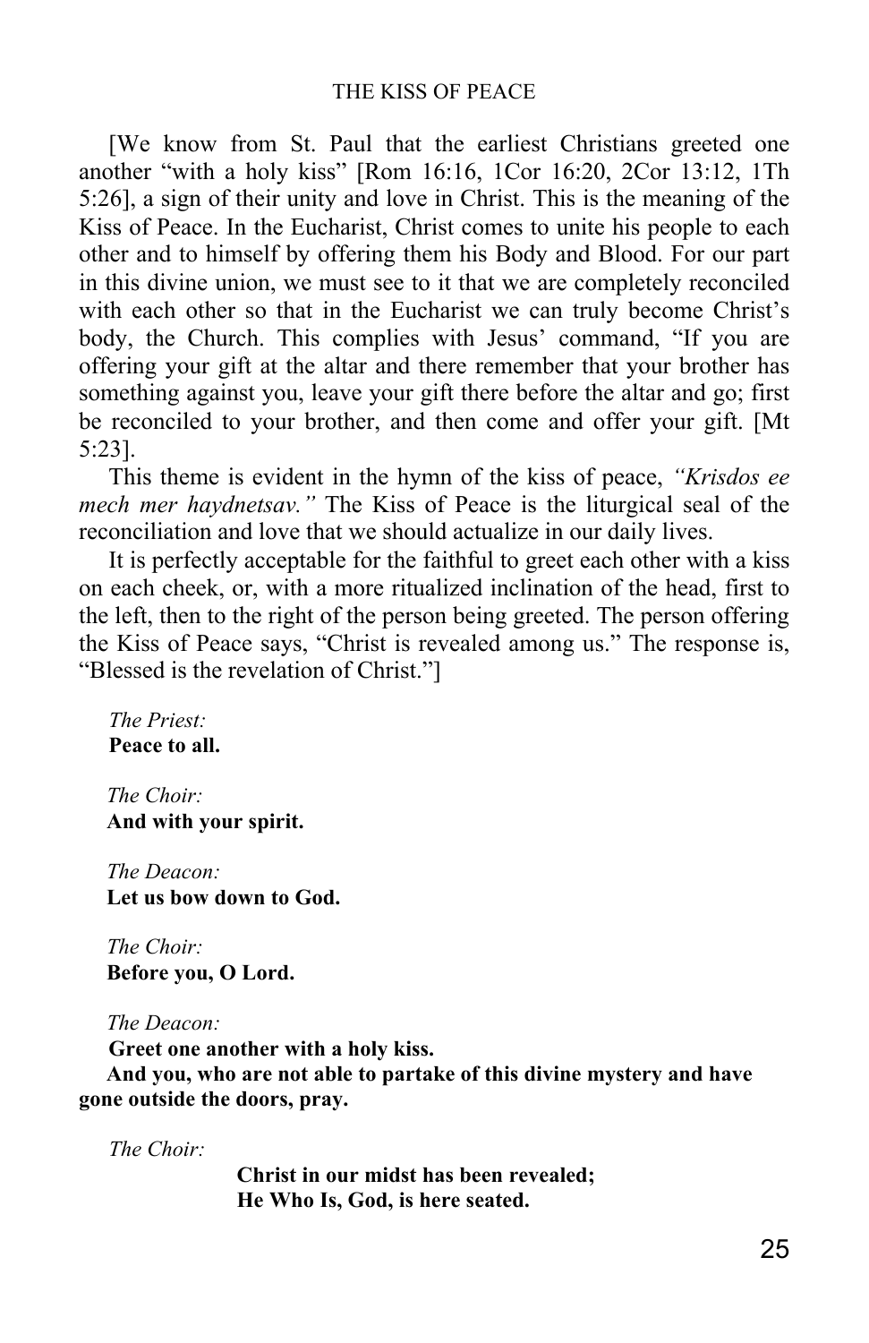## THE KISS OF PEACE

[We know from St. Paul that the earliest Christians greeted one another "with a holy kiss" [Rom 16:16, 1Cor 16:20, 2Cor 13:12, 1Th 5:26], a sign of their unity and love in Christ. This is the meaning of the Kiss of Peace. In the Eucharist, Christ comes to unite his people to each other and to himself by offering them his Body and Blood. For our part in this divine union, we must see to it that we are completely reconciled with each other so that in the Eucharist we can truly become Christ's body, the Church. This complies with Jesus' command, "If you are offering your gift at the altar and there remember that your brother has something against you, leave your gift there before the altar and go; first be reconciled to your brother, and then come and offer your gift. [Mt 5:23].

This theme is evident in the hymn of the kiss of peace, *"Krisdos ee mech mer haydnetsav."* The Kiss of Peace is the liturgical seal of the reconciliation and love that we should actualize in our daily lives.

It is perfectly acceptable for the faithful to greet each other with a kiss on each cheek, or, with a more ritualized inclination of the head, first to the left, then to the right of the person being greeted. The person offering the Kiss of Peace says, "Christ is revealed among us." The response is, "Blessed is the revelation of Christ."]

*The Priest:*
**Peace to all.**

*The Choir:*
**And with your spirit.**

*The Deacon:*
**Let us bow down to God.**

*The Choir:*
**Before you, O Lord.**

*The Deacon:*
**Greet one another with a holy kiss.**
**And you, who are not able to partake of this divine mystery and have gone outside the doors, pray.**

*The Choir:*

**Christ in our midst has been revealed;**
**He Who Is, God, is here seated.**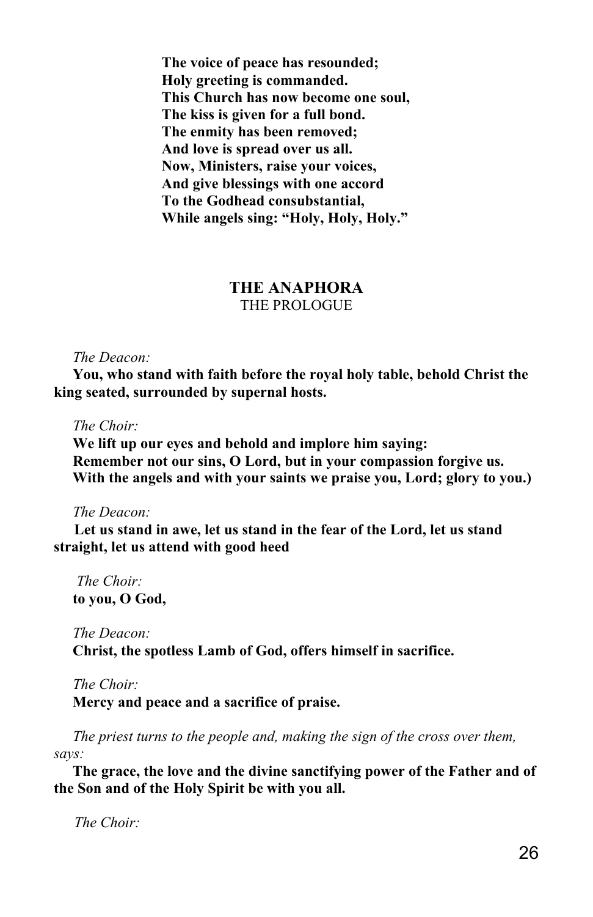**The voice of peace has resounded;**
**Holy greeting is commanded.**
**This Church has now become one soul,**
**The kiss is given for a full bond.**
**The enmity has been removed;**
**And love is spread over us all.**
**Now, Ministers, raise your voices,**
**And give blessings with one accord**
**To the Godhead consubstantial,**
**While angels sing: "Holy, Holy, Holy."**

## THE ANAPHORA

THE PROLOGUE

*The Deacon:*

**You, who stand with faith before the royal holy table, behold Christ the king seated, surrounded by supernal hosts.**

*The Choir:*

**We lift up our eyes and behold and implore him saying:**
**Remember not our sins, O Lord, but in your compassion forgive us.**
**With the angels and with your saints we praise you, Lord; glory to you.)**

*The Deacon:*

**Let us stand in awe, let us stand in the fear of the Lord, let us stand straight, let us attend with good heed**

*The Choir:*

**to you, O God,**

*The Deacon:*

**Christ, the spotless Lamb of God, offers himself in sacrifice.**

*The Choir:*

**Mercy and peace and a sacrifice of praise.**

*The priest turns to the people and, making the sign of the cross over them, says:*

**The grace, the love and the divine sanctifying power of the Father and of the Son and of the Holy Spirit be with you all.**

*The Choir:*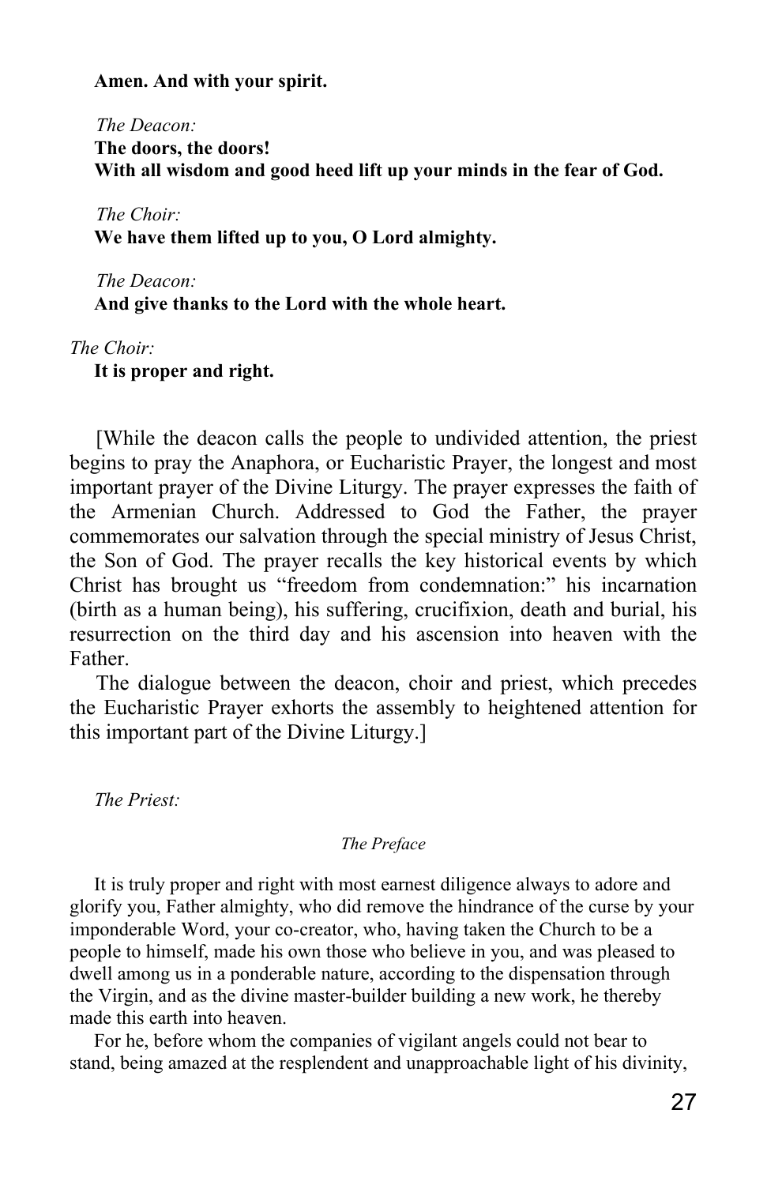**Amen. And with your spirit.**

*The Deacon:*
**The doors, the doors!**
**With all wisdom and good heed lift up your minds in the fear of God.**

*The Choir:*
**We have them lifted up to you, O Lord almighty.**

*The Deacon:*
**And give thanks to the Lord with the whole heart.**

*The Choir:*
**It is proper and right.**

[While the deacon calls the people to undivided attention, the priest begins to pray the Anaphora, or Eucharistic Prayer, the longest and most important prayer of the Divine Liturgy. The prayer expresses the faith of the Armenian Church. Addressed to God the Father, the prayer commemorates our salvation through the special ministry of Jesus Christ, the Son of God. The prayer recalls the key historical events by which Christ has brought us "freedom from condemnation:" his incarnation (birth as a human being), his suffering, crucifixion, death and burial, his resurrection on the third day and his ascension into heaven with the Father.

The dialogue between the deacon, choir and priest, which precedes the Eucharistic Prayer exhorts the assembly to heightened attention for this important part of the Divine Liturgy.]

*The Priest:*

*The Preface*

It is truly proper and right with most earnest diligence always to adore and glorify you, Father almighty, who did remove the hindrance of the curse by your imponderable Word, your co-creator, who, having taken the Church to be a people to himself, made his own those who believe in you, and was pleased to dwell among us in a ponderable nature, according to the dispensation through the Virgin, and as the divine master-builder building a new work, he thereby made this earth into heaven.

For he, before whom the companies of vigilant angels could not bear to stand, being amazed at the resplendent and unapproachable light of his divinity,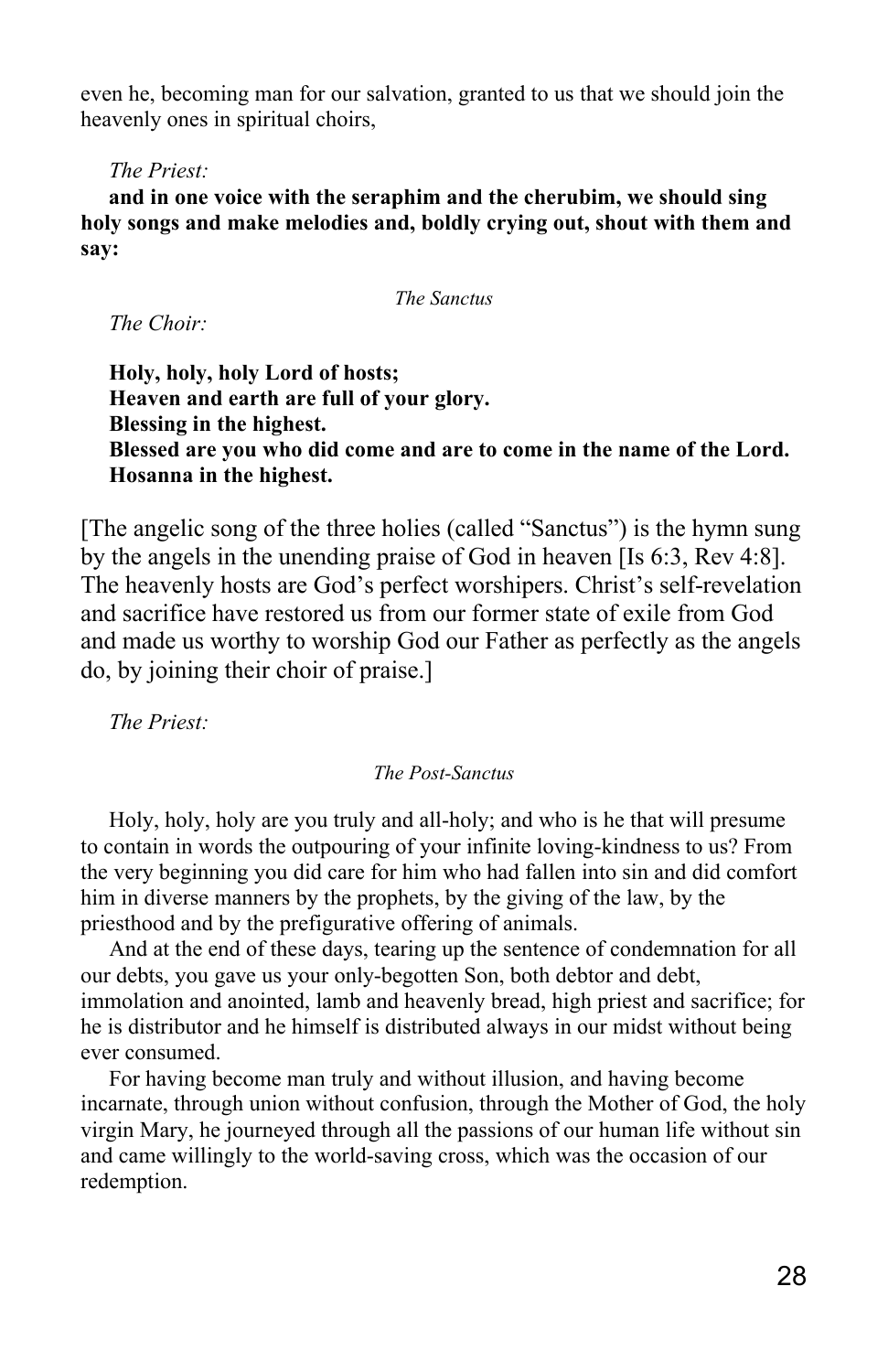even he, becoming man for our salvation, granted to us that we should join the heavenly ones in spiritual choirs,

*The Priest:*

**and in one voice with the seraphim and the cherubim, we should sing holy songs and make melodies and, boldly crying out, shout with them and say:**

*The Sanctus*

*The Choir:*

**Holy, holy, holy Lord of hosts;**
**Heaven and earth are full of your glory.**
**Blessing in the highest.**
**Blessed are you who did come and are to come in the name of the Lord.**
**Hosanna in the highest.**

[The angelic song of the three holies (called "Sanctus") is the hymn sung by the angels in the unending praise of God in heaven [Is 6:3, Rev 4:8]. The heavenly hosts are God's perfect worshipers. Christ's self-revelation and sacrifice have restored us from our former state of exile from God and made us worthy to worship God our Father as perfectly as the angels do, by joining their choir of praise.]

*The Priest:*

*The Post-Sanctus*

Holy, holy, holy are you truly and all-holy; and who is he that will presume to contain in words the outpouring of your infinite loving-kindness to us? From the very beginning you did care for him who had fallen into sin and did comfort him in diverse manners by the prophets, by the giving of the law, by the priesthood and by the prefigurative offering of animals.

And at the end of these days, tearing up the sentence of condemnation for all our debts, you gave us your only-begotten Son, both debtor and debt, immolation and anointed, lamb and heavenly bread, high priest and sacrifice; for he is distributor and he himself is distributed always in our midst without being ever consumed.

For having become man truly and without illusion, and having become incarnate, through union without confusion, through the Mother of God, the holy virgin Mary, he journeyed through all the passions of our human life without sin and came willingly to the world-saving cross, which was the occasion of our redemption.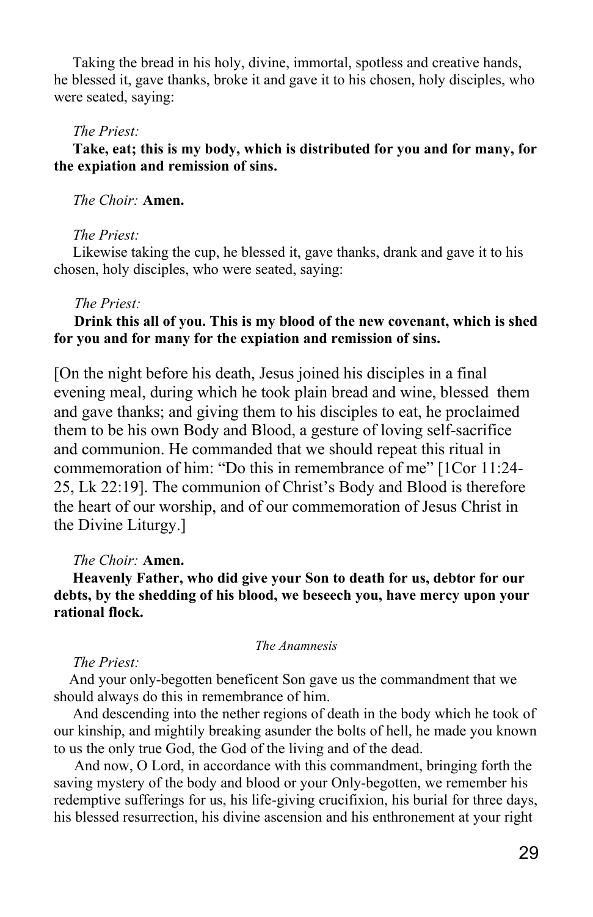Taking the bread in his holy, divine, immortal, spotless and creative hands, he blessed it, gave thanks, broke it and gave it to his chosen, holy disciples, who were seated, saying:

*The Priest:*

**Take, eat; this is my body, which is distributed for you and for many, for the expiation and remission of sins.**

*The Choir:* **Amen.**

*The Priest:*

Likewise taking the cup, he blessed it, gave thanks, drank and gave it to his chosen, holy disciples, who were seated, saying:

*The Priest:*

**Drink this all of you. This is my blood of the new covenant, which is shed for you and for many for the expiation and remission of sins.**

[On the night before his death, Jesus joined his disciples in a final evening meal, during which he took plain bread and wine, blessed them and gave thanks; and giving them to his disciples to eat, he proclaimed them to be his own Body and Blood, a gesture of loving self-sacrifice and communion. He commanded that we should repeat this ritual in commemoration of him: "Do this in remembrance of me" [1Cor 11:24-25, Lk 22:19]. The communion of Christ's Body and Blood is therefore the heart of our worship, and of our commemoration of Jesus Christ in the Divine Liturgy.]

*The Choir:* **Amen.**

**Heavenly Father, who did give your Son to death for us, debtor for our debts, by the shedding of his blood, we beseech you, have mercy upon your rational flock.**

*The Anamnesis*

*The Priest:*

And your only-begotten beneficent Son gave us the commandment that we should always do this in remembrance of him.

And descending into the nether regions of death in the body which he took of our kinship, and mightily breaking asunder the bolts of hell, he made you known to us the only true God, the God of the living and of the dead.

And now, O Lord, in accordance with this commandment, bringing forth the saving mystery of the body and blood or your Only-begotten, we remember his redemptive sufferings for us, his life-giving crucifixion, his burial for three days, his blessed resurrection, his divine ascension and his enthronement at your right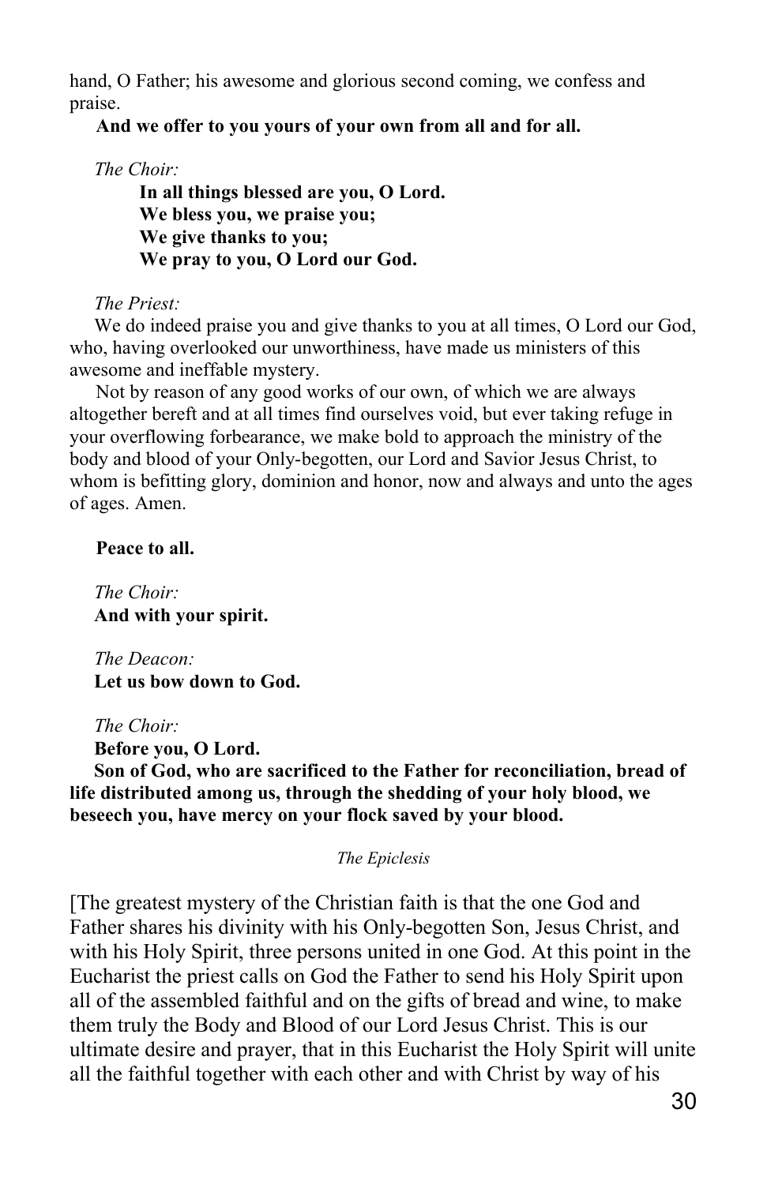hand, O Father; his awesome and glorious second coming, we confess and praise.

**And we offer to you yours of your own from all and for all.**

*The Choir:*

**In all things blessed are you, O Lord.**
**We bless you, we praise you;**
**We give thanks to you;**
**We pray to you, O Lord our God.**

*The Priest:*

We do indeed praise you and give thanks to you at all times, O Lord our God, who, having overlooked our unworthiness, have made us ministers of this awesome and ineffable mystery.

Not by reason of any good works of our own, of which we are always altogether bereft and at all times find ourselves void, but ever taking refuge in your overflowing forbearance, we make bold to approach the ministry of the body and blood of your Only-begotten, our Lord and Savior Jesus Christ, to whom is befitting glory, dominion and honor, now and always and unto the ages of ages. Amen.

**Peace to all.**

*The Choir:*
**And with your spirit.**

*The Deacon:*
**Let us bow down to God.**

*The Choir:*
**Before you, O Lord.**

**Son of God, who are sacrificed to the Father for reconciliation, bread of life distributed among us, through the shedding of your holy blood, we beseech you, have mercy on your flock saved by your blood.**

### *The Epiclesis*

[The greatest mystery of the Christian faith is that the one God and Father shares his divinity with his Only-begotten Son, Jesus Christ, and with his Holy Spirit, three persons united in one God. At this point in the Eucharist the priest calls on God the Father to send his Holy Spirit upon all of the assembled faithful and on the gifts of bread and wine, to make them truly the Body and Blood of our Lord Jesus Christ. This is our ultimate desire and prayer, that in this Eucharist the Holy Spirit will unite all the faithful together with each other and with Christ by way of his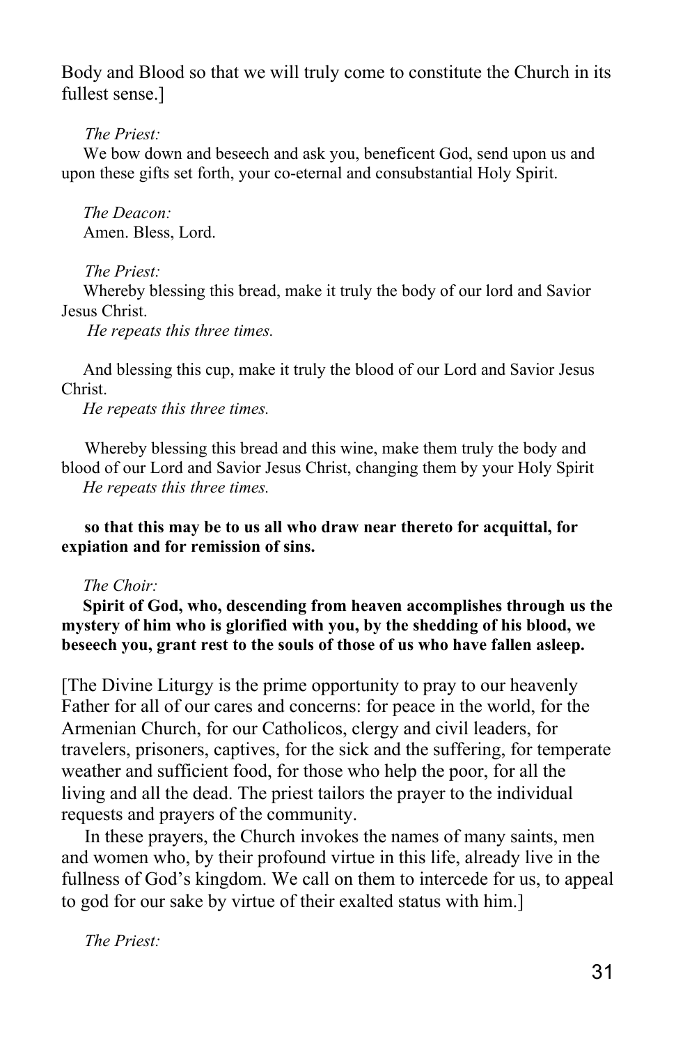Body and Blood so that we will truly come to constitute the Church in its fullest sense.]

*The Priest:*

We bow down and beseech and ask you, beneficent God, send upon us and upon these gifts set forth, your co-eternal and consubstantial Holy Spirit.

*The Deacon:*

Amen. Bless, Lord.

*The Priest:*

Whereby blessing this bread, make it truly the body of our lord and Savior Jesus Christ.

*He repeats this three times.*

And blessing this cup, make it truly the blood of our Lord and Savior Jesus Christ.

*He repeats this three times.*

Whereby blessing this bread and this wine, make them truly the body and blood of our Lord and Savior Jesus Christ, changing them by your Holy Spirit

*He repeats this three times.*

**so that this may be to us all who draw near thereto for acquittal, for expiation and for remission of sins.**

*The Choir:*

**Spirit of God, who, descending from heaven accomplishes through us the mystery of him who is glorified with you, by the shedding of his blood, we beseech you, grant rest to the souls of those of us who have fallen asleep.**

[The Divine Liturgy is the prime opportunity to pray to our heavenly Father for all of our cares and concerns: for peace in the world, for the Armenian Church, for our Catholicos, clergy and civil leaders, for travelers, prisoners, captives, for the sick and the suffering, for temperate weather and sufficient food, for those who help the poor, for all the living and all the dead. The priest tailors the prayer to the individual requests and prayers of the community.

In these prayers, the Church invokes the names of many saints, men and women who, by their profound virtue in this life, already live in the fullness of God's kingdom. We call on them to intercede for us, to appeal to god for our sake by virtue of their exalted status with him.]

*The Priest:*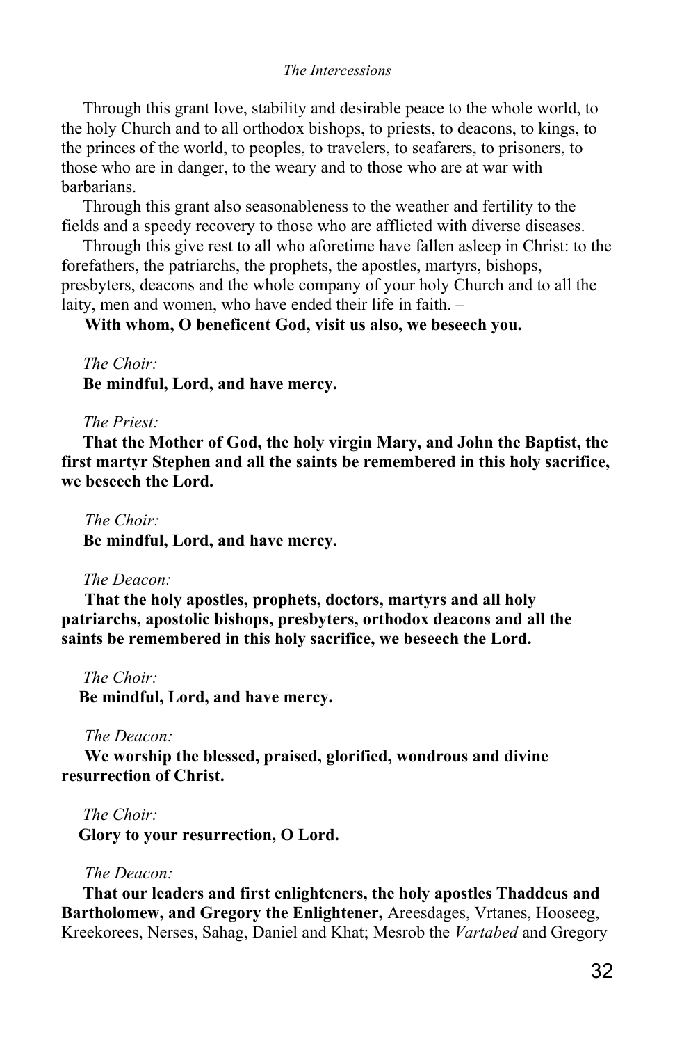Through this grant love, stability and desirable peace to the whole world, to the holy Church and to all orthodox bishops, to priests, to deacons, to kings, to the princes of the world, to peoples, to travelers, to seafarers, to prisoners, to those who are in danger, to the weary and to those who are at war with barbarians.

Through this grant also seasonableness to the weather and fertility to the fields and a speedy recovery to those who are afflicted with diverse diseases.

Through this give rest to all who aforetime have fallen asleep in Christ: to the forefathers, the patriarchs, the prophets, the apostles, martyrs, bishops, presbyters, deacons and the whole company of your holy Church and to all the laity, men and women, who have ended their life in faith. –

**With whom, O beneficent God, visit us also, we beseech you.**

*The Choir:*

**Be mindful, Lord, and have mercy.**

*The Priest:*

**That the Mother of God, the holy virgin Mary, and John the Baptist, the first martyr Stephen and all the saints be remembered in this holy sacrifice, we beseech the Lord.**

*The Choir:*

**Be mindful, Lord, and have mercy.**

*The Deacon:*

**That the holy apostles, prophets, doctors, martyrs and all holy patriarchs, apostolic bishops, presbyters, orthodox deacons and all the saints be remembered in this holy sacrifice, we beseech the Lord.**

*The Choir:*

**Be mindful, Lord, and have mercy.**

*The Deacon:*

**We worship the blessed, praised, glorified, wondrous and divine resurrection of Christ.**

*The Choir:*

**Glory to your resurrection, O Lord.**

*The Deacon:*

**That our leaders and first enlighteners, the holy apostles Thaddeus and Bartholomew, and Gregory the Enlightener,** Areesdages, Vrtanes, Hooseeg, Kreekorees, Nerses, Sahag, Daniel and Khat; Mesrob the *Vartabed* and Gregory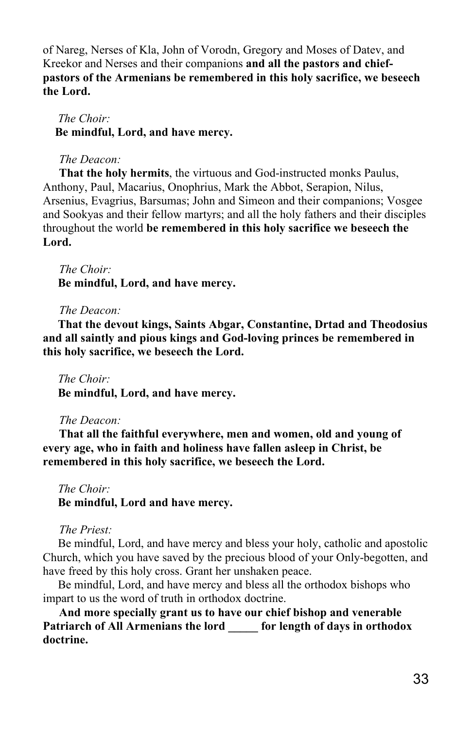of Nareg, Nerses of Kla, John of Vorodn, Gregory and Moses of Datev, and Kreekor and Nerses and their companions **and all the pastors and chief-pastors of the Armenians be remembered in this holy sacrifice, we beseech the Lord.**

*The Choir:*
**Be mindful, Lord, and have mercy.**

*The Deacon:*
**That the holy hermits**, the virtuous and God-instructed monks Paulus, Anthony, Paul, Macarius, Onophrius, Mark the Abbot, Serapion, Nilus, Arsenius, Evagrius, Barsumas; John and Simeon and their companions; Vosgee and Sookyas and their fellow martyrs; and all the holy fathers and their disciples throughout the world **be remembered in this holy sacrifice we beseech the Lord.**

*The Choir:*
**Be mindful, Lord, and have mercy.**

*The Deacon:*
**That the devout kings, Saints Abgar, Constantine, Drtad and Theodosius and all saintly and pious kings and God-loving princes be remembered in this holy sacrifice, we beseech the Lord.**

*The Choir:*
**Be mindful, Lord, and have mercy.**

*The Deacon:*
**That all the faithful everywhere, men and women, old and young of every age, who in faith and holiness have fallen asleep in Christ, be remembered in this holy sacrifice, we beseech the Lord.**

*The Choir:*
**Be mindful, Lord and have mercy.**

*The Priest:*
Be mindful, Lord, and have mercy and bless your holy, catholic and apostolic Church, which you have saved by the precious blood of your Only-begotten, and have freed by this holy cross. Grant her unshaken peace.

Be mindful, Lord, and have mercy and bless all the orthodox bishops who impart to us the word of truth in orthodox doctrine.

**And more specially grant us to have our chief bishop and venerable Patriarch of All Armenians the lord _____ for length of days in orthodox doctrine.**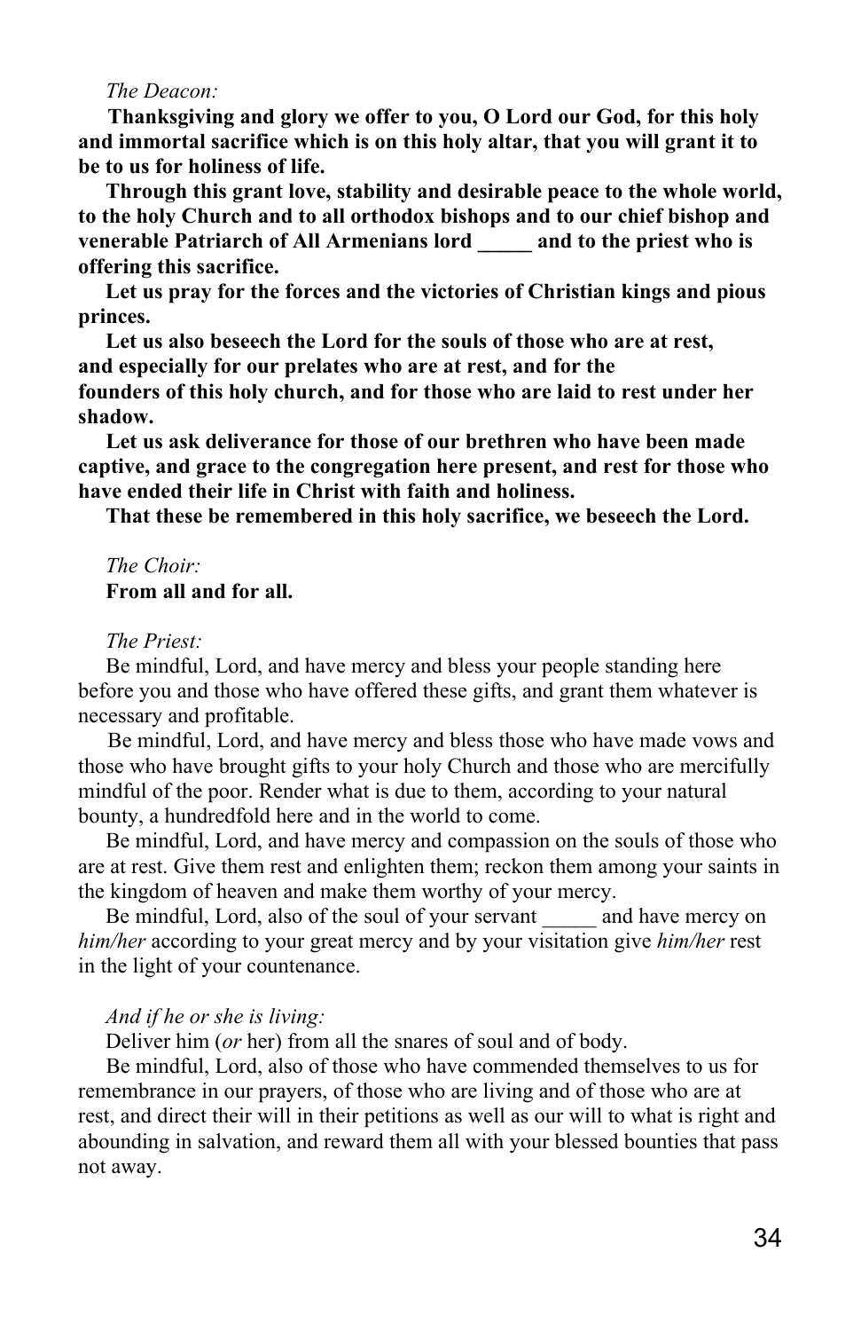*The Deacon:*

**Thanksgiving and glory we offer to you, O Lord our God, for this holy and immortal sacrifice which is on this holy altar, that you will grant it to be to us for holiness of life.**

**Through this grant love, stability and desirable peace to the whole world, to the holy Church and to all orthodox bishops and to our chief bishop and venerable Patriarch of All Armenians lord _____ and to the priest who is offering this sacrifice.**

**Let us pray for the forces and the victories of Christian kings and pious princes.**

**Let us also beseech the Lord for the souls of those who are at rest, and especially for our prelates who are at rest, and for the founders of this holy church, and for those who are laid to rest under her shadow.**

**Let us ask deliverance for those of our brethren who have been made captive, and grace to the congregation here present, and rest for those who have ended their life in Christ with faith and holiness.**

**That these be remembered in this holy sacrifice, we beseech the Lord.**

*The Choir:*

**From all and for all.**

*The Priest:*

Be mindful, Lord, and have mercy and bless your people standing here before you and those who have offered these gifts, and grant them whatever is necessary and profitable.

Be mindful, Lord, and have mercy and bless those who have made vows and those who have brought gifts to your holy Church and those who are mercifully mindful of the poor. Render what is due to them, according to your natural bounty, a hundredfold here and in the world to come.

Be mindful, Lord, and have mercy and compassion on the souls of those who are at rest. Give them rest and enlighten them; reckon them among your saints in the kingdom of heaven and make them worthy of your mercy.

Be mindful, Lord, also of the soul of your servant _____ and have mercy on *him/her* according to your great mercy and by your visitation give *him/her* rest in the light of your countenance.

*And if he or she is living:*

Deliver him (*or* her) from all the snares of soul and of body.

Be mindful, Lord, also of those who have commended themselves to us for remembrance in our prayers, of those who are living and of those who are at rest, and direct their will in their petitions as well as our will to what is right and abounding in salvation, and reward them all with your blessed bounties that pass not away.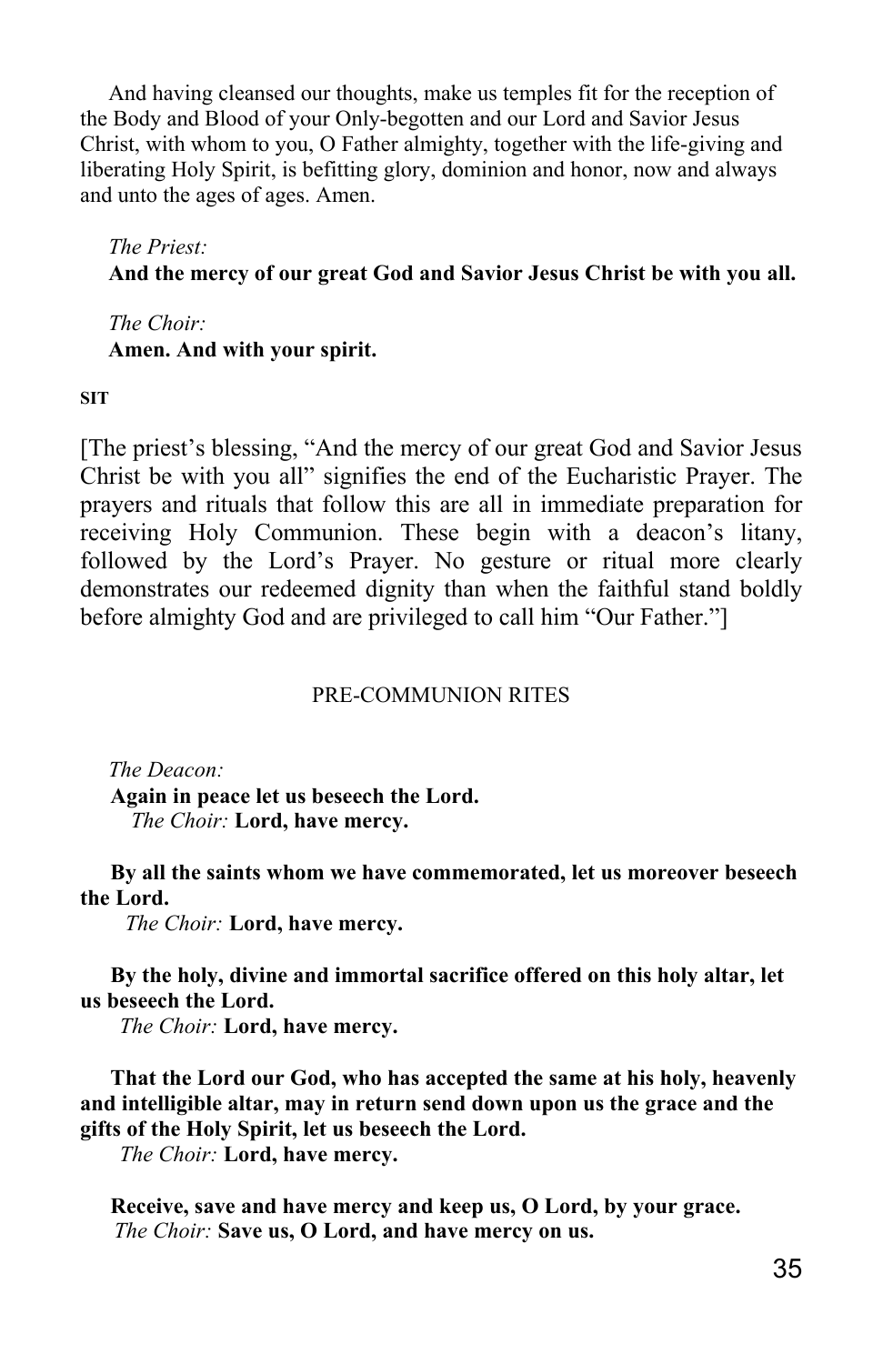And having cleansed our thoughts, make us temples fit for the reception of the Body and Blood of your Only-begotten and our Lord and Savior Jesus Christ, with whom to you, O Father almighty, together with the life-giving and liberating Holy Spirit, is befitting glory, dominion and honor, now and always and unto the ages of ages. Amen.

*The Priest:*
**And the mercy of our great God and Savior Jesus Christ be with you all.**

*The Choir:*
**Amen. And with your spirit.**

**SIT**

[The priest's blessing, "And the mercy of our great God and Savior Jesus Christ be with you all" signifies the end of the Eucharistic Prayer. The prayers and rituals that follow this are all in immediate preparation for receiving Holy Communion. These begin with a deacon's litany, followed by the Lord's Prayer. No gesture or ritual more clearly demonstrates our redeemed dignity than when the faithful stand boldly before almighty God and are privileged to call him "Our Father."]

## PRE-COMMUNION RITES

*The Deacon:*
**Again in peace let us beseech the Lord.**
*The Choir:* **Lord, have mercy.**

**By all the saints whom we have commemorated, let us moreover beseech the Lord.**
*The Choir:* **Lord, have mercy.**

**By the holy, divine and immortal sacrifice offered on this holy altar, let us beseech the Lord.**
*The Choir:* **Lord, have mercy.**

**That the Lord our God, who has accepted the same at his holy, heavenly and intelligible altar, may in return send down upon us the grace and the gifts of the Holy Spirit, let us beseech the Lord.**
*The Choir:* **Lord, have mercy.**

**Receive, save and have mercy and keep us, O Lord, by your grace.**
*The Choir:* **Save us, O Lord, and have mercy on us.**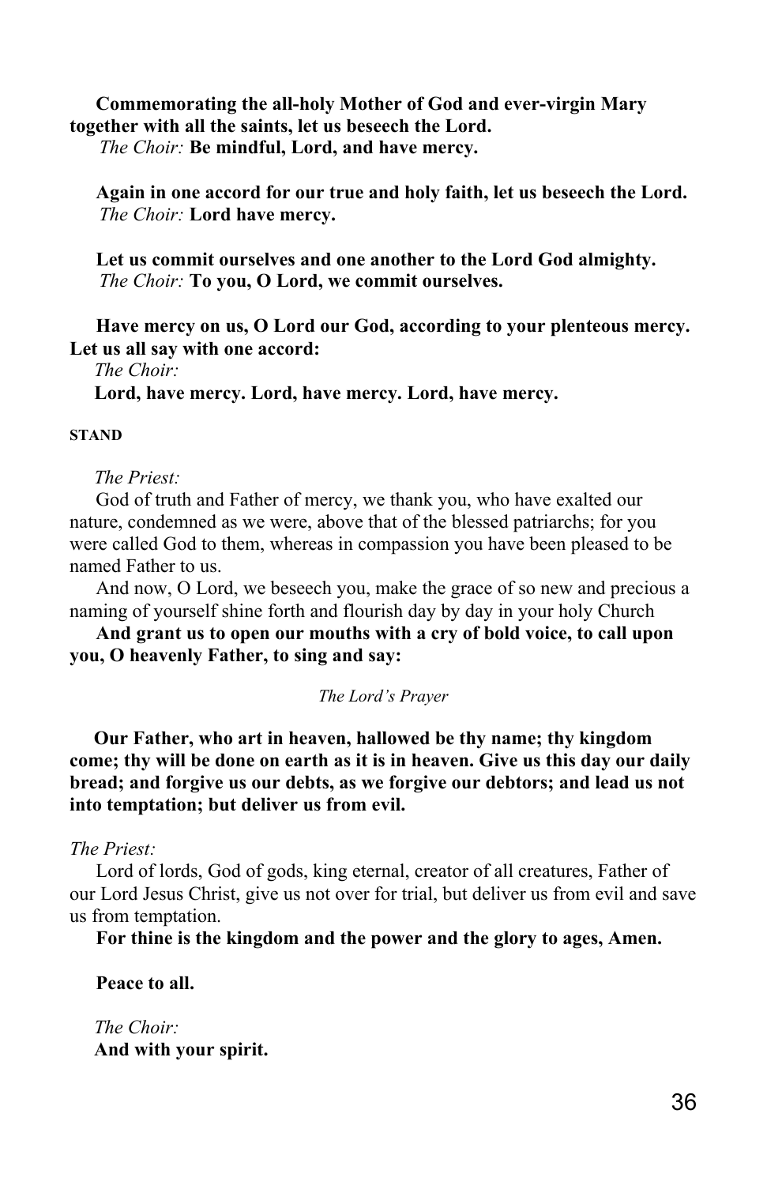**Commemorating the all-holy Mother of God and ever-virgin Mary together with all the saints, let us beseech the Lord.**

*The Choir:* **Be mindful, Lord, and have mercy.**

**Again in one accord for our true and holy faith, let us beseech the Lord.**

*The Choir:* **Lord have mercy.**

**Let us commit ourselves and one another to the Lord God almighty.**

*The Choir:* **To you, O Lord, we commit ourselves.**

**Have mercy on us, O Lord our God, according to your plenteous mercy. Let us all say with one accord:**

*The Choir:*

**Lord, have mercy. Lord, have mercy. Lord, have mercy.**

**STAND**

*The Priest:*

God of truth and Father of mercy, we thank you, who have exalted our nature, condemned as we were, above that of the blessed patriarchs; for you were called God to them, whereas in compassion you have been pleased to be named Father to us.

And now, O Lord, we beseech you, make the grace of so new and precious a naming of yourself shine forth and flourish day by day in your holy Church

**And grant us to open our mouths with a cry of bold voice, to call upon you, O heavenly Father, to sing and say:**

*The Lord's Prayer*

**Our Father, who art in heaven, hallowed be thy name; thy kingdom come; thy will be done on earth as it is in heaven. Give us this day our daily bread; and forgive us our debts, as we forgive our debtors; and lead us not into temptation; but deliver us from evil.**

*The Priest:*

Lord of lords, God of gods, king eternal, creator of all creatures, Father of our Lord Jesus Christ, give us not over for trial, but deliver us from evil and save us from temptation.

**For thine is the kingdom and the power and the glory to ages, Amen.**

**Peace to all.**

*The Choir:*

**And with your spirit.**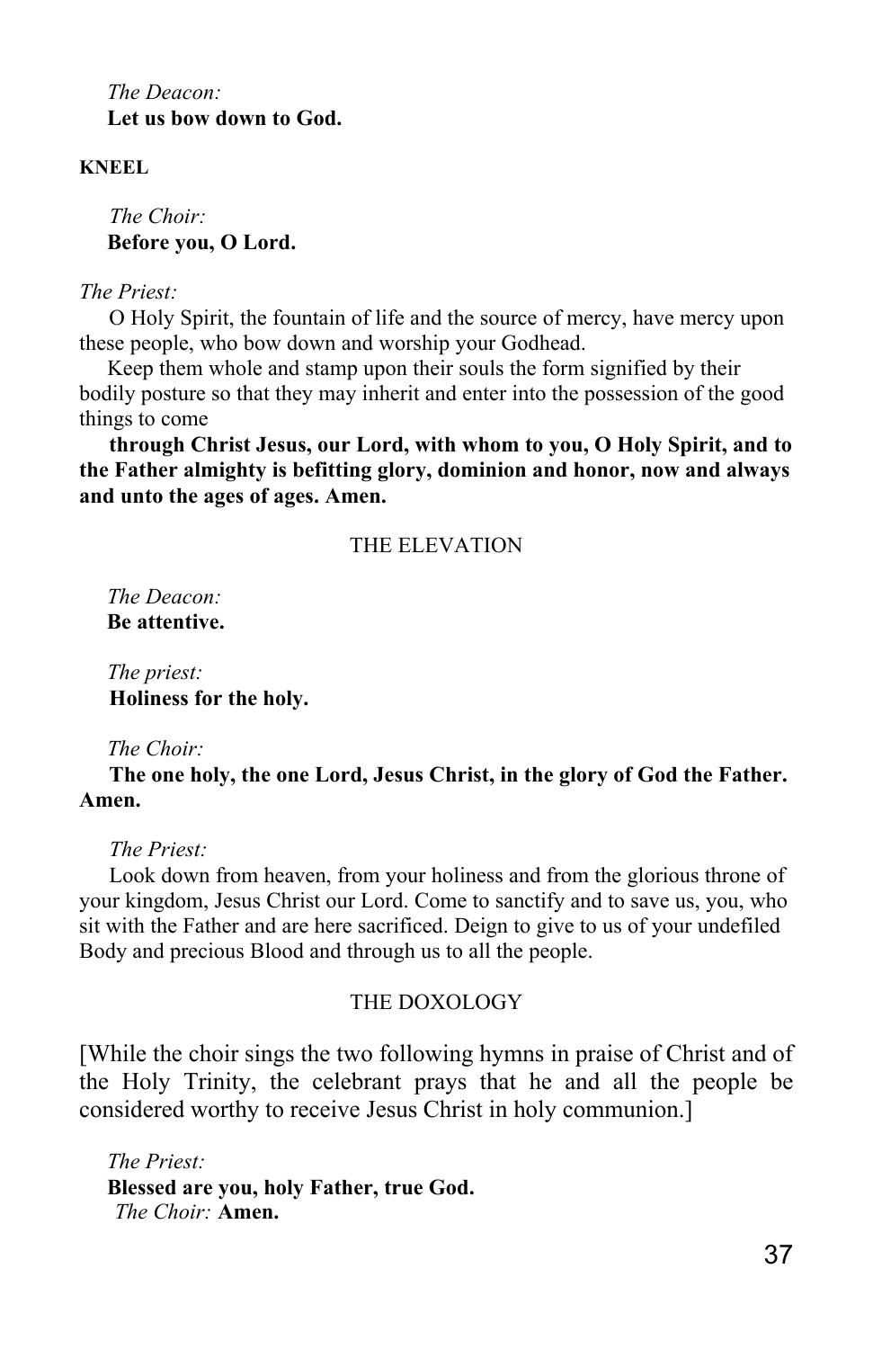*The Deacon:*
**Let us bow down to God.**

**KNEEL**

*The Choir:*
**Before you, O Lord.**

*The Priest:*

O Holy Spirit, the fountain of life and the source of mercy, have mercy upon these people, who bow down and worship your Godhead.

Keep them whole and stamp upon their souls the form signified by their bodily posture so that they may inherit and enter into the possession of the good things to come

**through Christ Jesus, our Lord, with whom to you, O Holy Spirit, and to the Father almighty is befitting glory, dominion and honor, now and always and unto the ages of ages. Amen.**

## THE ELEVATION

*The Deacon:*
**Be attentive.**

*The priest:*
**Holiness for the holy.**

*The Choir:*
**The one holy, the one Lord, Jesus Christ, in the glory of God the Father. Amen.**

*The Priest:*

Look down from heaven, from your holiness and from the glorious throne of your kingdom, Jesus Christ our Lord. Come to sanctify and to save us, you, who sit with the Father and are here sacrificed. Deign to give to us of your undefiled Body and precious Blood and through us to all the people.

## THE DOXOLOGY

[While the choir sings the two following hymns in praise of Christ and of the Holy Trinity, the celebrant prays that he and all the people be considered worthy to receive Jesus Christ in holy communion.]

*The Priest:*
**Blessed are you, holy Father, true God.**
*The Choir:* **Amen.**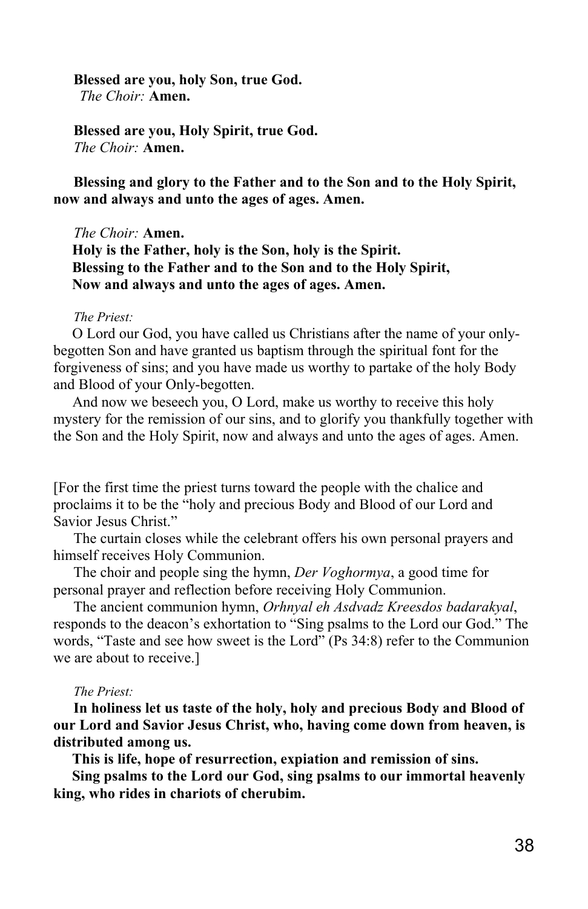**Blessed are you, holy Son, true God.**
*The Choir:* **Amen.**

**Blessed are you, Holy Spirit, true God.**
*The Choir:* **Amen.**

**Blessing and glory to the Father and to the Son and to the Holy Spirit, now and always and unto the ages of ages. Amen.**

*The Choir:* **Amen.**
**Holy is the Father, holy is the Son, holy is the Spirit.**
**Blessing to the Father and to the Son and to the Holy Spirit,**
**Now and always and unto the ages of ages. Amen.**

*The Priest:*
O Lord our God, you have called us Christians after the name of your only-begotten Son and have granted us baptism through the spiritual font for the forgiveness of sins; and you have made us worthy to partake of the holy Body and Blood of your Only-begotten.

And now we beseech you, O Lord, make us worthy to receive this holy mystery for the remission of our sins, and to glorify you thankfully together with the Son and the Holy Spirit, now and always and unto the ages of ages. Amen.

[For the first time the priest turns toward the people with the chalice and proclaims it to be the "holy and precious Body and Blood of our Lord and Savior Jesus Christ."

The curtain closes while the celebrant offers his own personal prayers and himself receives Holy Communion.

The choir and people sing the hymn, *Der Voghormya*, a good time for personal prayer and reflection before receiving Holy Communion.

The ancient communion hymn, *Orhnyal eh Asdvadz Kreesdos badarakyal*, responds to the deacon's exhortation to "Sing psalms to the Lord our God." The words, "Taste and see how sweet is the Lord" (Ps 34:8) refer to the Communion we are about to receive.]

*The Priest:*
**In holiness let us taste of the holy, holy and precious Body and Blood of our Lord and Savior Jesus Christ, who, having come down from heaven, is distributed among us.**

**This is life, hope of resurrection, expiation and remission of sins.**

**Sing psalms to the Lord our God, sing psalms to our immortal heavenly king, who rides in chariots of cherubim.**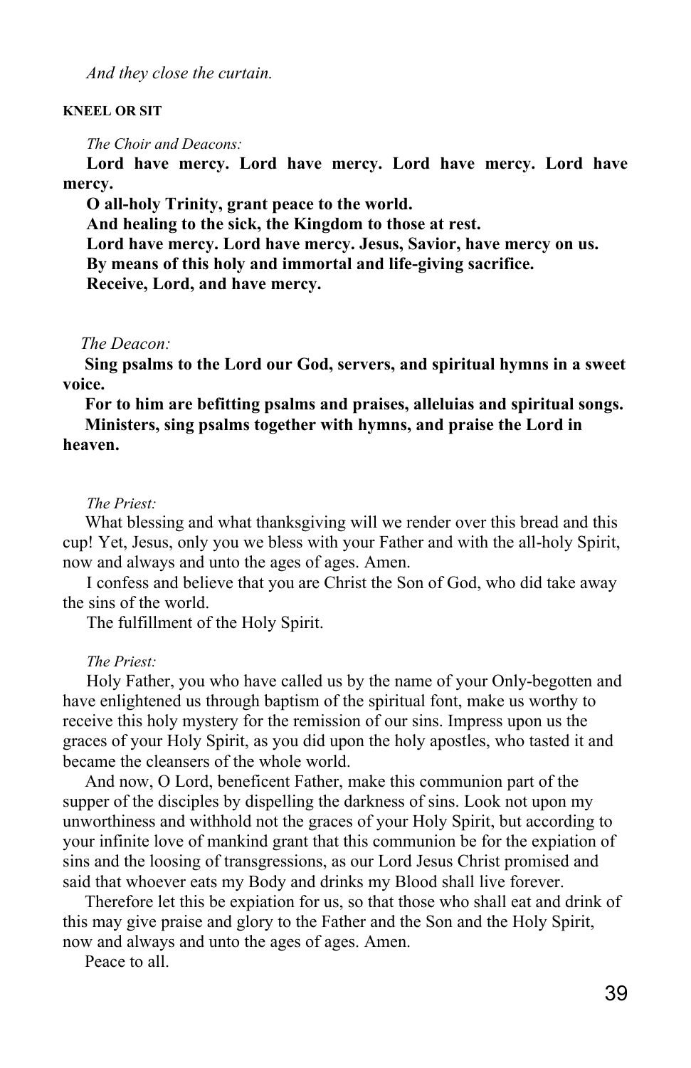*And they close the curtain.*

**KNEEL OR SIT**

*The Choir and Deacons:*

**Lord have mercy. Lord have mercy. Lord have mercy. Lord have mercy.**

**O all-holy Trinity, grant peace to the world.**

**And healing to the sick, the Kingdom to those at rest.**

**Lord have mercy. Lord have mercy. Jesus, Savior, have mercy on us.**

**By means of this holy and immortal and life-giving sacrifice.**

**Receive, Lord, and have mercy.**

*The Deacon:*

**Sing psalms to the Lord our God, servers, and spiritual hymns in a sweet voice.**

**For to him are befitting psalms and praises, alleluias and spiritual songs.**

**Ministers, sing psalms together with hymns, and praise the Lord in heaven.**

*The Priest:*

What blessing and what thanksgiving will we render over this bread and this cup! Yet, Jesus, only you we bless with your Father and with the all-holy Spirit, now and always and unto the ages of ages. Amen.

I confess and believe that you are Christ the Son of God, who did take away the sins of the world.

The fulfillment of the Holy Spirit.

*The Priest:*

Holy Father, you who have called us by the name of your Only-begotten and have enlightened us through baptism of the spiritual font, make us worthy to receive this holy mystery for the remission of our sins. Impress upon us the graces of your Holy Spirit, as you did upon the holy apostles, who tasted it and became the cleansers of the whole world.

And now, O Lord, beneficent Father, make this communion part of the supper of the disciples by dispelling the darkness of sins. Look not upon my unworthiness and withhold not the graces of your Holy Spirit, but according to your infinite love of mankind grant that this communion be for the expiation of sins and the loosing of transgressions, as our Lord Jesus Christ promised and said that whoever eats my Body and drinks my Blood shall live forever.

Therefore let this be expiation for us, so that those who shall eat and drink of this may give praise and glory to the Father and the Son and the Holy Spirit, now and always and unto the ages of ages. Amen.

Peace to all.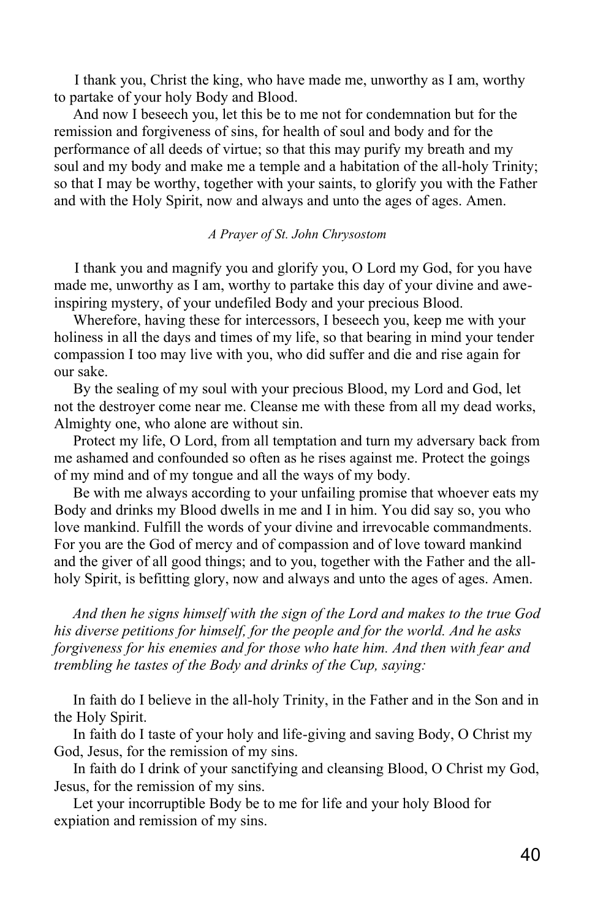I thank you, Christ the king, who have made me, unworthy as I am, worthy to partake of your holy Body and Blood.

And now I beseech you, let this be to me not for condemnation but for the remission and forgiveness of sins, for health of soul and body and for the performance of all deeds of virtue; so that this may purify my breath and my soul and my body and make me a temple and a habitation of the all-holy Trinity; so that I may be worthy, together with your saints, to glorify you with the Father and with the Holy Spirit, now and always and unto the ages of ages. Amen.

*A Prayer of St. John Chrysostom*

I thank you and magnify you and glorify you, O Lord my God, for you have made me, unworthy as I am, worthy to partake this day of your divine and awe-inspiring mystery, of your undefiled Body and your precious Blood.

Wherefore, having these for intercessors, I beseech you, keep me with your holiness in all the days and times of my life, so that bearing in mind your tender compassion I too may live with you, who did suffer and die and rise again for our sake.

By the sealing of my soul with your precious Blood, my Lord and God, let not the destroyer come near me. Cleanse me with these from all my dead works, Almighty one, who alone are without sin.

Protect my life, O Lord, from all temptation and turn my adversary back from me ashamed and confounded so often as he rises against me. Protect the goings of my mind and of my tongue and all the ways of my body.

Be with me always according to your unfailing promise that whoever eats my Body and drinks my Blood dwells in me and I in him. You did say so, you who love mankind. Fulfill the words of your divine and irrevocable commandments. For you are the God of mercy and of compassion and of love toward mankind and the giver of all good things; and to you, together with the Father and the all-holy Spirit, is befitting glory, now and always and unto the ages of ages. Amen.

*And then he signs himself with the sign of the Lord and makes to the true God his diverse petitions for himself, for the people and for the world. And he asks forgiveness for his enemies and for those who hate him. And then with fear and trembling he tastes of the Body and drinks of the Cup, saying:*

In faith do I believe in the all-holy Trinity, in the Father and in the Son and in the Holy Spirit.

In faith do I taste of your holy and life-giving and saving Body, O Christ my God, Jesus, for the remission of my sins.

In faith do I drink of your sanctifying and cleansing Blood, O Christ my God, Jesus, for the remission of my sins.

Let your incorruptible Body be to me for life and your holy Blood for expiation and remission of my sins.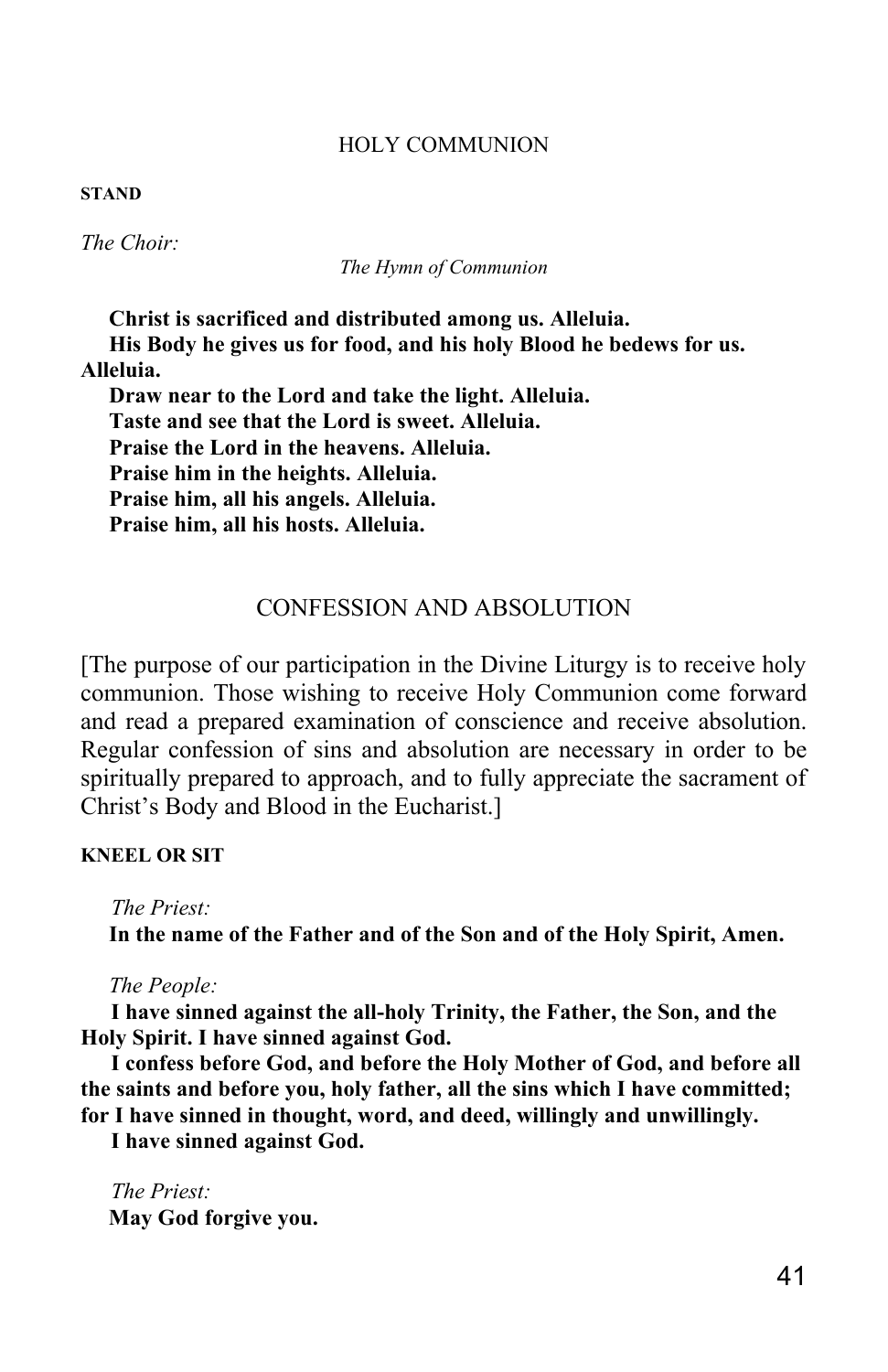## HOLY COMMUNION

**STAND**

*The Choir:*

*The Hymn of Communion*

**Christ is sacrificed and distributed among us. Alleluia.**
**His Body he gives us for food, and his holy Blood he bedews for us. Alleluia.**
**Draw near to the Lord and take the light. Alleluia.**
**Taste and see that the Lord is sweet. Alleluia.**
**Praise the Lord in the heavens. Alleluia.**
**Praise him in the heights. Alleluia.**
**Praise him, all his angels. Alleluia.**
**Praise him, all his hosts. Alleluia.**

## CONFESSION AND ABSOLUTION

[The purpose of our participation in the Divine Liturgy is to receive holy communion. Those wishing to receive Holy Communion come forward and read a prepared examination of conscience and receive absolution. Regular confession of sins and absolution are necessary in order to be spiritually prepared to approach, and to fully appreciate the sacrament of Christ's Body and Blood in the Eucharist.]

**KNEEL OR SIT**

*The Priest:*
**In the name of the Father and of the Son and of the Holy Spirit, Amen.**

*The People:*
**I have sinned against the all-holy Trinity, the Father, the Son, and the Holy Spirit. I have sinned against God.**
**I confess before God, and before the Holy Mother of God, and before all the saints and before you, holy father, all the sins which I have committed; for I have sinned in thought, word, and deed, willingly and unwillingly.**
**I have sinned against God.**

*The Priest:*
**May God forgive you.**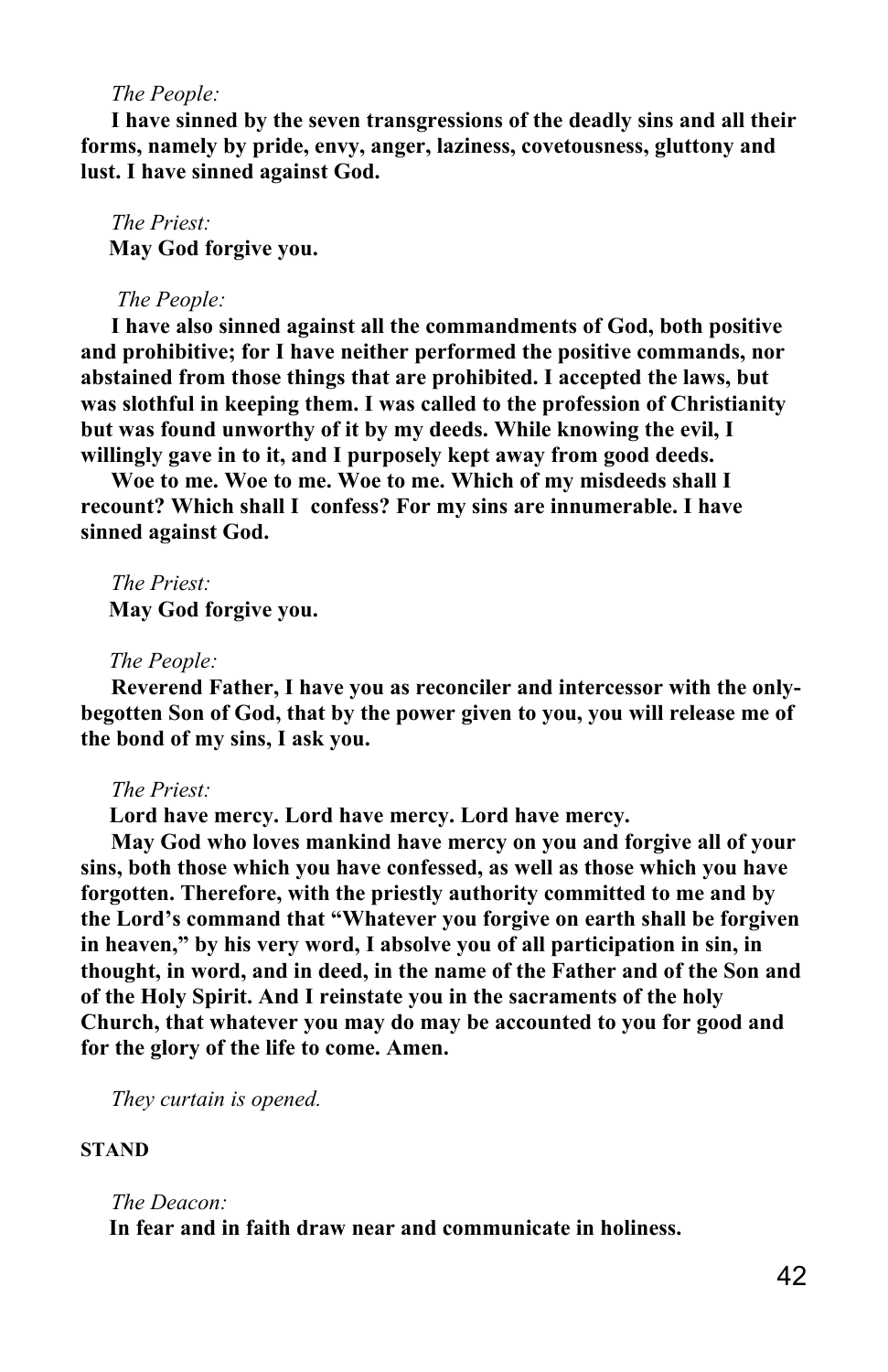*The People:*

**I have sinned by the seven transgressions of the deadly sins and all their forms, namely by pride, envy, anger, laziness, covetousness, gluttony and lust. I have sinned against God.**

*The Priest:*

**May God forgive you.**

*The People:*

**I have also sinned against all the commandments of God, both positive and prohibitive; for I have neither performed the positive commands, nor abstained from those things that are prohibited. I accepted the laws, but was slothful in keeping them. I was called to the profession of Christianity but was found unworthy of it by my deeds. While knowing the evil, I willingly gave in to it, and I purposely kept away from good deeds.**

**Woe to me. Woe to me. Woe to me. Which of my misdeeds shall I recount? Which shall I confess? For my sins are innumerable. I have sinned against God.**

*The Priest:*

**May God forgive you.**

*The People:*

**Reverend Father, I have you as reconciler and intercessor with the only-begotten Son of God, that by the power given to you, you will release me of the bond of my sins, I ask you.**

*The Priest:*

**Lord have mercy. Lord have mercy. Lord have mercy.**

**May God who loves mankind have mercy on you and forgive all of your sins, both those which you have confessed, as well as those which you have forgotten. Therefore, with the priestly authority committed to me and by the Lord's command that "Whatever you forgive on earth shall be forgiven in heaven," by his very word, I absolve you of all participation in sin, in thought, in word, and in deed, in the name of the Father and of the Son and of the Holy Spirit. And I reinstate you in the sacraments of the holy Church, that whatever you may do may be accounted to you for good and for the glory of the life to come. Amen.**

*They curtain is opened.*

**STAND**

*The Deacon:*

**In fear and in faith draw near and communicate in holiness.**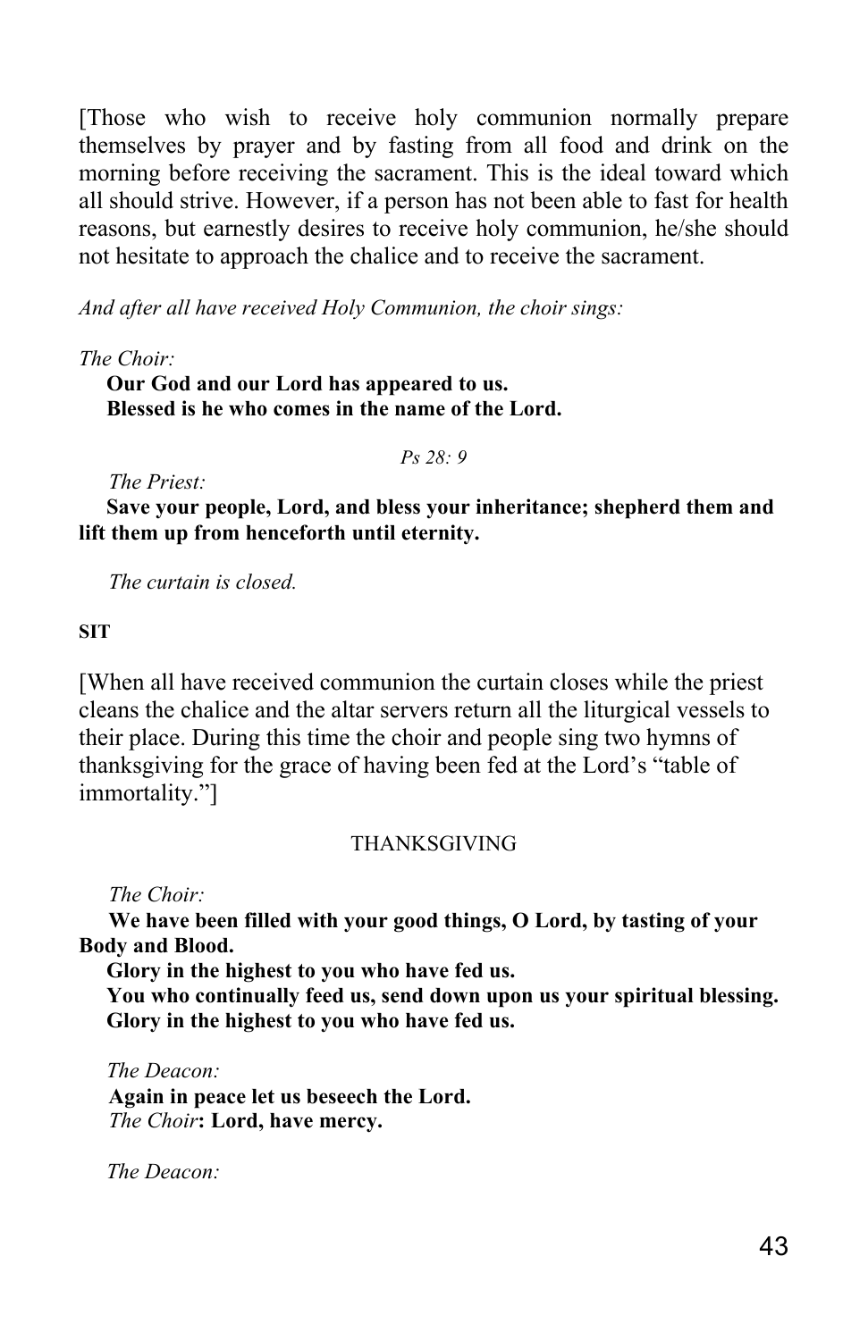[Those who wish to receive holy communion normally prepare themselves by prayer and by fasting from all food and drink on the morning before receiving the sacrament. This is the ideal toward which all should strive. However, if a person has not been able to fast for health reasons, but earnestly desires to receive holy communion, he/she should not hesitate to approach the chalice and to receive the sacrament.

*And after all have received Holy Communion, the choir sings:*

*The Choir:*

**Our God and our Lord has appeared to us.**
**Blessed is he who comes in the name of the Lord.**

*Ps 28: 9*

*The Priest:*

**Save your people, Lord, and bless your inheritance; shepherd them and lift them up from henceforth until eternity.**

*The curtain is closed.*

**SIT**

[When all have received communion the curtain closes while the priest cleans the chalice and the altar servers return all the liturgical vessels to their place. During this time the choir and people sing two hymns of thanksgiving for the grace of having been fed at the Lord's "table of immortality."]

## THANKSGIVING

*The Choir:*

**We have been filled with your good things, O Lord, by tasting of your Body and Blood.**
**Glory in the highest to you who have fed us.**
**You who continually feed us, send down upon us your spiritual blessing.**
**Glory in the highest to you who have fed us.**

*The Deacon:*

**Again in peace let us beseech the Lord.**

*The Choir*: **Lord, have mercy.**

*The Deacon:*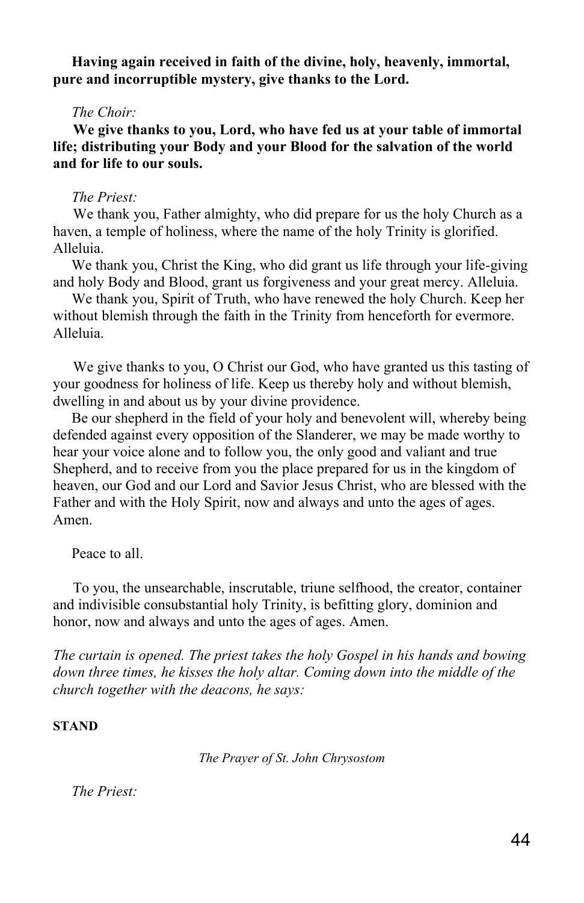**Having again received in faith of the divine, holy, heavenly, immortal, pure and incorruptible mystery, give thanks to the Lord.**

*The Choir:*

**We give thanks to you, Lord, who have fed us at your table of immortal life; distributing your Body and your Blood for the salvation of the world and for life to our souls.**

*The Priest:*

We thank you, Father almighty, who did prepare for us the holy Church as a haven, a temple of holiness, where the name of the holy Trinity is glorified. Alleluia.

We thank you, Christ the King, who did grant us life through your life-giving and holy Body and Blood, grant us forgiveness and your great mercy. Alleluia.

We thank you, Spirit of Truth, who have renewed the holy Church. Keep her without blemish through the faith in the Trinity from henceforth for evermore. Alleluia.

We give thanks to you, O Christ our God, who have granted us this tasting of your goodness for holiness of life. Keep us thereby holy and without blemish, dwelling in and about us by your divine providence.

Be our shepherd in the field of your holy and benevolent will, whereby being defended against every opposition of the Slanderer, we may be made worthy to hear your voice alone and to follow you, the only good and valiant and true Shepherd, and to receive from you the place prepared for us in the kingdom of heaven, our God and our Lord and Savior Jesus Christ, who are blessed with the Father and with the Holy Spirit, now and always and unto the ages of ages. Amen.

Peace to all.

To you, the unsearchable, inscrutable, triune selfhood, the creator, container and indivisible consubstantial holy Trinity, is befitting glory, dominion and honor, now and always and unto the ages of ages. Amen.

*The curtain is opened. The priest takes the holy Gospel in his hands and bowing down three times, he kisses the holy altar. Coming down into the middle of the church together with the deacons, he says:*

**STAND**

*The Prayer of St. John Chrysostom*

*The Priest:*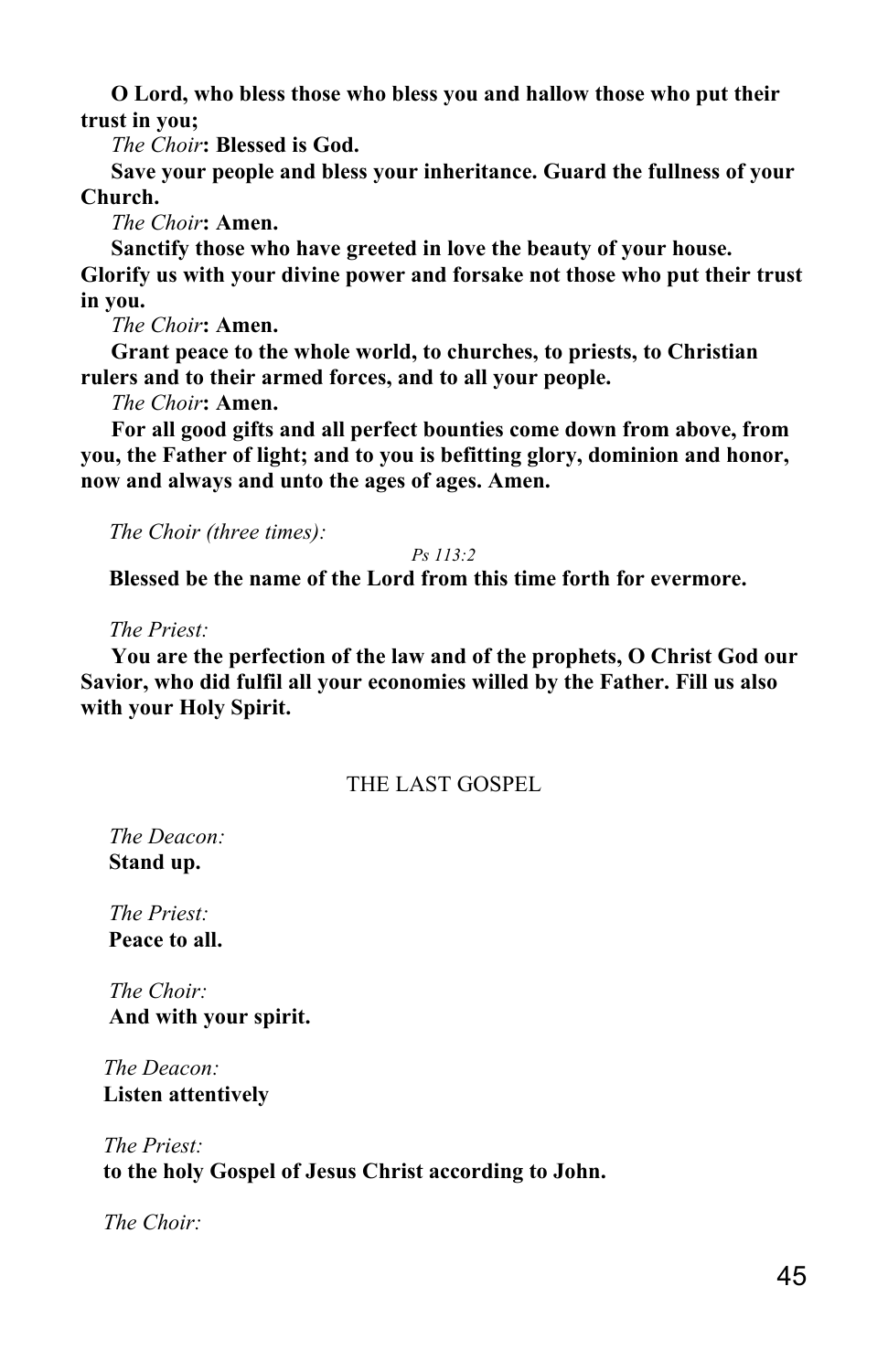**O Lord, who bless those who bless you and hallow those who put their trust in you;**

*The Choir*: **Blessed is God.**

**Save your people and bless your inheritance. Guard the fullness of your Church.**

*The Choir*: **Amen.**

**Sanctify those who have greeted in love the beauty of your house. Glorify us with your divine power and forsake not those who put their trust in you.**

*The Choir*: **Amen.**

**Grant peace to the whole world, to churches, to priests, to Christian rulers and to their armed forces, and to all your people.**

*The Choir*: **Amen.**

**For all good gifts and all perfect bounties come down from above, from you, the Father of light; and to you is befitting glory, dominion and honor, now and always and unto the ages of ages. Amen.**

*The Choir (three times):*

*Ps 113:2*

**Blessed be the name of the Lord from this time forth for evermore.**

*The Priest:*

**You are the perfection of the law and of the prophets, O Christ God our Savior, who did fulfil all your economies willed by the Father. Fill us also with your Holy Spirit.**

## THE LAST GOSPEL

*The Deacon:*
**Stand up.**

*The Priest:*
**Peace to all.**

*The Choir:*
**And with your spirit.**

*The Deacon:*
**Listen attentively**

*The Priest:*
**to the holy Gospel of Jesus Christ according to John.**

*The Choir:*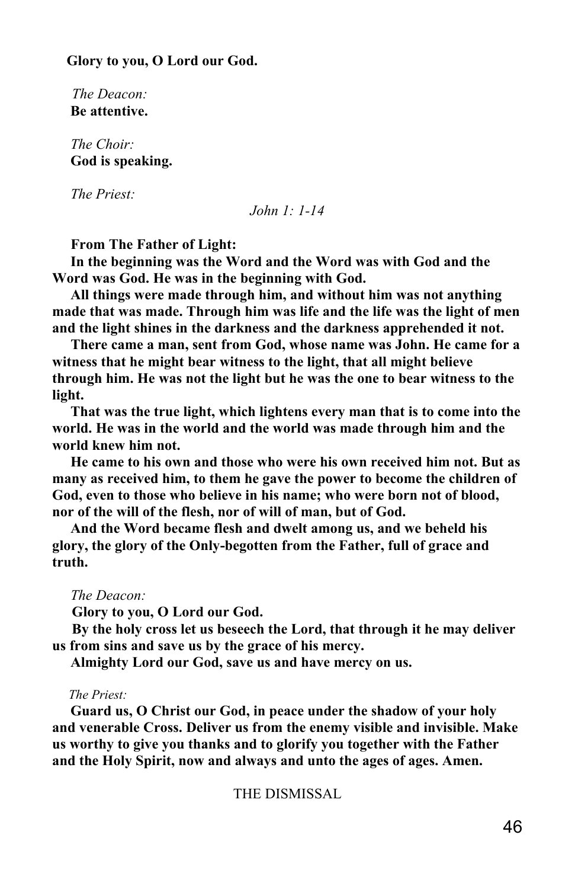**Glory to you, O Lord our God.**

*The Deacon:*
**Be attentive.**

*The Choir:*
**God is speaking.**

*The Priest:*

*John 1: 1-14*

**From The Father of Light:**

**In the beginning was the Word and the Word was with God and the Word was God. He was in the beginning with God.**

**All things were made through him, and without him was not anything made that was made. Through him was life and the life was the light of men and the light shines in the darkness and the darkness apprehended it not.**

**There came a man, sent from God, whose name was John. He came for a witness that he might bear witness to the light, that all might believe through him. He was not the light but he was the one to bear witness to the light.**

**That was the true light, which lightens every man that is to come into the world. He was in the world and the world was made through him and the world knew him not.**

**He came to his own and those who were his own received him not. But as many as received him, to them he gave the power to become the children of God, even to those who believe in his name; who were born not of blood, nor of the will of the flesh, nor of will of man, but of God.**

**And the Word became flesh and dwelt among us, and we beheld his glory, the glory of the Only-begotten from the Father, full of grace and truth.**

*The Deacon:*

**Glory to you, O Lord our God.**

**By the holy cross let us beseech the Lord, that through it he may deliver us from sins and save us by the grace of his mercy.**

**Almighty Lord our God, save us and have mercy on us.**

*The Priest:*

**Guard us, O Christ our God, in peace under the shadow of your holy and venerable Cross. Deliver us from the enemy visible and invisible. Make us worthy to give you thanks and to glorify you together with the Father and the Holy Spirit, now and always and unto the ages of ages. Amen.**

THE DISMISSAL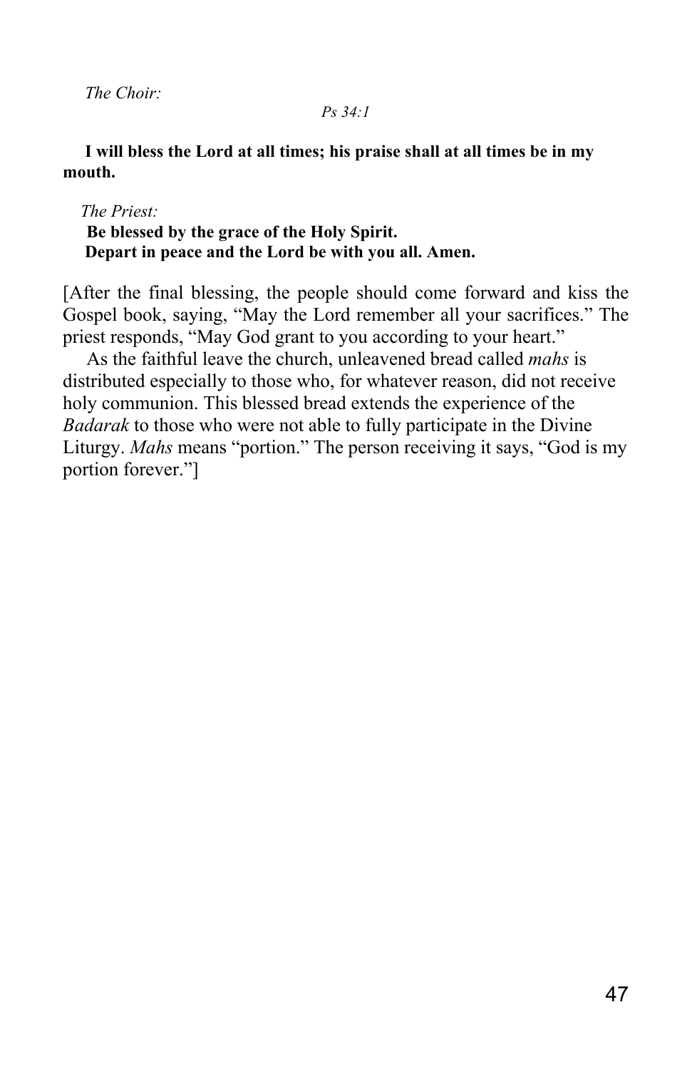*The Choir:*

*Ps 34:1*

**I will bless the Lord at all times; his praise shall at all times be in my mouth.**

*The Priest:*

**Be blessed by the grace of the Holy Spirit.**
**Depart in peace and the Lord be with you all. Amen.**

[After the final blessing, the people should come forward and kiss the Gospel book, saying, "May the Lord remember all your sacrifices." The priest responds, "May God grant to you according to your heart."

As the faithful leave the church, unleavened bread called *mahs* is distributed especially to those who, for whatever reason, did not receive holy communion. This blessed bread extends the experience of the *Badarak* to those who were not able to fully participate in the Divine Liturgy. *Mahs* means "portion." The person receiving it says, "God is my portion forever."]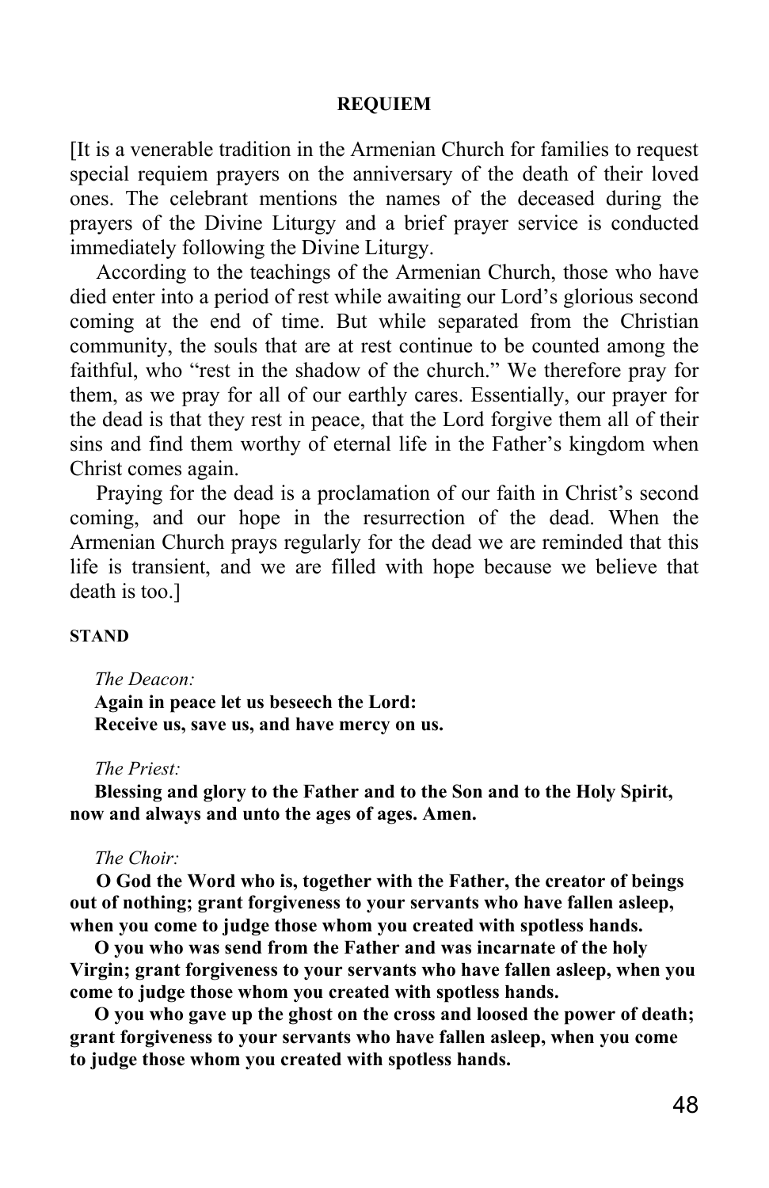## REQUIEM

[It is a venerable tradition in the Armenian Church for families to request special requiem prayers on the anniversary of the death of their loved ones. The celebrant mentions the names of the deceased during the prayers of the Divine Liturgy and a brief prayer service is conducted immediately following the Divine Liturgy.

According to the teachings of the Armenian Church, those who have died enter into a period of rest while awaiting our Lord's glorious second coming at the end of time. But while separated from the Christian community, the souls that are at rest continue to be counted among the faithful, who "rest in the shadow of the church." We therefore pray for them, as we pray for all of our earthly cares. Essentially, our prayer for the dead is that they rest in peace, that the Lord forgive them all of their sins and find them worthy of eternal life in the Father's kingdom when Christ comes again.

Praying for the dead is a proclamation of our faith in Christ's second coming, and our hope in the resurrection of the dead. When the Armenian Church prays regularly for the dead we are reminded that this life is transient, and we are filled with hope because we believe that death is too.]

**STAND**

*The Deacon:*

**Again in peace let us beseech the Lord:**
**Receive us, save us, and have mercy on us.**

*The Priest:*

**Blessing and glory to the Father and to the Son and to the Holy Spirit, now and always and unto the ages of ages. Amen.**

*The Choir:*

**O God the Word who is, together with the Father, the creator of beings out of nothing; grant forgiveness to your servants who have fallen asleep, when you come to judge those whom you created with spotless hands.**

**O you who was send from the Father and was incarnate of the holy Virgin; grant forgiveness to your servants who have fallen asleep, when you come to judge those whom you created with spotless hands.**

**O you who gave up the ghost on the cross and loosed the power of death; grant forgiveness to your servants who have fallen asleep, when you come to judge those whom you created with spotless hands.**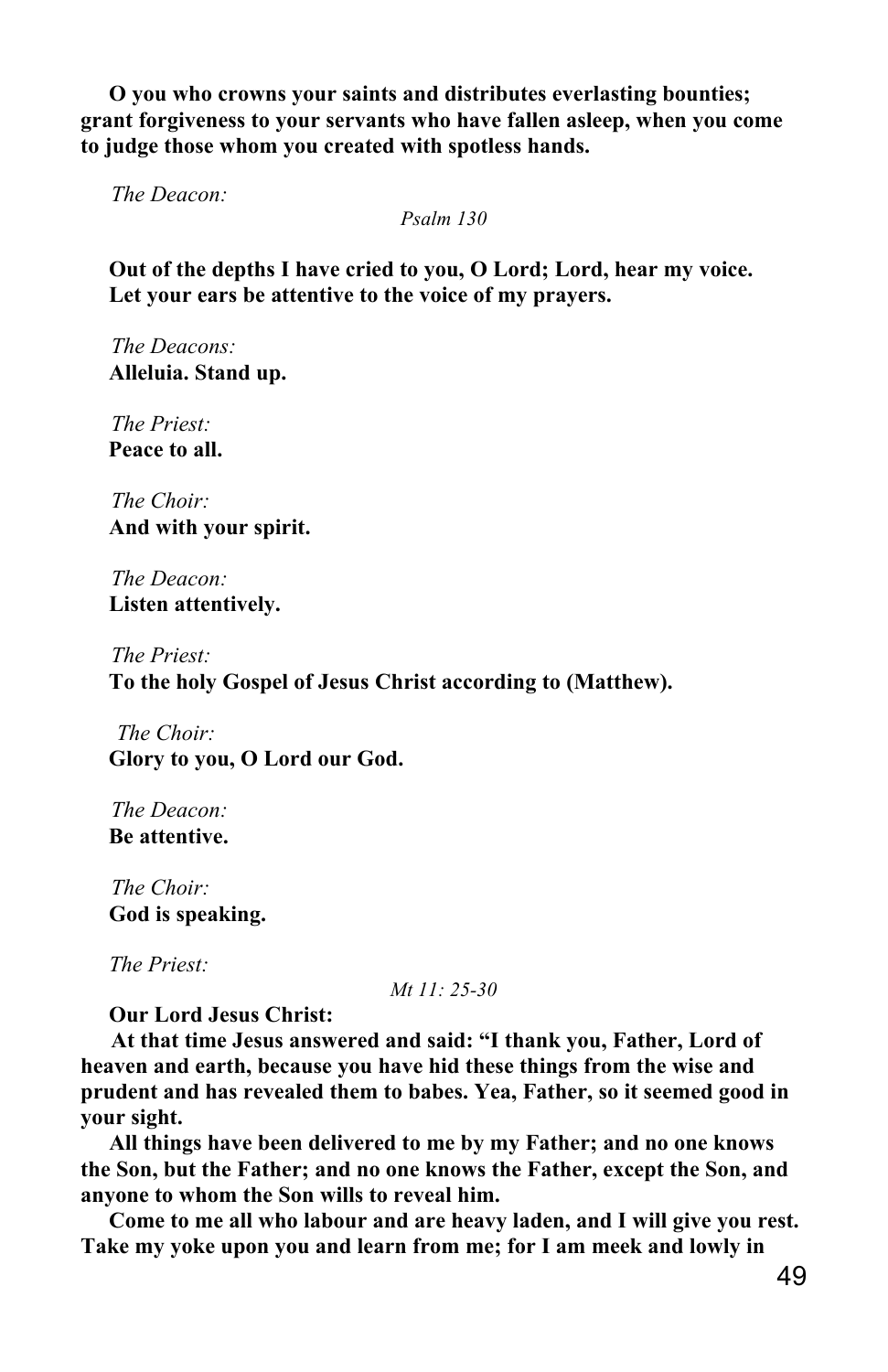**O you who crowns your saints and distributes everlasting bounties; grant forgiveness to your servants who have fallen asleep, when you come to judge those whom you created with spotless hands.**

*The Deacon:*

*Psalm 130*

**Out of the depths I have cried to you, O Lord; Lord, hear my voice. Let your ears be attentive to the voice of my prayers.**

*The Deacons:*
**Alleluia. Stand up.**

*The Priest:*
**Peace to all.**

*The Choir:*
**And with your spirit.**

*The Deacon:*
**Listen attentively.**

*The Priest:*
**To the holy Gospel of Jesus Christ according to (Matthew).**

*The Choir:*
**Glory to you, O Lord our God.**

*The Deacon:*
**Be attentive.**

*The Choir:*
**God is speaking.**

*The Priest:*

*Mt 11: 25-30*

**Our Lord Jesus Christ:**

**At that time Jesus answered and said: "I thank you, Father, Lord of heaven and earth, because you have hid these things from the wise and prudent and has revealed them to babes. Yea, Father, so it seemed good in your sight.**

**All things have been delivered to me by my Father; and no one knows the Son, but the Father; and no one knows the Father, except the Son, and anyone to whom the Son wills to reveal him.**

**Come to me all who labour and are heavy laden, and I will give you rest. Take my yoke upon you and learn from me; for I am meek and lowly in**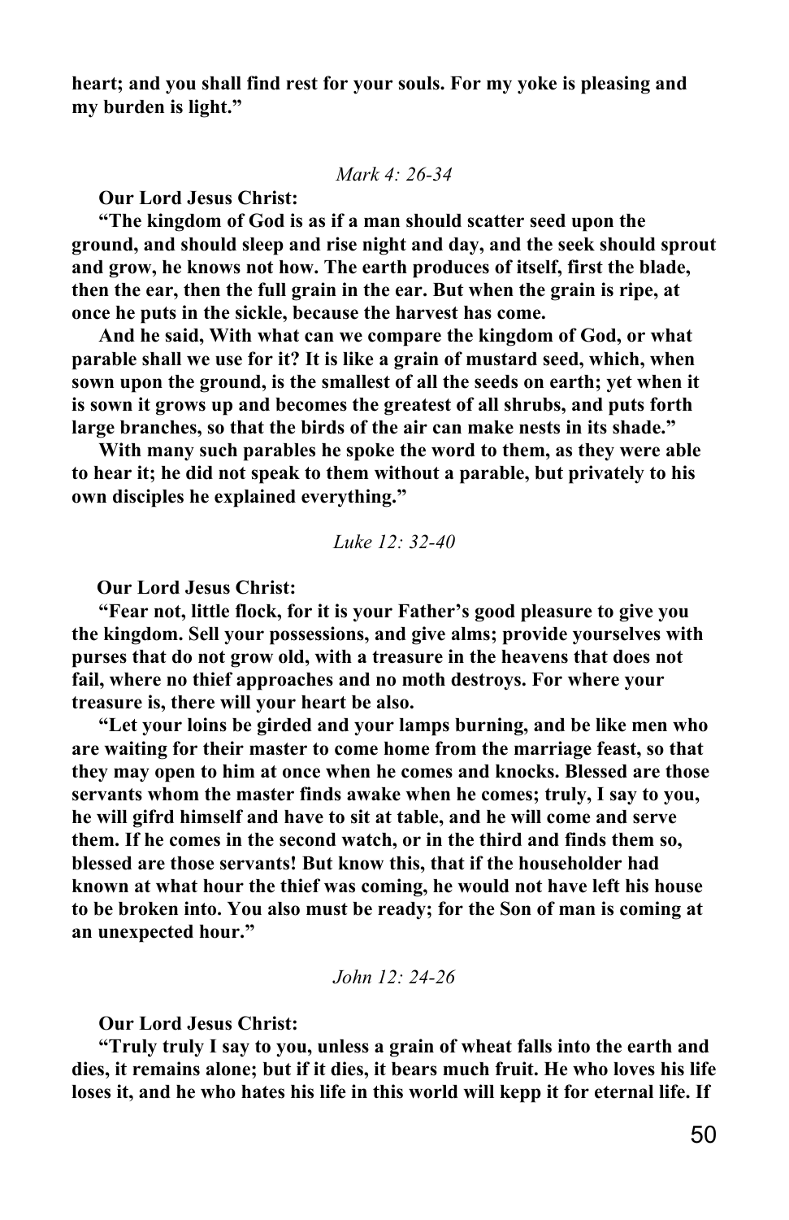**heart; and you shall find rest for your souls. For my yoke is pleasing and my burden is light."**

*Mark 4: 26-34*

**Our Lord Jesus Christ:**

**"The kingdom of God is as if a man should scatter seed upon the ground, and should sleep and rise night and day, and the seek should sprout and grow, he knows not how. The earth produces of itself, first the blade, then the ear, then the full grain in the ear. But when the grain is ripe, at once he puts in the sickle, because the harvest has come.**

**And he said, With what can we compare the kingdom of God, or what parable shall we use for it? It is like a grain of mustard seed, which, when sown upon the ground, is the smallest of all the seeds on earth; yet when it is sown it grows up and becomes the greatest of all shrubs, and puts forth large branches, so that the birds of the air can make nests in its shade."**

**With many such parables he spoke the word to them, as they were able to hear it; he did not speak to them without a parable, but privately to his own disciples he explained everything."**

*Luke 12: 32-40*

**Our Lord Jesus Christ:**

**"Fear not, little flock, for it is your Father's good pleasure to give you the kingdom. Sell your possessions, and give alms; provide yourselves with purses that do not grow old, with a treasure in the heavens that does not fail, where no thief approaches and no moth destroys. For where your treasure is, there will your heart be also.**

**"Let your loins be girded and your lamps burning, and be like men who are waiting for their master to come home from the marriage feast, so that they may open to him at once when he comes and knocks. Blessed are those servants whom the master finds awake when he comes; truly, I say to you, he will gifrd himself and have to sit at table, and he will come and serve them. If he comes in the second watch, or in the third and finds them so, blessed are those servants! But know this, that if the householder had known at what hour the thief was coming, he would not have left his house to be broken into. You also must be ready; for the Son of man is coming at an unexpected hour."**

*John 12: 24-26*

**Our Lord Jesus Christ:**

**"Truly truly I say to you, unless a grain of wheat falls into the earth and dies, it remains alone; but if it dies, it bears much fruit. He who loves his life loses it, and he who hates his life in this world will kepp it for eternal life. If**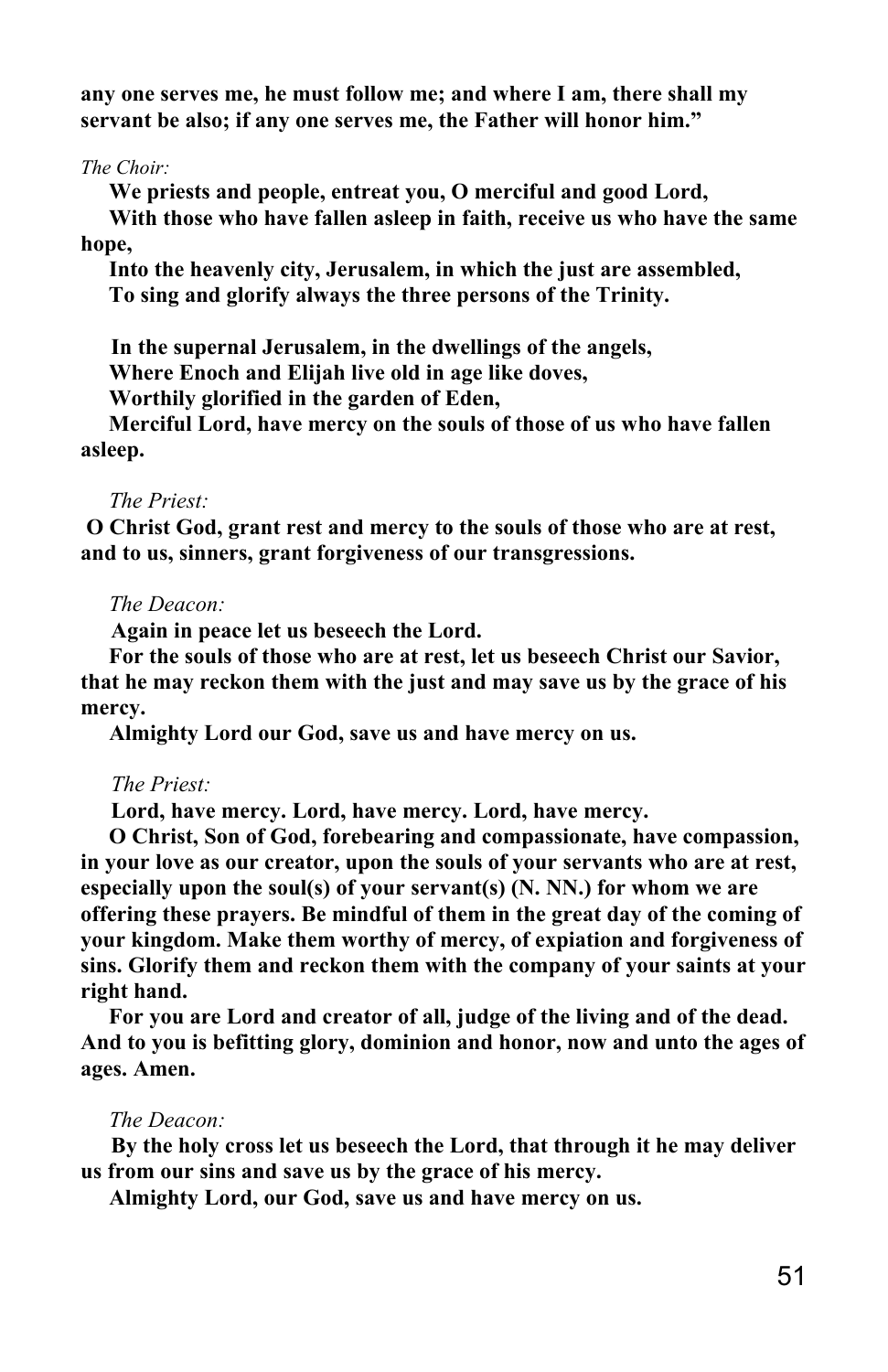**any one serves me, he must follow me; and where I am, there shall my servant be also; if any one serves me, the Father will honor him."**

*The Choir:*

**We priests and people, entreat you, O merciful and good Lord,**
**With those who have fallen asleep in faith, receive us who have the same hope,**
**Into the heavenly city, Jerusalem, in which the just are assembled,**
**To sing and glorify always the three persons of the Trinity.**

**In the supernal Jerusalem, in the dwellings of the angels,**
**Where Enoch and Elijah live old in age like doves,**
**Worthily glorified in the garden of Eden,**
**Merciful Lord, have mercy on the souls of those of us who have fallen asleep.**

*The Priest:*

**O Christ God, grant rest and mercy to the souls of those who are at rest, and to us, sinners, grant forgiveness of our transgressions.**

*The Deacon:*

**Again in peace let us beseech the Lord.**

**For the souls of those who are at rest, let us beseech Christ our Savior, that he may reckon them with the just and may save us by the grace of his mercy.**

**Almighty Lord our God, save us and have mercy on us.**

*The Priest:*

**Lord, have mercy. Lord, have mercy. Lord, have mercy.**

**O Christ, Son of God, forebearing and compassionate, have compassion, in your love as our creator, upon the souls of your servants who are at rest, especially upon the soul(s) of your servant(s) (N. NN.) for whom we are offering these prayers. Be mindful of them in the great day of the coming of your kingdom. Make them worthy of mercy, of expiation and forgiveness of sins. Glorify them and reckon them with the company of your saints at your right hand.**

**For you are Lord and creator of all, judge of the living and of the dead. And to you is befitting glory, dominion and honor, now and unto the ages of ages. Amen.**

*The Deacon:*

**By the holy cross let us beseech the Lord, that through it he may deliver us from our sins and save us by the grace of his mercy.**

**Almighty Lord, our God, save us and have mercy on us.**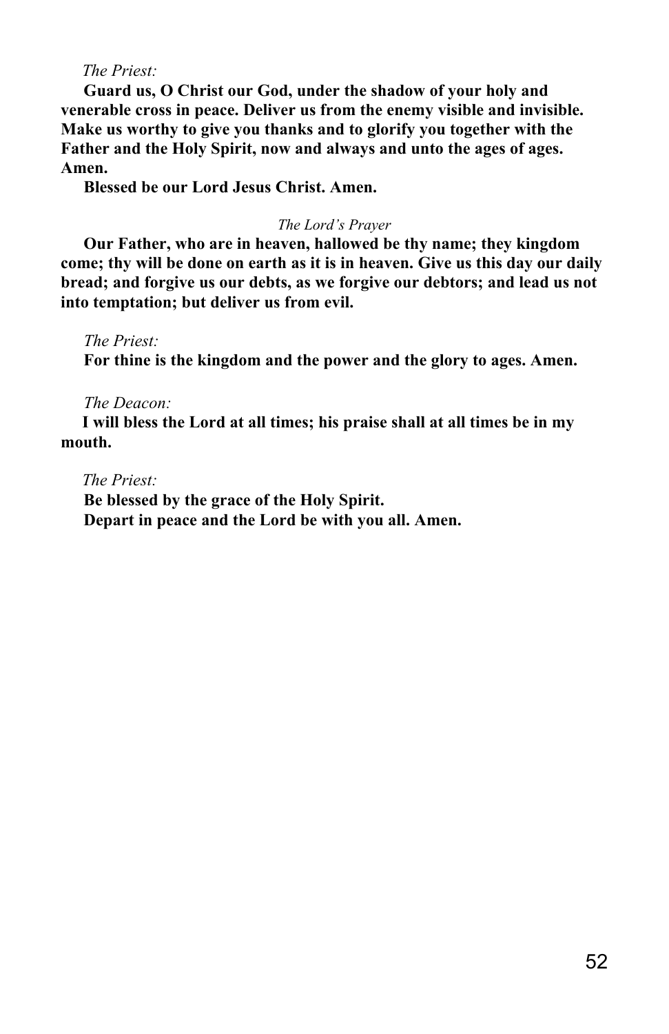*The Priest:*

**Guard us, O Christ our God, under the shadow of your holy and venerable cross in peace. Deliver us from the enemy visible and invisible. Make us worthy to give you thanks and to glorify you together with the Father and the Holy Spirit, now and always and unto the ages of ages. Amen.**

**Blessed be our Lord Jesus Christ. Amen.**

*The Lord's Prayer*

**Our Father, who are in heaven, hallowed be thy name; they kingdom come; thy will be done on earth as it is in heaven. Give us this day our daily bread; and forgive us our debts, as we forgive our debtors; and lead us not into temptation; but deliver us from evil.**

*The Priest:*

**For thine is the kingdom and the power and the glory to ages. Amen.**

*The Deacon:*

**I will bless the Lord at all times; his praise shall at all times be in my mouth.**

*The Priest:*

**Be blessed by the grace of the Holy Spirit.**

**Depart in peace and the Lord be with you all. Amen.**